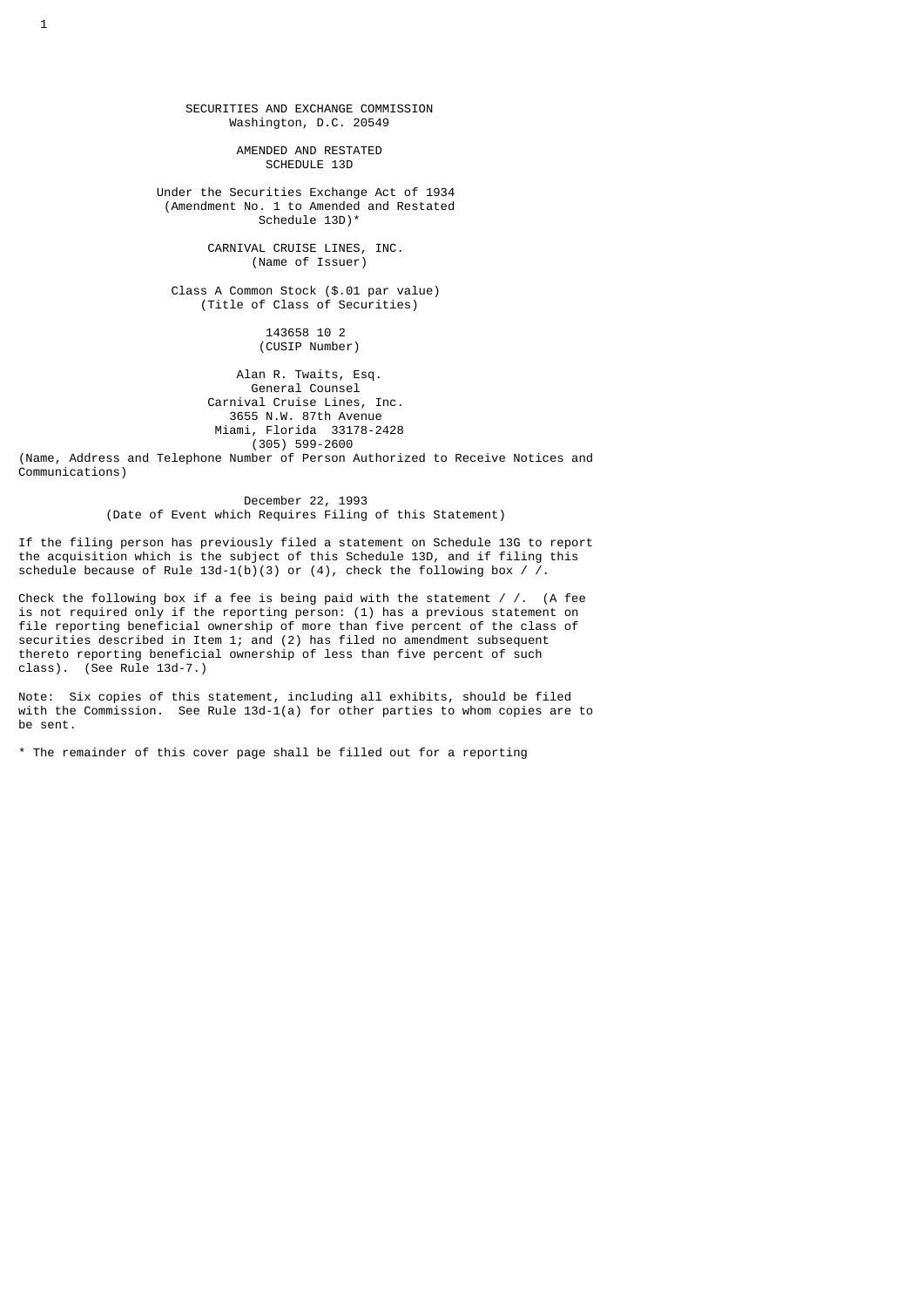SECURITIES AND EXCHANGE COMMISSION
Washington, D.C. 20549

AMENDED AND RESTATED
SCHEDULE 13D

Under the Securities Exchange Act of 1934
(Amendment No. 1 to Amended and Restated
Schedule 13D)*

CARNIVAL CRUISE LINES, INC.
(Name of Issuer)

Class A Common Stock ($.01 par value)
(Title of Class of Securities)

143658 10 2
(CUSIP Number)

Alan R. Twaits, Esq.
General Counsel
Carnival Cruise Lines, Inc.
3655 N.W. 87th Avenue
Miami, Florida 33178-2428
(305) 599-2600
(Name, Address and Telephone Number of Person Authorized to Receive Notices and Communications)

December 22, 1993
(Date of Event which Requires Filing of this Statement)

If the filing person has previously filed a statement on Schedule 13G to report the acquisition which is the subject of this Schedule 13D, and if filing this schedule because of Rule 13d-1(b)(3) or (4), check the following box / /.

Check the following box if a fee is being paid with the statement / /. (A fee is not required only if the reporting person: (1) has a previous statement on file reporting beneficial ownership of more than five percent of the class of securities described in Item 1; and (2) has filed no amendment subsequent thereto reporting beneficial ownership of less than five percent of such class). (See Rule 13d-7.)

Note: Six copies of this statement, including all exhibits, should be filed with the Commission. See Rule 13d-1(a) for other parties to whom copies are to be sent.

* The remainder of this cover page shall be filled out for a reporting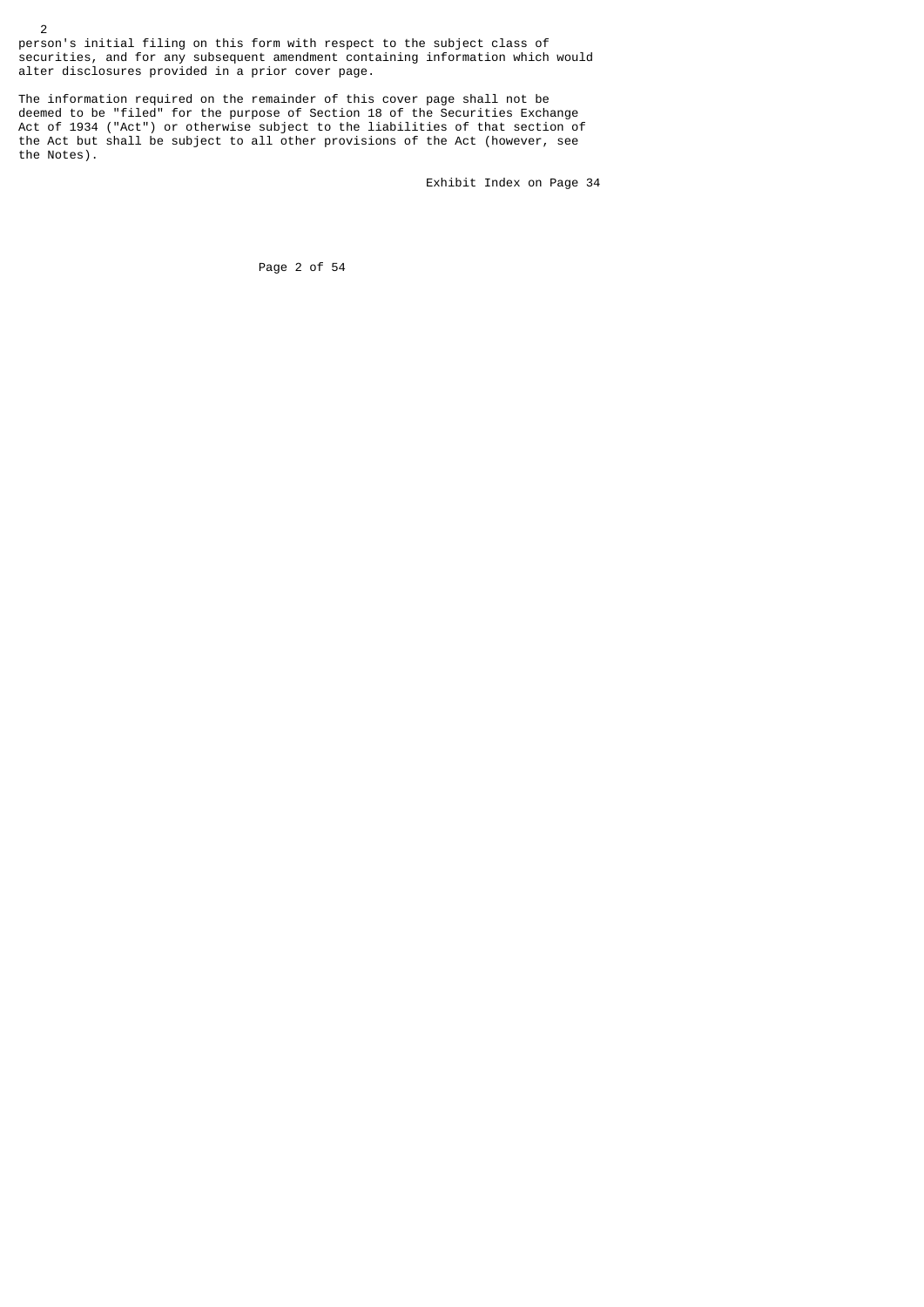person's initial filing on this form with respect to the subject class of securities, and for any subsequent amendment containing information which would alter disclosures provided in a prior cover page.

The information required on the remainder of this cover page shall not be deemed to be "filed" for the purpose of Section 18 of the Securities Exchange Act of 1934 ("Act") or otherwise subject to the liabilities of that section of the Act but shall be subject to all other provisions of the Act (however, see the Notes).

Exhibit Index on Page 34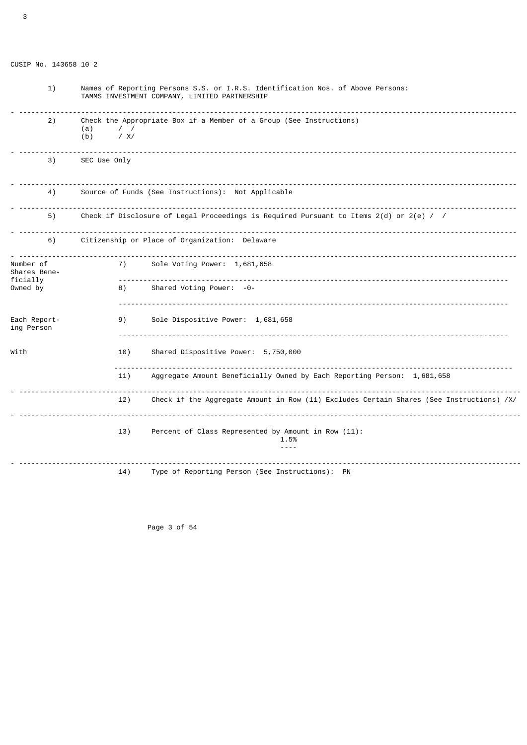CUSIP No. 143658 10 2

| | |
|---|---|
| 1) | Names of Reporting Persons S.S. or I.R.S. Identification Nos. of Above Persons: TAMMS INVESTMENT COMPANY, LIMITED PARTNERSHIP |
| 2) | Check the Appropriate Box if a Member of a Group (See Instructions) (a) / / (b) / X/ |
| 3) | SEC Use Only |
| 4) | Source of Funds (See Instructions): Not Applicable |
| 5) | Check if Disclosure of Legal Proceedings is Required Pursuant to Items 2(d) or 2(e) / / |
| 6) | Citizenship or Place of Organization: Delaware |

| Number of Shares Beneficially Owned by Each Reporting Person With | | |
|---|---|---|
| | 7) | Sole Voting Power: 1,681,658 |
| | 8) | Shared Voting Power: -0- |
| | 9) | Sole Dispositive Power: 1,681,658 |
| | 10) | Shared Dispositive Power: 5,750,000 |
| | 11) | Aggregate Amount Beneficially Owned by Each Reporting Person: 1,681,658 |
| | 12) | Check if the Aggregate Amount in Row (11) Excludes Certain Shares (See Instructions) /X/ |
| | 13) | Percent of Class Represented by Amount in Row (11): 1.5% |
| | 14) | Type of Reporting Person (See Instructions): PN |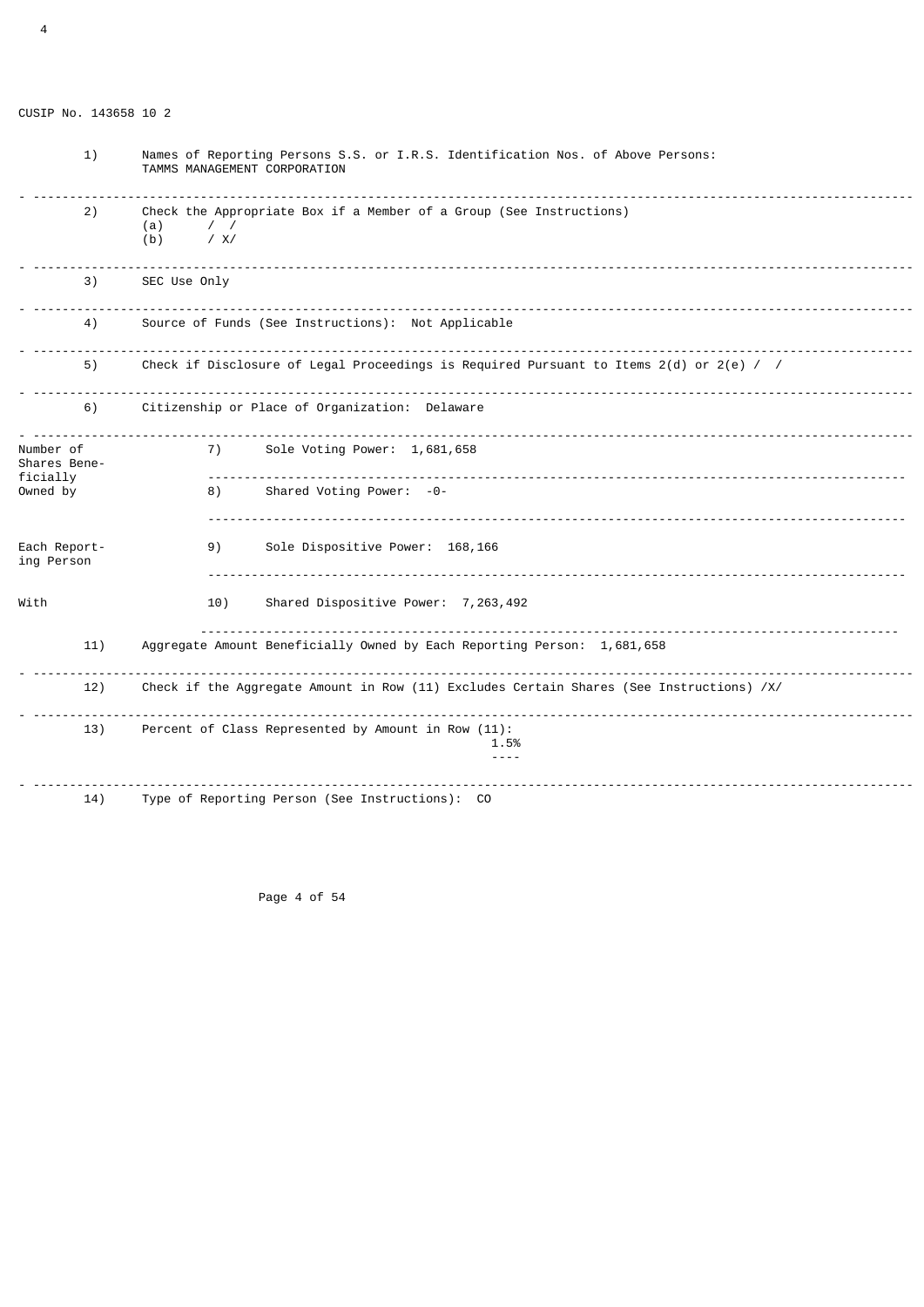CUSIP No. 143658 10 2

| | |
|---|---|
| 1) | Names of Reporting Persons S.S. or I.R.S. Identification Nos. of Above Persons: TAMMS MANAGEMENT CORPORATION |
| 2) | Check the Appropriate Box if a Member of a Group (See Instructions) (a) / / (b) / X/ |
| 3) | SEC Use Only |
| 4) | Source of Funds (See Instructions): Not Applicable |
| 5) | Check if Disclosure of Legal Proceedings is Required Pursuant to Items 2(d) or 2(e) / / |
| 6) | Citizenship or Place of Organization: Delaware |

| Number of Shares Beneficially Owned by Each Reporting Person With | | |
|---|---|---|
| | 7) | Sole Voting Power: 1,681,658 |
| | 8) | Shared Voting Power: -0- |
| | 9) | Sole Dispositive Power: 168,166 |
| | 10) | Shared Dispositive Power: 7,263,492 |

| | |
|---|---|
| 11) | Aggregate Amount Beneficially Owned by Each Reporting Person: 1,681,658 |
| 12) | Check if the Aggregate Amount in Row (11) Excludes Certain Shares (See Instructions) /X/ |
| 13) | Percent of Class Represented by Amount in Row (11): 1.5% |
| 14) | Type of Reporting Person (See Instructions): CO |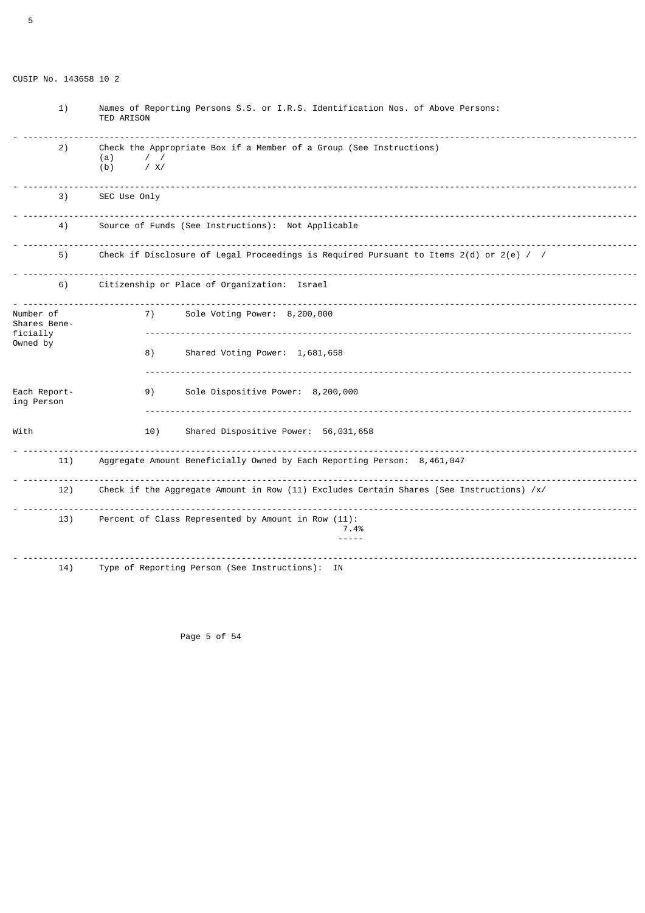CUSIP No. 143658 10 2

| | | | |
|---|---|---|---|
| 1) | Names of Reporting Persons S.S. or I.R.S. Identification Nos. of Above Persons: TED ARISON | | |
| 2) | Check the Appropriate Box if a Member of a Group (See Instructions) (a) / / (b) / X/ | | |
| 3) | SEC Use Only | | |
| 4) | Source of Funds (See Instructions): Not Applicable | | |
| 5) | Check if Disclosure of Legal Proceedings is Required Pursuant to Items 2(d) or 2(e) / / | | |
| 6) | Citizenship or Place of Organization: Israel | | |
| Number of Shares Beneficially Owned by | | 7) | Sole Voting Power: 8,200,000 |
| | | 8) | Shared Voting Power: 1,681,658 |
| Each Reporting Person | | 9) | Sole Dispositive Power: 8,200,000 |
| With | | 10) | Shared Dispositive Power: 56,031,658 |
| 11) | Aggregate Amount Beneficially Owned by Each Reporting Person: 8,461,047 | | |
| 12) | Check if the Aggregate Amount in Row (11) Excludes Certain Shares (See Instructions) /x/ | | |
| 13) | Percent of Class Represented by Amount in Row (11): 7.4% | | |
| 14) | Type of Reporting Person (See Instructions): IN | | |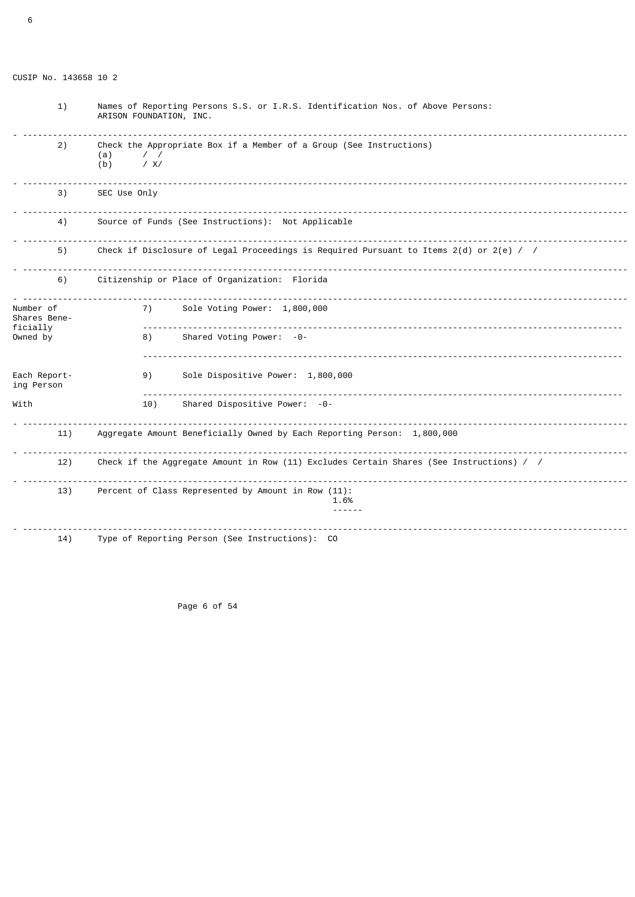CUSIP No. 143658 10 2

| | |
|---|---|
| 1) | Names of Reporting Persons S.S. or I.R.S. Identification Nos. of Above Persons: ARISON FOUNDATION, INC. |
| 2) | Check the Appropriate Box if a Member of a Group (See Instructions) (a) / / (b) / X/ |
| 3) | SEC Use Only |
| 4) | Source of Funds (See Instructions): Not Applicable |
| 5) | Check if Disclosure of Legal Proceedings is Required Pursuant to Items 2(d) or 2(e) / / |
| 6) | Citizenship or Place of Organization: Florida |

| Number of Shares Beneficially Owned by Each Reporting Person With | | |
|---|---|---|
| | 7) | Sole Voting Power: 1,800,000 |
| | 8) | Shared Voting Power: -0- |
| | 9) | Sole Dispositive Power: 1,800,000 |
| | 10) | Shared Dispositive Power: -0- |

| | |
|---|---|
| 11) | Aggregate Amount Beneficially Owned by Each Reporting Person: 1,800,000 |
| 12) | Check if the Aggregate Amount in Row (11) Excludes Certain Shares (See Instructions) / / |
| 13) | Percent of Class Represented by Amount in Row (11): 1.6% |
| 14) | Type of Reporting Person (See Instructions): CO |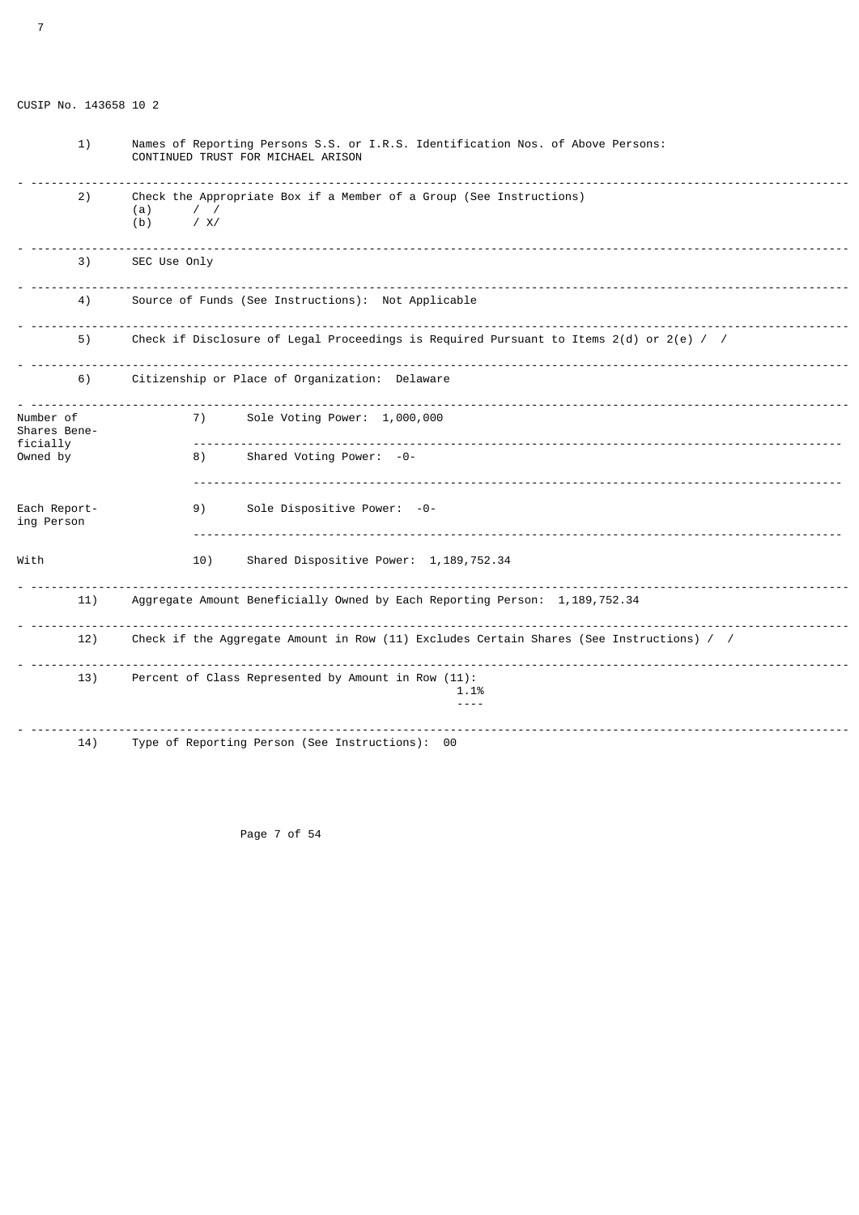CUSIP No. 143658 10 2

| | |
|---|---|
| 1) | Names of Reporting Persons S.S. or I.R.S. Identification Nos. of Above Persons: CONTINUED TRUST FOR MICHAEL ARISON |
| 2) | Check the Appropriate Box if a Member of a Group (See Instructions) (a) / / (b) / X/ |
| 3) | SEC Use Only |
| 4) | Source of Funds (See Instructions): Not Applicable |
| 5) | Check if Disclosure of Legal Proceedings is Required Pursuant to Items 2(d) or 2(e) / / |
| 6) | Citizenship or Place of Organization: Delaware |

| Number of Shares Beneficially Owned by Each Reporting Person With | | |
|---|---|---|
| | 7) | Sole Voting Power: 1,000,000 |
| | 8) | Shared Voting Power: -0- |
| | 9) | Sole Dispositive Power: -0- |
| | 10) | Shared Dispositive Power: 1,189,752.34 |

| | |
|---|---|
| 11) | Aggregate Amount Beneficially Owned by Each Reporting Person: 1,189,752.34 |
| 12) | Check if the Aggregate Amount in Row (11) Excludes Certain Shares (See Instructions) / / |
| 13) | Percent of Class Represented by Amount in Row (11): 1.1% |
| 14) | Type of Reporting Person (See Instructions): OO |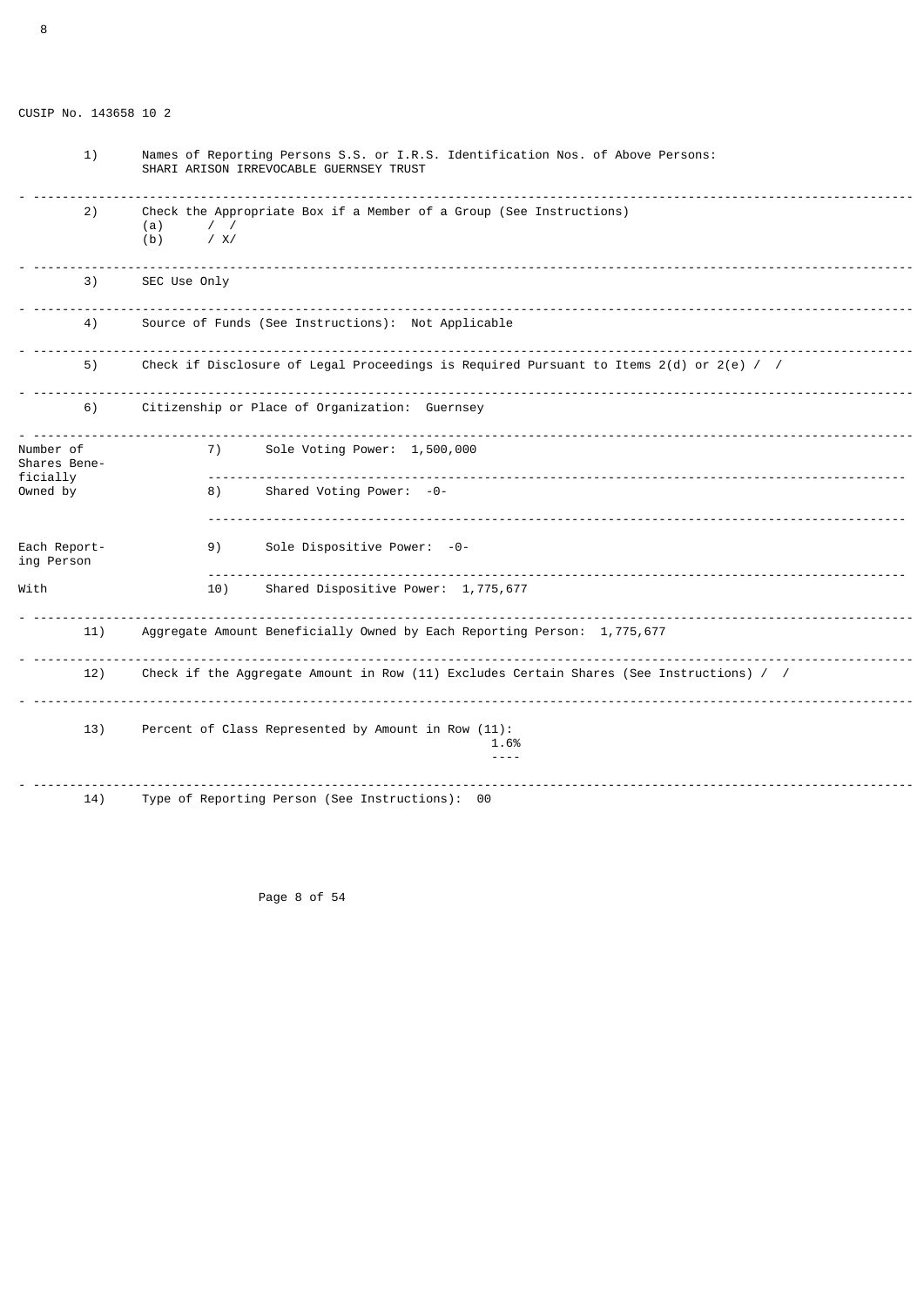CUSIP No. 143658 10 2

| | |
|---|---|
| 1) | Names of Reporting Persons S.S. or I.R.S. Identification Nos. of Above Persons: SHARI ARISON IRREVOCABLE GUERNSEY TRUST |
| 2) | Check the Appropriate Box if a Member of a Group (See Instructions) (a) / / (b) / X/ |
| 3) | SEC Use Only |
| 4) | Source of Funds (See Instructions): Not Applicable |
| 5) | Check if Disclosure of Legal Proceedings is Required Pursuant to Items 2(d) or 2(e) / / |
| 6) | Citizenship or Place of Organization: Guernsey |

| Number of Shares Beneficially Owned by Each Reporting Person With | | |
|---|---|---|
| | 7) | Sole Voting Power: 1,500,000 |
| | 8) | Shared Voting Power: -0- |
| | 9) | Sole Dispositive Power: -0- |
| | 10) | Shared Dispositive Power: 1,775,677 |

| | |
|---|---|
| 11) | Aggregate Amount Beneficially Owned by Each Reporting Person: 1,775,677 |
| 12) | Check if the Aggregate Amount in Row (11) Excludes Certain Shares (See Instructions) / / |
| 13) | Percent of Class Represented by Amount in Row (11): 1.6% |
| 14) | Type of Reporting Person (See Instructions): OO |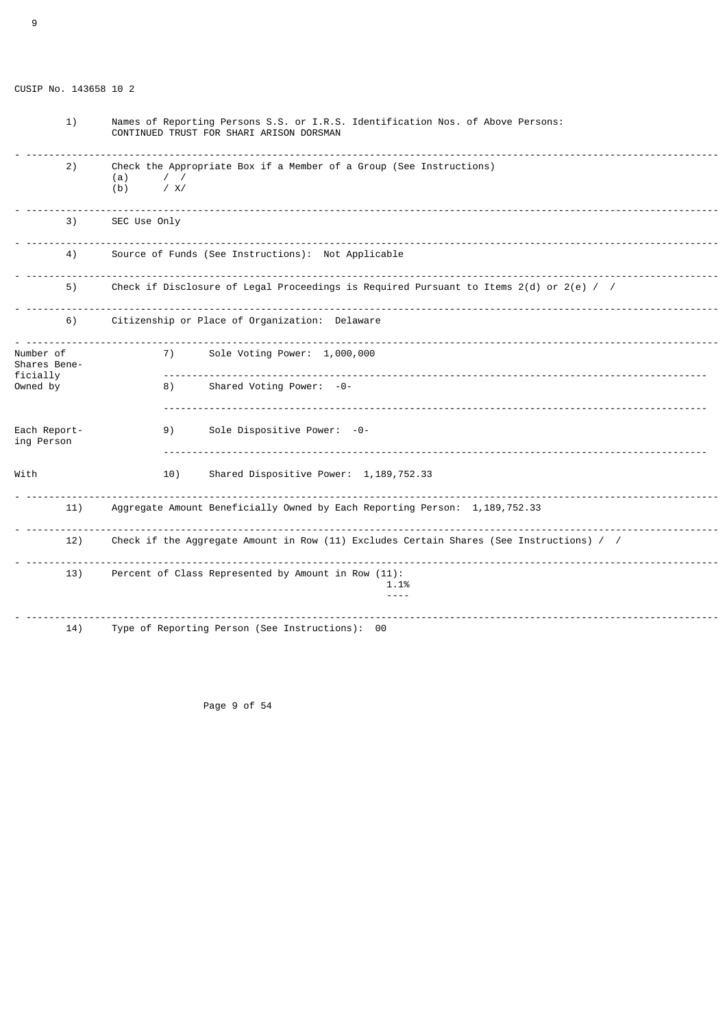CUSIP No. 143658 10 2

| | |
|---|---|
| 1) | Names of Reporting Persons S.S. or I.R.S. Identification Nos. of Above Persons: CONTINUED TRUST FOR SHARI ARISON DORSMAN |
| 2) | Check the Appropriate Box if a Member of a Group (See Instructions)<br>(a) / /<br>(b) / X/ |
| 3) | SEC Use Only |
| 4) | Source of Funds (See Instructions): Not Applicable |
| 5) | Check if Disclosure of Legal Proceedings is Required Pursuant to Items 2(d) or 2(e) / / |
| 6) | Citizenship or Place of Organization: Delaware |

| Number of Shares Beneficially Owned by Each Reporting Person With | | |
|---|---|---|
| | 7) | Sole Voting Power: 1,000,000 |
| | 8) | Shared Voting Power: -0- |
| | 9) | Sole Dispositive Power: -0- |
| | 10) | Shared Dispositive Power: 1,189,752.33 |

| | |
|---|---|
| 11) | Aggregate Amount Beneficially Owned by Each Reporting Person: 1,189,752.33 |
| 12) | Check if the Aggregate Amount in Row (11) Excludes Certain Shares (See Instructions) / / |
| 13) | Percent of Class Represented by Amount in Row (11): 1.1% |
| 14) | Type of Reporting Person (See Instructions): 00 |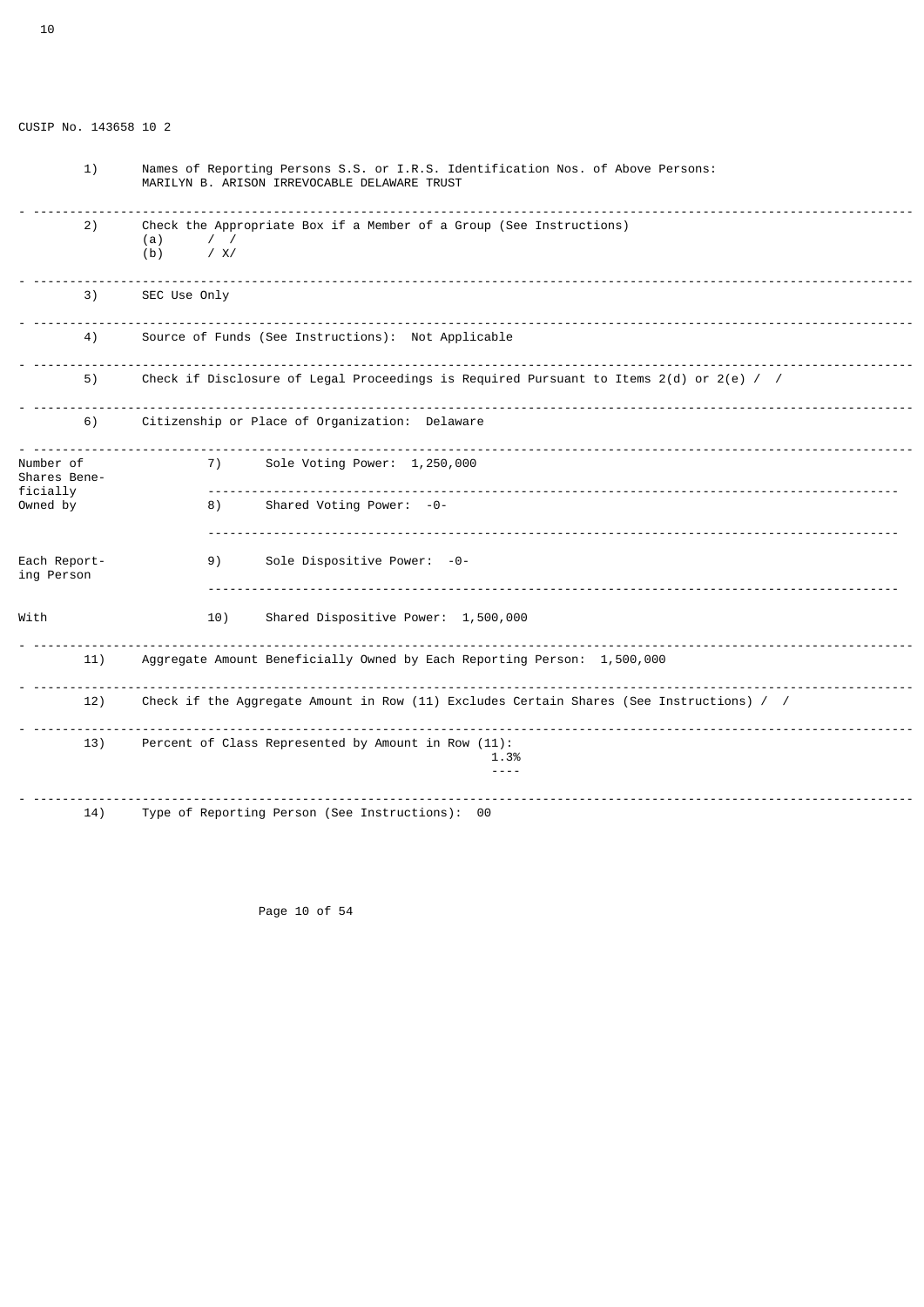CUSIP No. 143658 10 2

| | |
|---|---|
| 1) | Names of Reporting Persons S.S. or I.R.S. Identification Nos. of Above Persons: MARILYN B. ARISON IRREVOCABLE DELAWARE TRUST |
| 2) | Check the Appropriate Box if a Member of a Group (See Instructions)<br>(a) / /<br>(b) / X/ |
| 3) | SEC Use Only |
| 4) | Source of Funds (See Instructions): Not Applicable |
| 5) | Check if Disclosure of Legal Proceedings is Required Pursuant to Items 2(d) or 2(e) / / |
| 6) | Citizenship or Place of Organization: Delaware |

| Number of Shares Beneficially Owned by Each Reporting Person With | | |
|---|---|---|
| | 7) | Sole Voting Power: 1,250,000 |
| | 8) | Shared Voting Power: -0- |
| | 9) | Sole Dispositive Power: -0- |
| | 10) | Shared Dispositive Power: 1,500,000 |

| | |
|---|---|
| 11) | Aggregate Amount Beneficially Owned by Each Reporting Person: 1,500,000 |
| 12) | Check if the Aggregate Amount in Row (11) Excludes Certain Shares (See Instructions) / / |
| 13) | Percent of Class Represented by Amount in Row (11): 1.3% |
| 14) | Type of Reporting Person (See Instructions): 00 |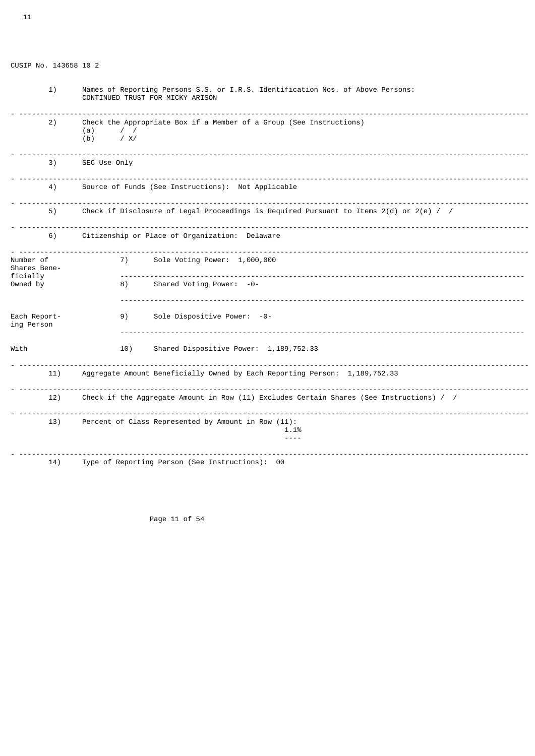CUSIP No. 143658 10 2

| | |
|---|---|
| 1) | Names of Reporting Persons S.S. or I.R.S. Identification Nos. of Above Persons: CONTINUED TRUST FOR MICKY ARISON |
| 2) | Check the Appropriate Box if a Member of a Group (See Instructions) (a) / / (b) / X/ |
| 3) | SEC Use Only |
| 4) | Source of Funds (See Instructions): Not Applicable |
| 5) | Check if Disclosure of Legal Proceedings is Required Pursuant to Items 2(d) or 2(e) / / |
| 6) | Citizenship or Place of Organization: Delaware |

| Number of Shares Beneficially Owned by Each Reporting Person With | | |
|---|---|---|
| | 7) | Sole Voting Power: 1,000,000 |
| | 8) | Shared Voting Power: -0- |
| | 9) | Sole Dispositive Power: -0- |
| | 10) | Shared Dispositive Power: 1,189,752.33 |

| | |
|---|---|
| 11) | Aggregate Amount Beneficially Owned by Each Reporting Person: 1,189,752.33 |
| 12) | Check if the Aggregate Amount in Row (11) Excludes Certain Shares (See Instructions) / / |
| 13) | Percent of Class Represented by Amount in Row (11): 1.1% |
| 14) | Type of Reporting Person (See Instructions): OO |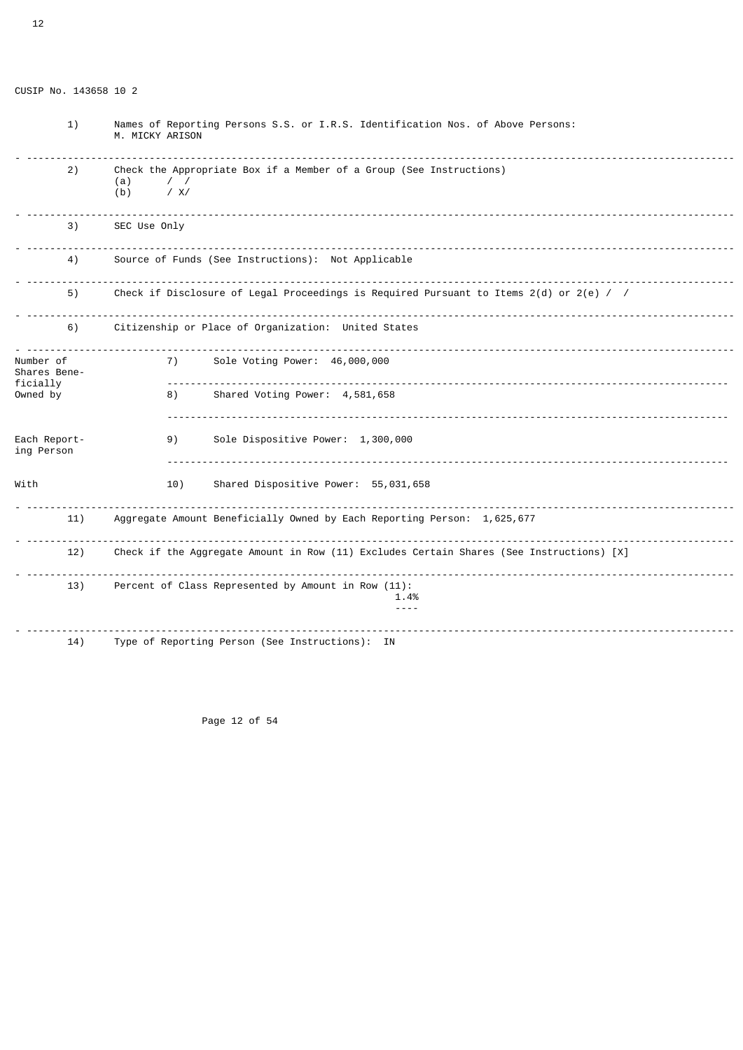CUSIP No. 143658 10 2

| | |
|---|---|
| 1) | Names of Reporting Persons S.S. or I.R.S. Identification Nos. of Above Persons: M. MICKY ARISON |
| 2) | Check the Appropriate Box if a Member of a Group (See Instructions)<br>(a) / /<br>(b) / X/ |
| 3) | SEC Use Only |
| 4) | Source of Funds (See Instructions): Not Applicable |
| 5) | Check if Disclosure of Legal Proceedings is Required Pursuant to Items 2(d) or 2(e) / / |
| 6) | Citizenship or Place of Organization: United States |

| Number of Shares Beneficially Owned by Each Reporting Person With | | |
|---|---|---|
| | 7) | Sole Voting Power: 46,000,000 |
| | 8) | Shared Voting Power: 4,581,658 |
| | 9) | Sole Dispositive Power: 1,300,000 |
| | 10) | Shared Dispositive Power: 55,031,658 |

| | |
|---|---|
| 11) | Aggregate Amount Beneficially Owned by Each Reporting Person: 1,625,677 |
| 12) | Check if the Aggregate Amount in Row (11) Excludes Certain Shares (See Instructions) [X] |
| 13) | Percent of Class Represented by Amount in Row (11): 1.4% |
| 14) | Type of Reporting Person (See Instructions): IN |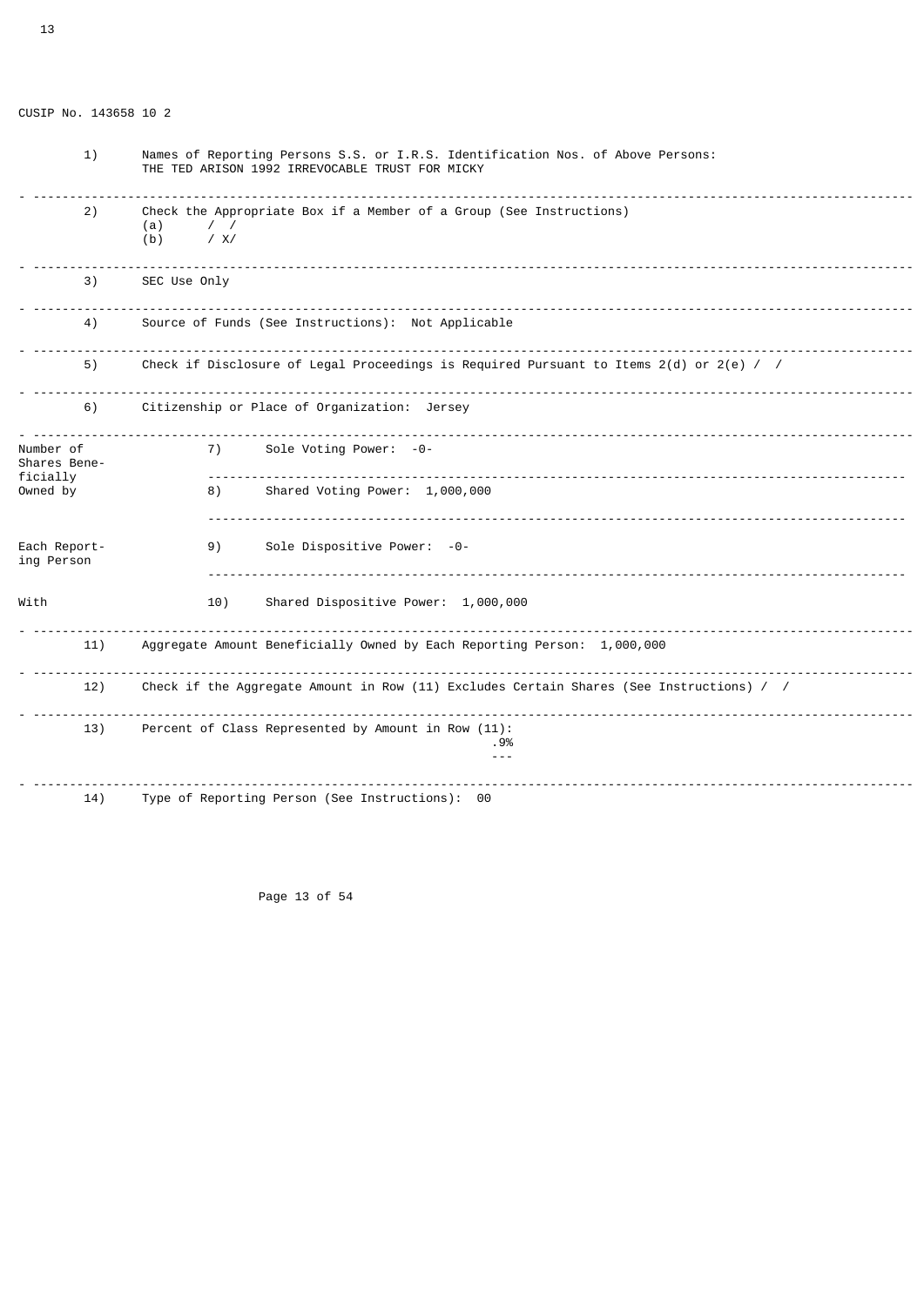CUSIP No. 143658 10 2

| | |
|---|---|
| 1) | Names of Reporting Persons S.S. or I.R.S. Identification Nos. of Above Persons: THE TED ARISON 1992 IRREVOCABLE TRUST FOR MICKY |
| 2) | Check the Appropriate Box if a Member of a Group (See Instructions) (a) / / (b) / X/ |
| 3) | SEC Use Only |
| 4) | Source of Funds (See Instructions): Not Applicable |
| 5) | Check if Disclosure of Legal Proceedings is Required Pursuant to Items 2(d) or 2(e) / / |
| 6) | Citizenship or Place of Organization: Jersey |

| Number of Shares Beneficially Owned by Each Reporting Person With | | |
|---|---|---|
| | 7) | Sole Voting Power: -0- |
| | 8) | Shared Voting Power: 1,000,000 |
| | 9) | Sole Dispositive Power: -0- |
| | 10) | Shared Dispositive Power: 1,000,000 |

| | |
|---|---|
| 11) | Aggregate Amount Beneficially Owned by Each Reporting Person: 1,000,000 |
| 12) | Check if the Aggregate Amount in Row (11) Excludes Certain Shares (See Instructions) / / |
| 13) | Percent of Class Represented by Amount in Row (11): .9% |
| 14) | Type of Reporting Person (See Instructions): 00 |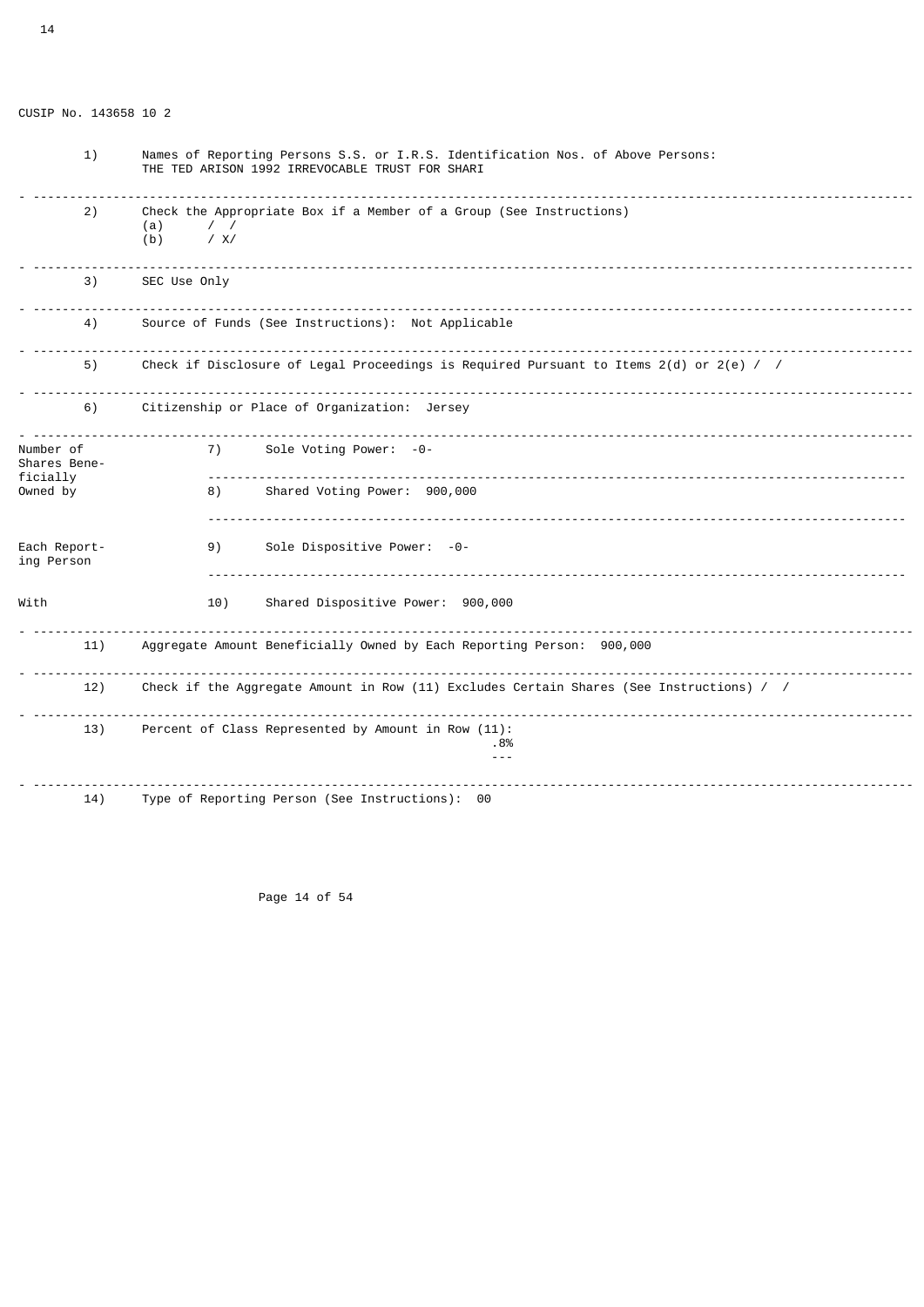CUSIP No. 143658 10 2

| | |
|---|---|
| 1) | Names of Reporting Persons S.S. or I.R.S. Identification Nos. of Above Persons: THE TED ARISON 1992 IRREVOCABLE TRUST FOR SHARI |
| 2) | Check the Appropriate Box if a Member of a Group (See Instructions)<br>(a) / /<br>(b) / X/ |
| 3) | SEC Use Only |
| 4) | Source of Funds (See Instructions): Not Applicable |
| 5) | Check if Disclosure of Legal Proceedings is Required Pursuant to Items 2(d) or 2(e) / / |
| 6) | Citizenship or Place of Organization: Jersey |

| Number of Shares Beneficially Owned by Each Reporting Person With | | |
|---|---|---|
| | 7) | Sole Voting Power: -0- |
| | 8) | Shared Voting Power: 900,000 |
| | 9) | Sole Dispositive Power: -0- |
| | 10) | Shared Dispositive Power: 900,000 |

| | |
|---|---|
| 11) | Aggregate Amount Beneficially Owned by Each Reporting Person: 900,000 |
| 12) | Check if the Aggregate Amount in Row (11) Excludes Certain Shares (See Instructions) / / |
| 13) | Percent of Class Represented by Amount in Row (11): .8% |
| 14) | Type of Reporting Person (See Instructions): 00 |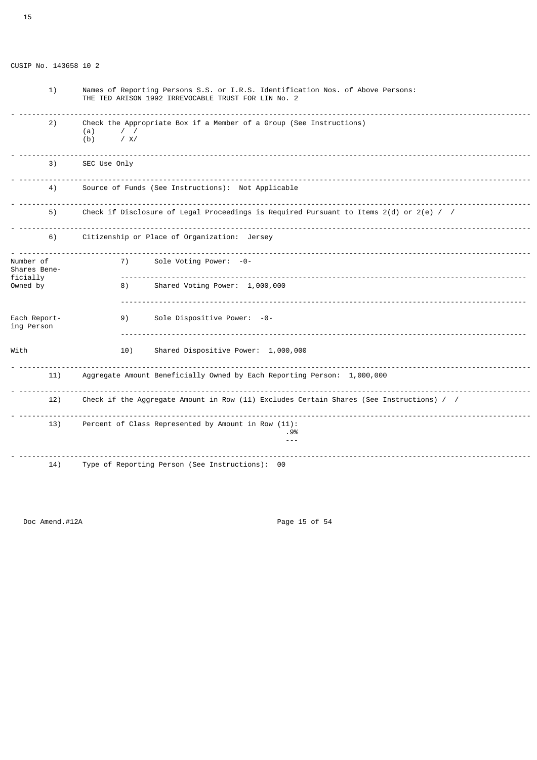CUSIP No. 143658 10 2

| | |
|---|---|
| 1) | Names of Reporting Persons S.S. or I.R.S. Identification Nos. of Above Persons: THE TED ARISON 1992 IRREVOCABLE TRUST FOR LIN No. 2 |
| 2) | Check the Appropriate Box if a Member of a Group (See Instructions) (a) / / (b) / X/ |
| 3) | SEC Use Only |
| 4) | Source of Funds (See Instructions): Not Applicable |
| 5) | Check if Disclosure of Legal Proceedings is Required Pursuant to Items 2(d) or 2(e) / / |
| 6) | Citizenship or Place of Organization: Jersey |

| Number of Shares Beneficially Owned by Each Reporting Person With | | |
|---|---|---|
| | 7) | Sole Voting Power: -0- |
| | 8) | Shared Voting Power: 1,000,000 |
| | 9) | Sole Dispositive Power: -0- |
| | 10) | Shared Dispositive Power: 1,000,000 |

| | |
|---|---|
| 11) | Aggregate Amount Beneficially Owned by Each Reporting Person: 1,000,000 |
| 12) | Check if the Aggregate Amount in Row (11) Excludes Certain Shares (See Instructions) / / |
| 13) | Percent of Class Represented by Amount in Row (11): .9% |
| 14) | Type of Reporting Person (See Instructions): 00 |

Doc Amend.#12A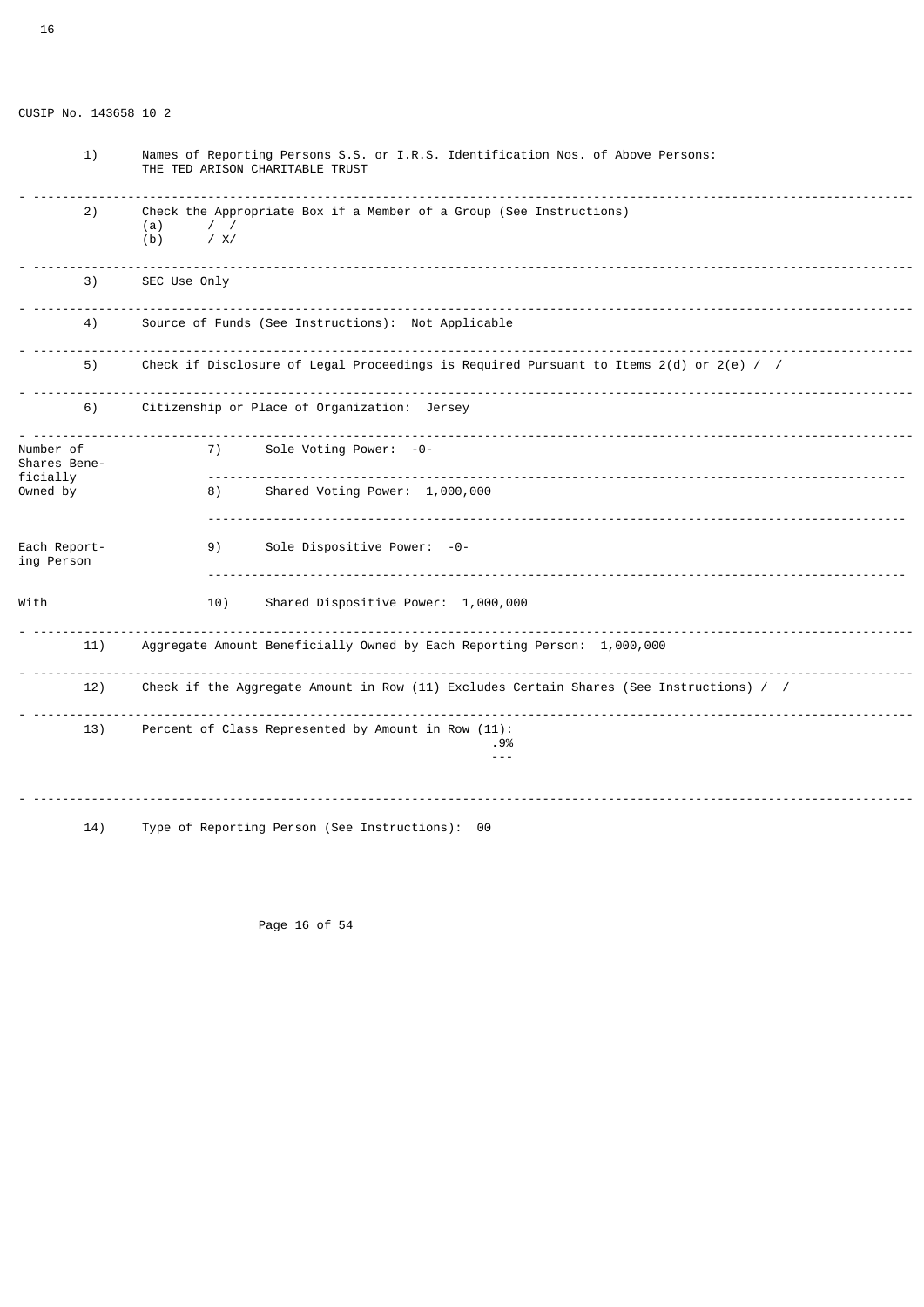CUSIP No. 143658 10 2

| | |
|---|---|
| 1) | Names of Reporting Persons S.S. or I.R.S. Identification Nos. of Above Persons: THE TED ARISON CHARITABLE TRUST |
| 2) | Check the Appropriate Box if a Member of a Group (See Instructions) (a) / / (b) / X/ |
| 3) | SEC Use Only |
| 4) | Source of Funds (See Instructions): Not Applicable |
| 5) | Check if Disclosure of Legal Proceedings is Required Pursuant to Items 2(d) or 2(e) / / |
| 6) | Citizenship or Place of Organization: Jersey |

| | | |
|---|---|---|
| Number of Shares Beneficially Owned by Each Reporting Person With | 7) | Sole Voting Power: -0- |
| | 8) | Shared Voting Power: 1,000,000 |
| | 9) | Sole Dispositive Power: -0- |
| | 10) | Shared Dispositive Power: 1,000,000 |

| | |
|---|---|
| 11) | Aggregate Amount Beneficially Owned by Each Reporting Person: 1,000,000 |
| 12) | Check if the Aggregate Amount in Row (11) Excludes Certain Shares (See Instructions) / / |
| 13) | Percent of Class Represented by Amount in Row (11): .9% |
| 14) | Type of Reporting Person (See Instructions): 00 |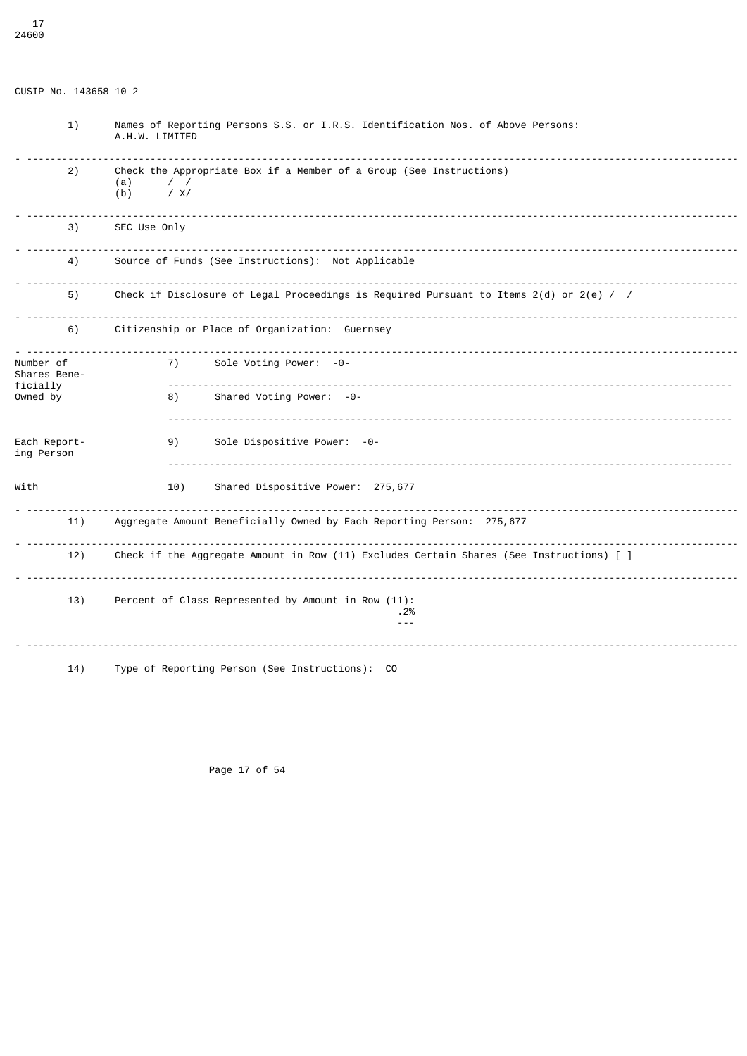CUSIP No. 143658 10 2

| | | |
|---|---|---|
| 1) | Names of Reporting Persons S.S. or I.R.S. Identification Nos. of Above Persons: A.H.W. LIMITED | |
| 2) | Check the Appropriate Box if a Member of a Group (See Instructions) (a) / / (b) / X/ | |
| 3) | SEC Use Only | |
| 4) | Source of Funds (See Instructions): Not Applicable | |
| 5) | Check if Disclosure of Legal Proceedings is Required Pursuant to Items 2(d) or 2(e) / / | |
| 6) | Citizenship or Place of Organization: Guernsey | |
| Number of Shares Beneficially Owned by Each Reporting Person With | 7) | Sole Voting Power: -0- |
| | 8) | Shared Voting Power: -0- |
| | 9) | Sole Dispositive Power: -0- |
| | 10) | Shared Dispositive Power: 275,677 |
| 11) | Aggregate Amount Beneficially Owned by Each Reporting Person: 275,677 | |
| 12) | Check if the Aggregate Amount in Row (11) Excludes Certain Shares (See Instructions) [ ] | |
| 13) | Percent of Class Represented by Amount in Row (11): .2% | |
| 14) | Type of Reporting Person (See Instructions): CO | |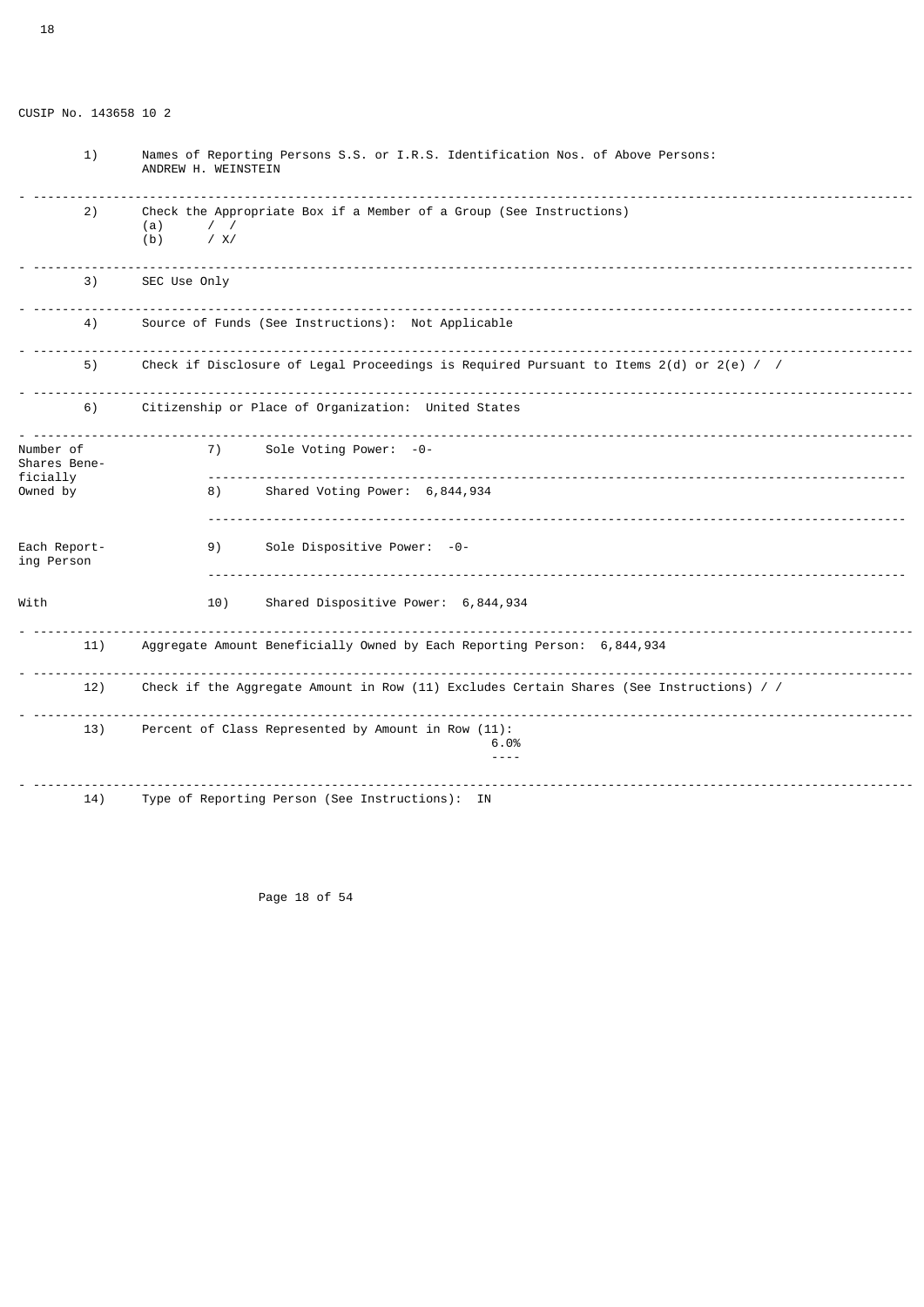CUSIP No. 143658 10 2

| | |
|---|---|
| 1) | Names of Reporting Persons S.S. or I.R.S. Identification Nos. of Above Persons: ANDREW H. WEINSTEIN |
| 2) | Check the Appropriate Box if a Member of a Group (See Instructions) (a) / / (b) / X/ |
| 3) | SEC Use Only |
| 4) | Source of Funds (See Instructions): Not Applicable |
| 5) | Check if Disclosure of Legal Proceedings is Required Pursuant to Items 2(d) or 2(e) / / |
| 6) | Citizenship or Place of Organization: United States |

| | | |
|---|---|---|
| Number of Shares Beneficially Owned by | 7) | Sole Voting Power: -0- |
| | 8) | Shared Voting Power: 6,844,934 |
| Each Reporting Person | 9) | Sole Dispositive Power: -0- |
| With | 10) | Shared Dispositive Power: 6,844,934 |

| | |
|---|---|
| 11) | Aggregate Amount Beneficially Owned by Each Reporting Person: 6,844,934 |
| 12) | Check if the Aggregate Amount in Row (11) Excludes Certain Shares (See Instructions) / / |
| 13) | Percent of Class Represented by Amount in Row (11): 6.0% |
| 14) | Type of Reporting Person (See Instructions): IN |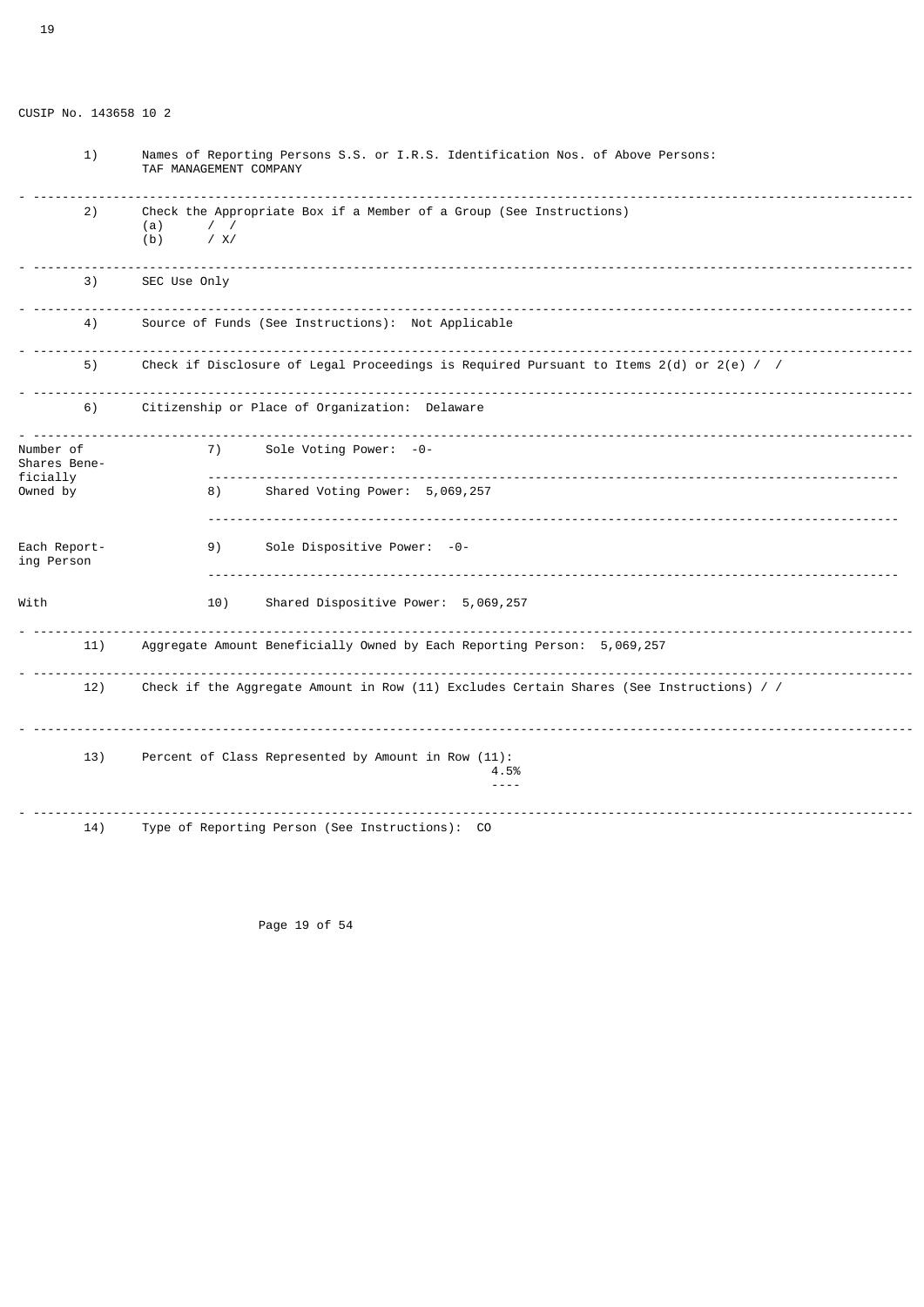CUSIP No. 143658 10 2

| | |
|---|---|
| 1) | Names of Reporting Persons S.S. or I.R.S. Identification Nos. of Above Persons: TAF MANAGEMENT COMPANY |
| 2) | Check the Appropriate Box if a Member of a Group (See Instructions) (a) / / (b) / X/ |
| 3) | SEC Use Only |
| 4) | Source of Funds (See Instructions): Not Applicable |
| 5) | Check if Disclosure of Legal Proceedings is Required Pursuant to Items 2(d) or 2(e) / / |
| 6) | Citizenship or Place of Organization: Delaware |

| Number of Shares Beneficially Owned by Each Reporting Person With | | |
|---|---|---|
| | 7) | Sole Voting Power: -0- |
| | 8) | Shared Voting Power: 5,069,257 |
| | 9) | Sole Dispositive Power: -0- |
| | 10) | Shared Dispositive Power: 5,069,257 |

| | |
|---|---|
| 11) | Aggregate Amount Beneficially Owned by Each Reporting Person: 5,069,257 |
| 12) | Check if the Aggregate Amount in Row (11) Excludes Certain Shares (See Instructions) / / |
| 13) | Percent of Class Represented by Amount in Row (11): 4.5% |
| 14) | Type of Reporting Person (See Instructions): CO |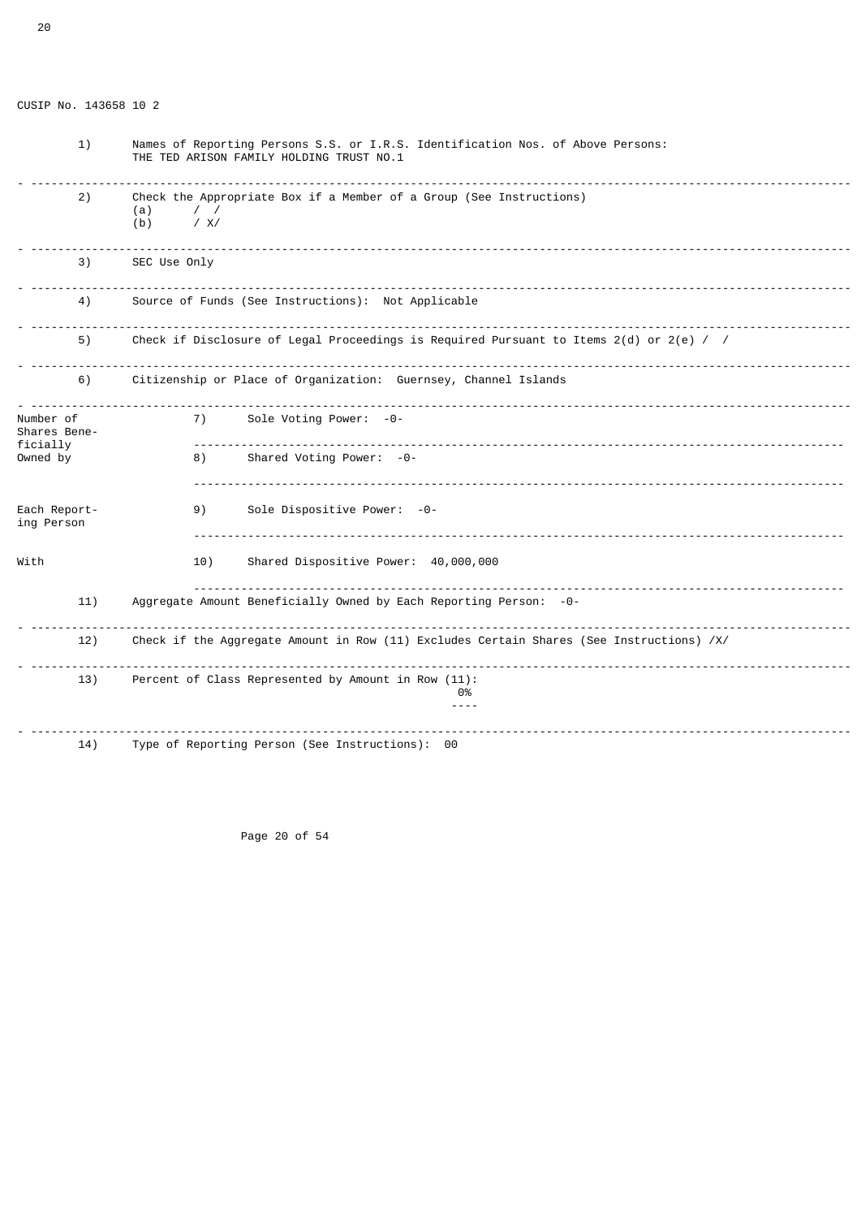CUSIP No. 143658 10 2

| | |
|---|---|
| 1) | Names of Reporting Persons S.S. or I.R.S. Identification Nos. of Above Persons: THE TED ARISON FAMILY HOLDING TRUST NO.1 |
| 2) | Check the Appropriate Box if a Member of a Group (See Instructions) (a) / / (b) / X/ |
| 3) | SEC Use Only |
| 4) | Source of Funds (See Instructions): Not Applicable |
| 5) | Check if Disclosure of Legal Proceedings is Required Pursuant to Items 2(d) or 2(e) / / |
| 6) | Citizenship or Place of Organization: Guernsey, Channel Islands |

| Number of Shares Beneficially Owned by Each Reporting Person With | | |
|---|---|---|
| | 7) | Sole Voting Power: -0- |
| | 8) | Shared Voting Power: -0- |
| | 9) | Sole Dispositive Power: -0- |
| | 10) | Shared Dispositive Power: 40,000,000 |

| | |
|---|---|
| 11) | Aggregate Amount Beneficially Owned by Each Reporting Person: -0- |
| 12) | Check if the Aggregate Amount in Row (11) Excludes Certain Shares (See Instructions) /X/ |
| 13) | Percent of Class Represented by Amount in Row (11): 0% |
| 14) | Type of Reporting Person (See Instructions): 00 |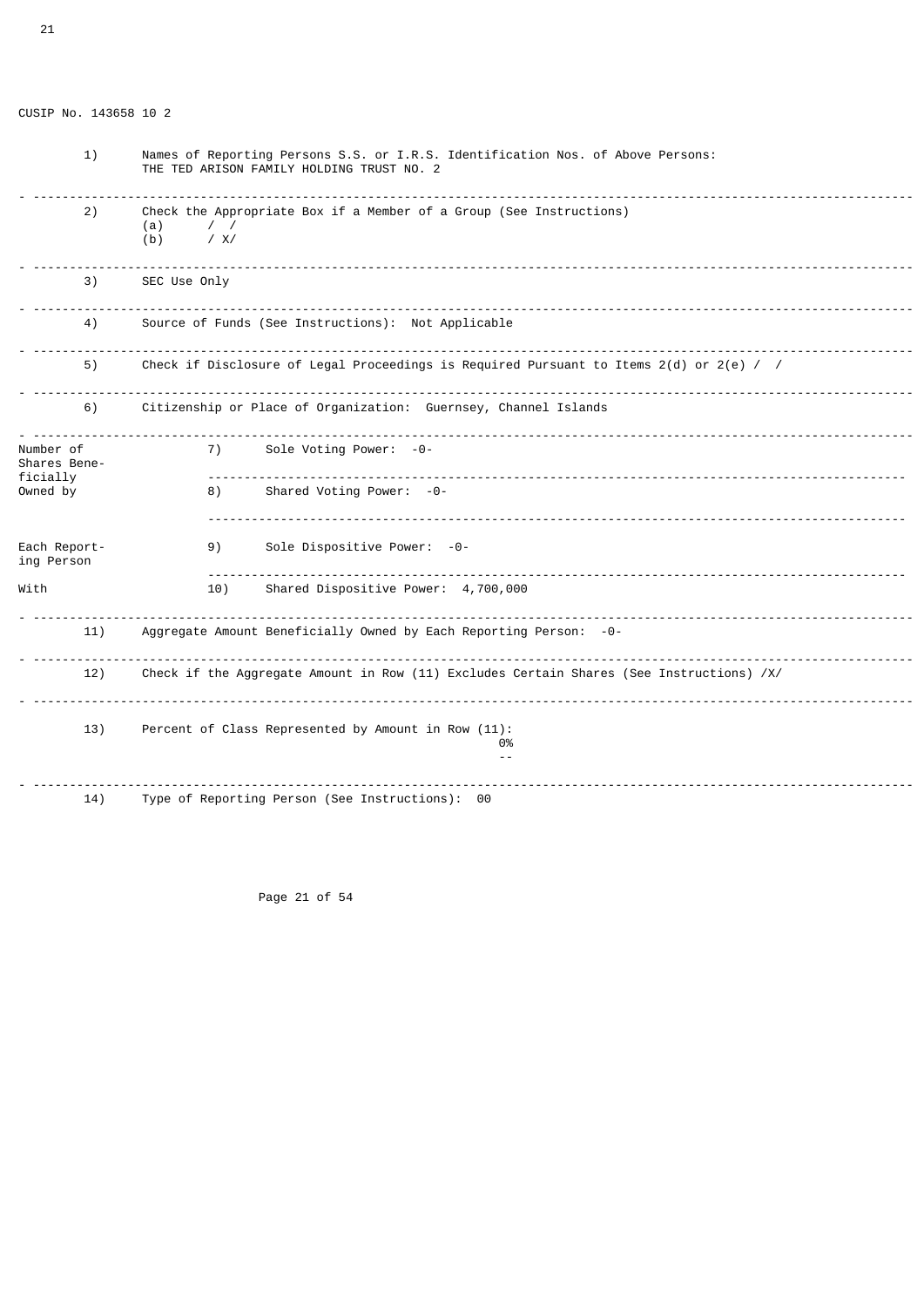CUSIP No. 143658 10 2

| | |
|---|---|
| 1) | Names of Reporting Persons S.S. or I.R.S. Identification Nos. of Above Persons: THE TED ARISON FAMILY HOLDING TRUST NO. 2 |
| 2) | Check the Appropriate Box if a Member of a Group (See Instructions) (a) / / (b) / X/ |
| 3) | SEC Use Only |
| 4) | Source of Funds (See Instructions): Not Applicable |
| 5) | Check if Disclosure of Legal Proceedings is Required Pursuant to Items 2(d) or 2(e) / / |
| 6) | Citizenship or Place of Organization: Guernsey, Channel Islands |

| Number of Shares Beneficially Owned by Each Reporting Person With | | |
|---|---|---|
| | 7) | Sole Voting Power: -0- |
| | 8) | Shared Voting Power: -0- |
| | 9) | Sole Dispositive Power: -0- |
| | 10) | Shared Dispositive Power: 4,700,000 |

| | |
|---|---|
| 11) | Aggregate Amount Beneficially Owned by Each Reporting Person: -0- |
| 12) | Check if the Aggregate Amount in Row (11) Excludes Certain Shares (See Instructions) /X/ |
| 13) | Percent of Class Represented by Amount in Row (11): 0% |
| 14) | Type of Reporting Person (See Instructions): 00 |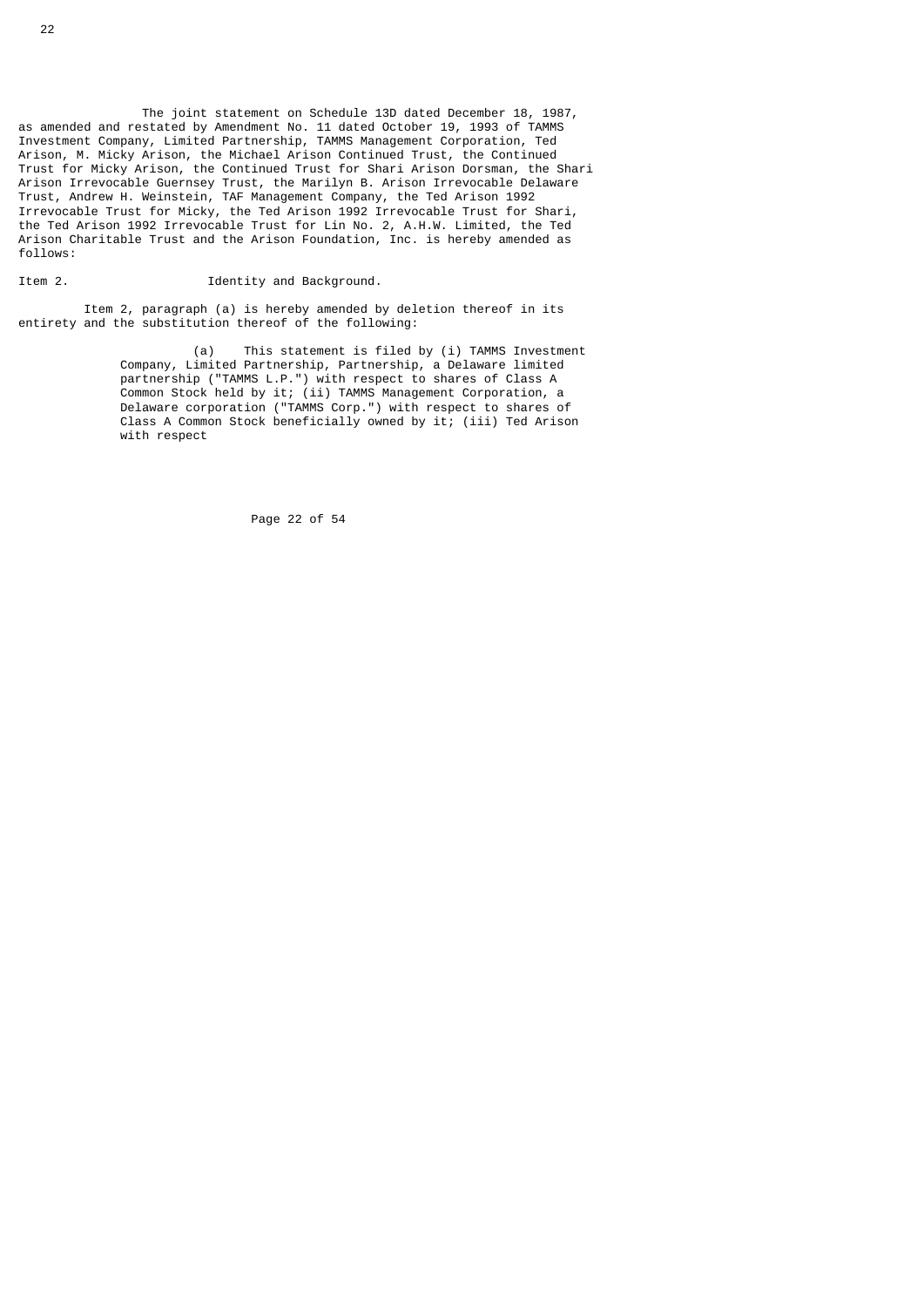The joint statement on Schedule 13D dated December 18, 1987, as amended and restated by Amendment No. 11 dated October 19, 1993 of TAMMS Investment Company, Limited Partnership, TAMMS Management Corporation, Ted Arison, M. Micky Arison, the Michael Arison Continued Trust, the Continued Trust for Micky Arison, the Continued Trust for Shari Arison Dorsman, the Shari Arison Irrevocable Guernsey Trust, the Marilyn B. Arison Irrevocable Delaware Trust, Andrew H. Weinstein, TAF Management Company, the Ted Arison 1992 Irrevocable Trust for Micky, the Ted Arison 1992 Irrevocable Trust for Shari, the Ted Arison 1992 Irrevocable Trust for Lin No. 2, A.H.W. Limited, the Ted Arison Charitable Trust and the Arison Foundation, Inc. is hereby amended as follows:

Item 2. Identity and Background.

Item 2, paragraph (a) is hereby amended by deletion thereof in its entirety and the substitution thereof of the following:

> (a) This statement is filed by (i) TAMMS Investment Company, Limited Partnership, Partnership, a Delaware limited partnership ("TAMMS L.P.") with respect to shares of Class A Common Stock held by it; (ii) TAMMS Management Corporation, a Delaware corporation ("TAMMS Corp.") with respect to shares of Class A Common Stock beneficially owned by it; (iii) Ted Arison with respect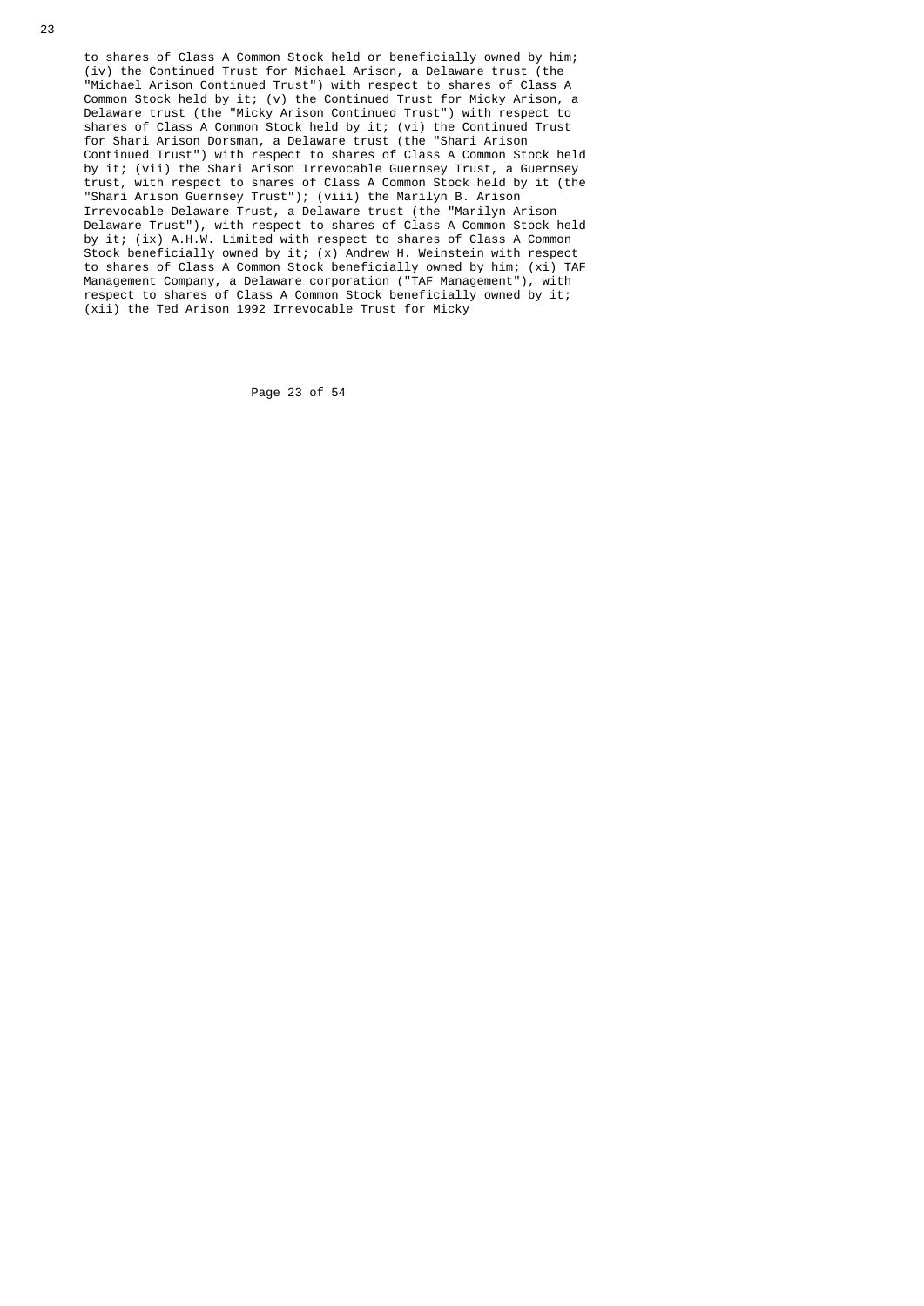to shares of Class A Common Stock held or beneficially owned by him; (iv) the Continued Trust for Michael Arison, a Delaware trust (the "Michael Arison Continued Trust") with respect to shares of Class A Common Stock held by it; (v) the Continued Trust for Micky Arison, a Delaware trust (the "Micky Arison Continued Trust") with respect to shares of Class A Common Stock held by it; (vi) the Continued Trust for Shari Arison Dorsman, a Delaware trust (the "Shari Arison Continued Trust") with respect to shares of Class A Common Stock held by it; (vii) the Shari Arison Irrevocable Guernsey Trust, a Guernsey trust, with respect to shares of Class A Common Stock held by it (the "Shari Arison Guernsey Trust"); (viii) the Marilyn B. Arison Irrevocable Delaware Trust, a Delaware trust (the "Marilyn Arison Delaware Trust"), with respect to shares of Class A Common Stock held by it; (ix) A.H.W. Limited with respect to shares of Class A Common Stock beneficially owned by it; (x) Andrew H. Weinstein with respect to shares of Class A Common Stock beneficially owned by him; (xi) TAF Management Company, a Delaware corporation ("TAF Management"), with respect to shares of Class A Common Stock beneficially owned by it; (xii) the Ted Arison 1992 Irrevocable Trust for Micky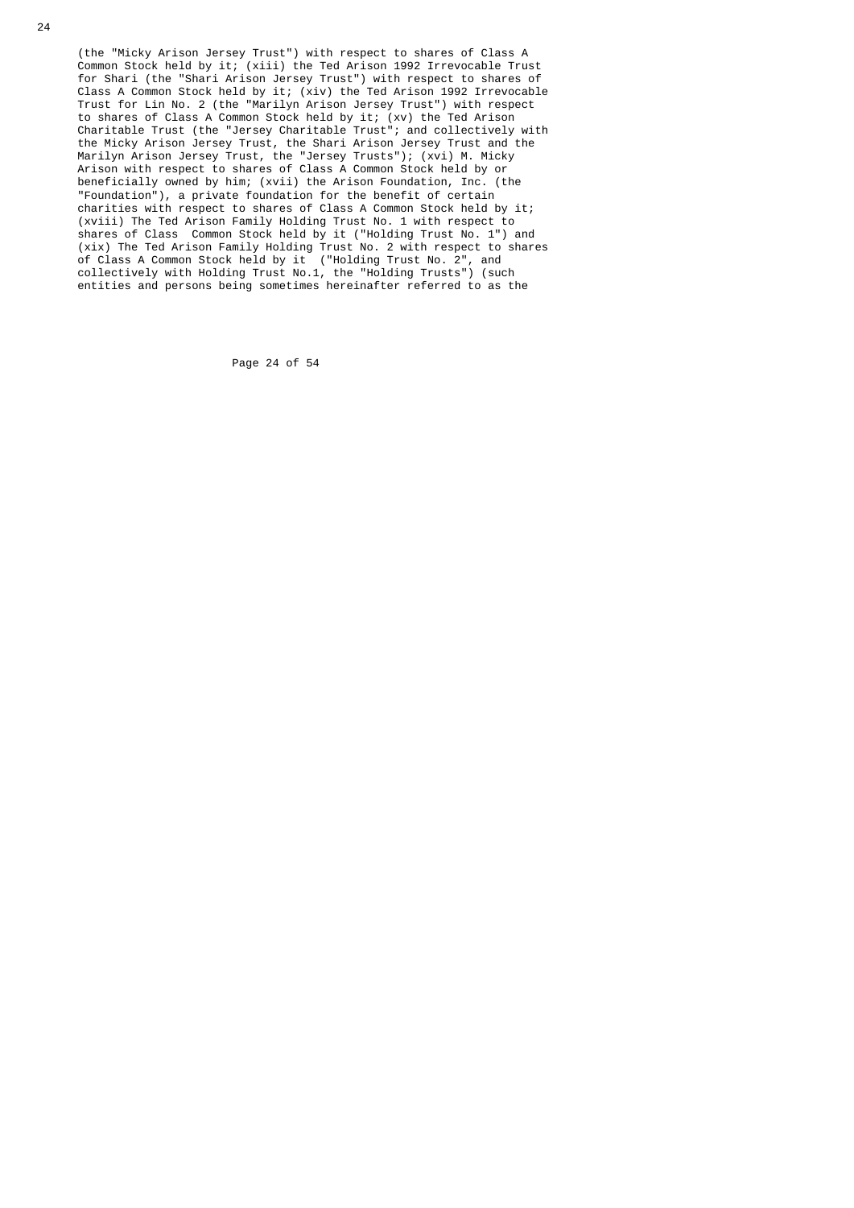(the "Micky Arison Jersey Trust") with respect to shares of Class A Common Stock held by it; (xiii) the Ted Arison 1992 Irrevocable Trust for Shari (the "Shari Arison Jersey Trust") with respect to shares of Class A Common Stock held by it; (xiv) the Ted Arison 1992 Irrevocable Trust for Lin No. 2 (the "Marilyn Arison Jersey Trust") with respect to shares of Class A Common Stock held by it; (xv) the Ted Arison Charitable Trust (the "Jersey Charitable Trust"; and collectively with the Micky Arison Jersey Trust, the Shari Arison Jersey Trust and the Marilyn Arison Jersey Trust, the "Jersey Trusts"); (xvi) M. Micky Arison with respect to shares of Class A Common Stock held by or beneficially owned by him; (xvii) the Arison Foundation, Inc. (the "Foundation"), a private foundation for the benefit of certain charities with respect to shares of Class A Common Stock held by it; (xviii) The Ted Arison Family Holding Trust No. 1 with respect to shares of Class  Common Stock held by it ("Holding Trust No. 1") and (xix) The Ted Arison Family Holding Trust No. 2 with respect to shares of Class A Common Stock held by it  ("Holding Trust No. 2", and collectively with Holding Trust No.1, the "Holding Trusts") (such entities and persons being sometimes hereinafter referred to as the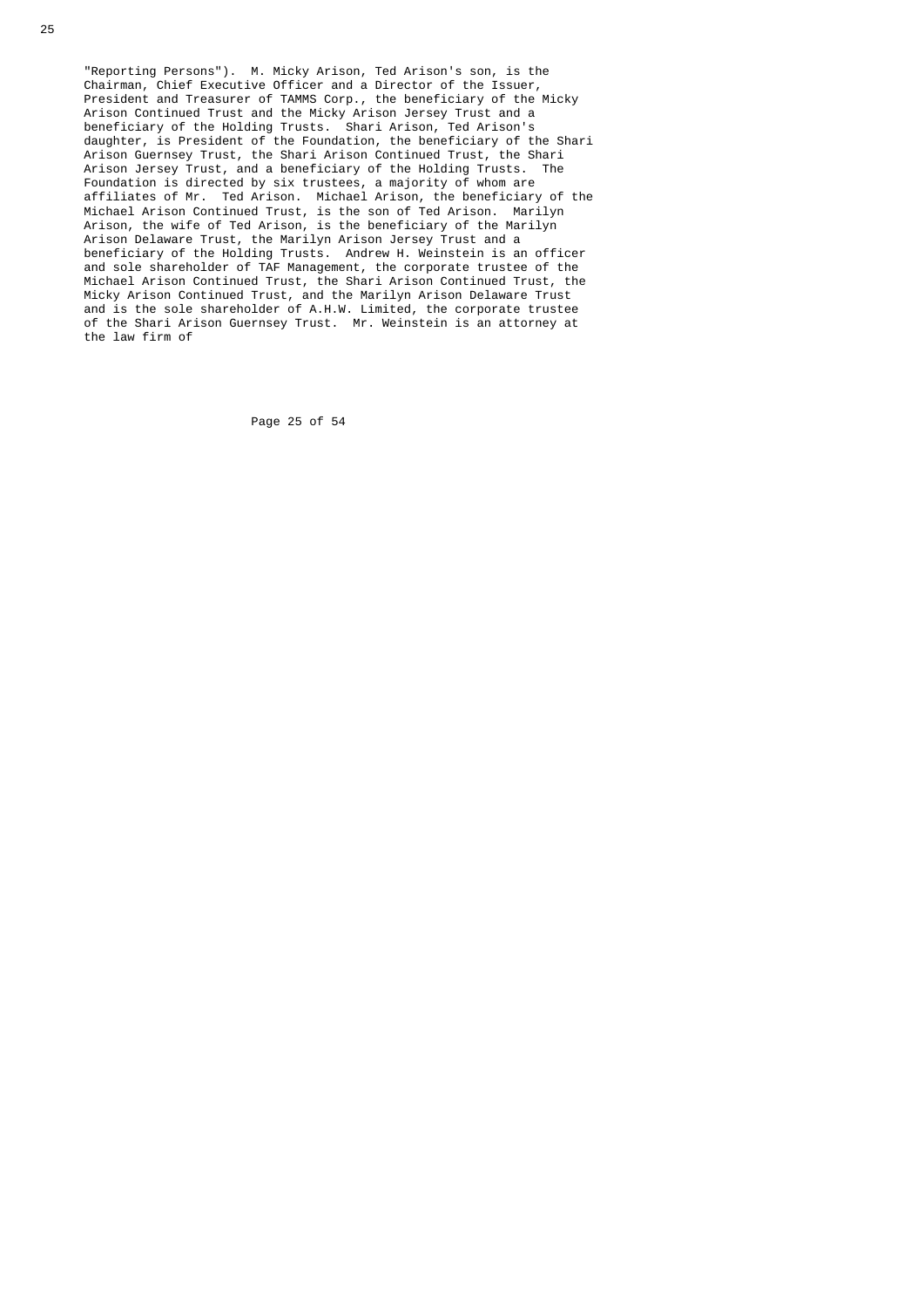"Reporting Persons"). M. Micky Arison, Ted Arison's son, is the Chairman, Chief Executive Officer and a Director of the Issuer, President and Treasurer of TAMMS Corp., the beneficiary of the Micky Arison Continued Trust and the Micky Arison Jersey Trust and a beneficiary of the Holding Trusts. Shari Arison, Ted Arison's daughter, is President of the Foundation, the beneficiary of the Shari Arison Guernsey Trust, the Shari Arison Continued Trust, the Shari Arison Jersey Trust, and a beneficiary of the Holding Trusts. The Foundation is directed by six trustees, a majority of whom are affiliates of Mr. Ted Arison. Michael Arison, the beneficiary of the Michael Arison Continued Trust, is the son of Ted Arison. Marilyn Arison, the wife of Ted Arison, is the beneficiary of the Marilyn Arison Delaware Trust, the Marilyn Arison Jersey Trust and a beneficiary of the Holding Trusts. Andrew H. Weinstein is an officer and sole shareholder of TAF Management, the corporate trustee of the Michael Arison Continued Trust, the Shari Arison Continued Trust, the Micky Arison Continued Trust, and the Marilyn Arison Delaware Trust and is the sole shareholder of A.H.W. Limited, the corporate trustee of the Shari Arison Guernsey Trust. Mr. Weinstein is an attorney at the law firm of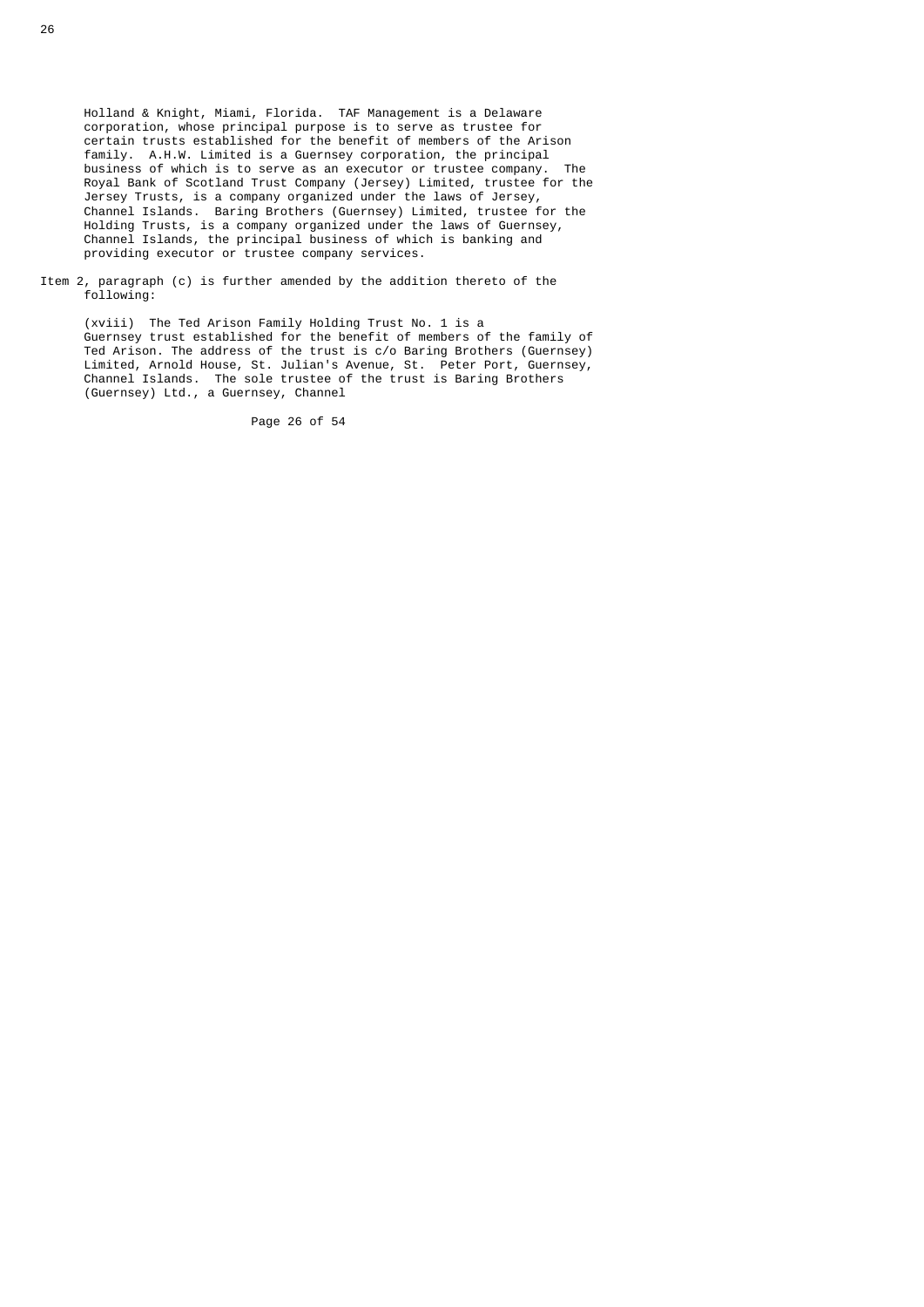Holland & Knight, Miami, Florida. TAF Management is a Delaware corporation, whose principal purpose is to serve as trustee for certain trusts established for the benefit of members of the Arison family. A.H.W. Limited is a Guernsey corporation, the principal business of which is to serve as an executor or trustee company. The Royal Bank of Scotland Trust Company (Jersey) Limited, trustee for the Jersey Trusts, is a company organized under the laws of Jersey, Channel Islands. Baring Brothers (Guernsey) Limited, trustee for the Holding Trusts, is a company organized under the laws of Guernsey, Channel Islands, the principal business of which is banking and providing executor or trustee company services.

Item 2, paragraph (c) is further amended by the addition thereto of the following:

(xviii) The Ted Arison Family Holding Trust No. 1 is a Guernsey trust established for the benefit of members of the family of Ted Arison. The address of the trust is c/o Baring Brothers (Guernsey) Limited, Arnold House, St. Julian's Avenue, St. Peter Port, Guernsey, Channel Islands. The sole trustee of the trust is Baring Brothers (Guernsey) Ltd., a Guernsey, Channel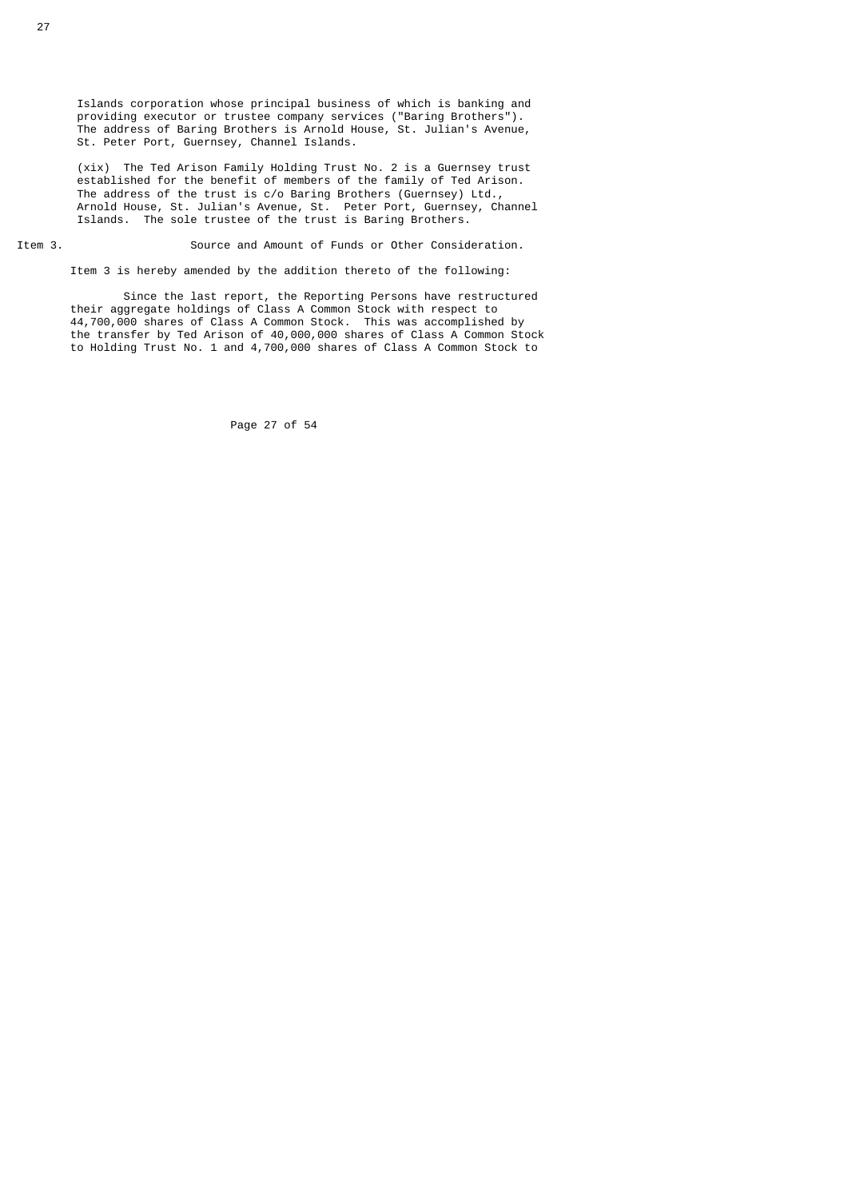Islands corporation whose principal business of which is banking and providing executor or trustee company services ("Baring Brothers"). The address of Baring Brothers is Arnold House, St. Julian's Avenue, St. Peter Port, Guernsey, Channel Islands.

(xix) The Ted Arison Family Holding Trust No. 2 is a Guernsey trust established for the benefit of members of the family of Ted Arison. The address of the trust is c/o Baring Brothers (Guernsey) Ltd., Arnold House, St. Julian's Avenue, St. Peter Port, Guernsey, Channel Islands. The sole trustee of the trust is Baring Brothers.

Item 3. Source and Amount of Funds or Other Consideration.

Item 3 is hereby amended by the addition thereto of the following:

Since the last report, the Reporting Persons have restructured their aggregate holdings of Class A Common Stock with respect to 44,700,000 shares of Class A Common Stock. This was accomplished by the transfer by Ted Arison of 40,000,000 shares of Class A Common Stock to Holding Trust No. 1 and 4,700,000 shares of Class A Common Stock to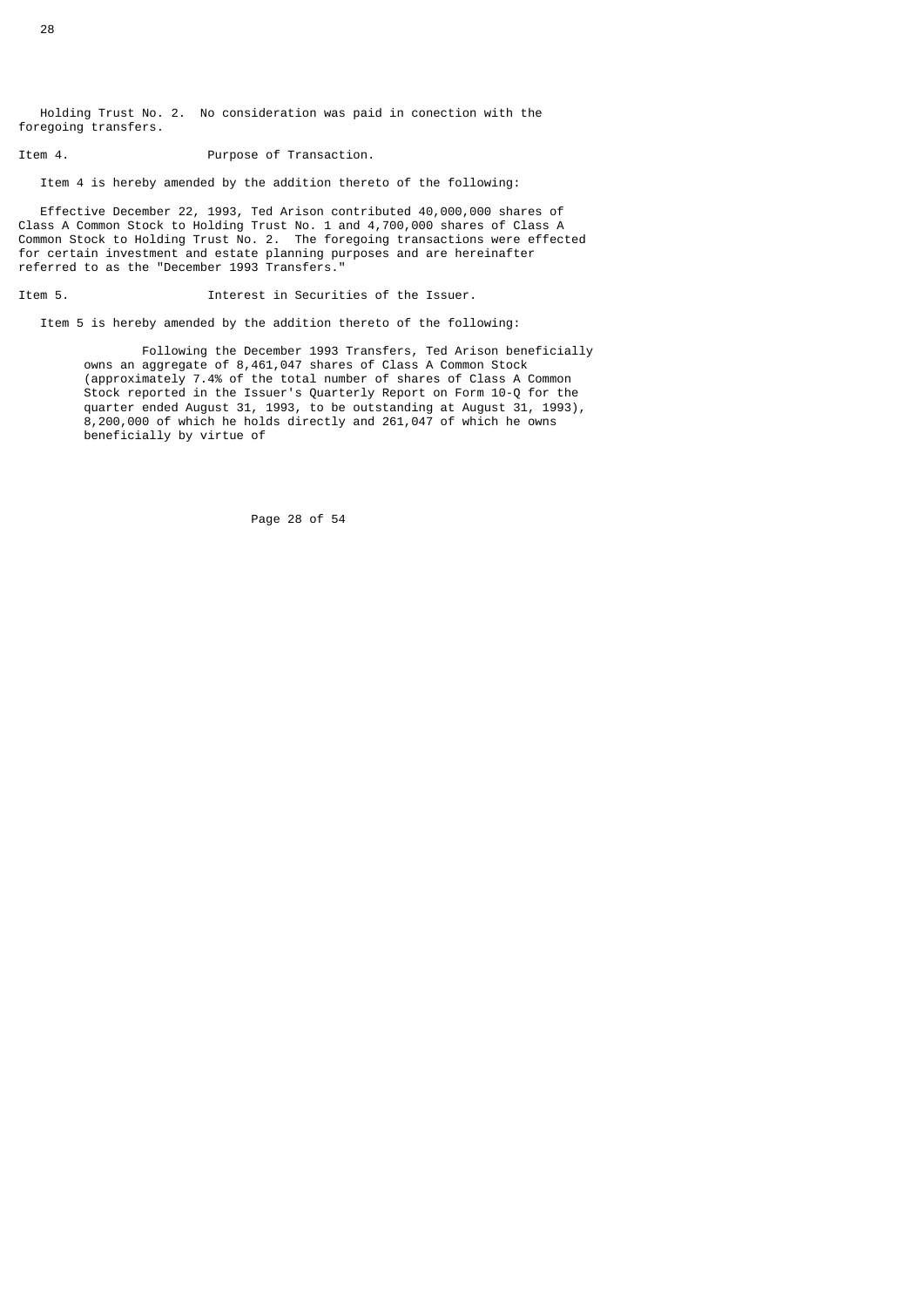Holding Trust No. 2. No consideration was paid in conection with the foregoing transfers.

Item 4. Purpose of Transaction.

Item 4 is hereby amended by the addition thereto of the following:

Effective December 22, 1993, Ted Arison contributed 40,000,000 shares of Class A Common Stock to Holding Trust No. 1 and 4,700,000 shares of Class A Common Stock to Holding Trust No. 2. The foregoing transactions were effected for certain investment and estate planning purposes and are hereinafter referred to as the "December 1993 Transfers."

Item 5. Interest in Securities of the Issuer.

Item 5 is hereby amended by the addition thereto of the following:

Following the December 1993 Transfers, Ted Arison beneficially owns an aggregate of 8,461,047 shares of Class A Common Stock (approximately 7.4% of the total number of shares of Class A Common Stock reported in the Issuer's Quarterly Report on Form 10-Q for the quarter ended August 31, 1993, to be outstanding at August 31, 1993), 8,200,000 of which he holds directly and 261,047 of which he owns beneficially by virtue of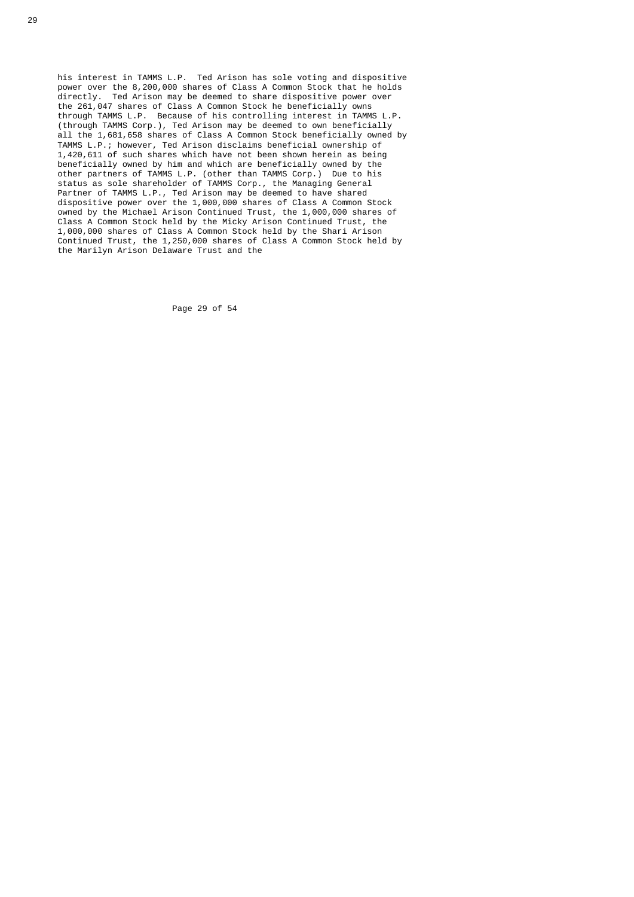his interest in TAMMS L.P. Ted Arison has sole voting and dispositive power over the 8,200,000 shares of Class A Common Stock that he holds directly. Ted Arison may be deemed to share dispositive power over the 261,047 shares of Class A Common Stock he beneficially owns through TAMMS L.P. Because of his controlling interest in TAMMS L.P. (through TAMMS Corp.), Ted Arison may be deemed to own beneficially all the 1,681,658 shares of Class A Common Stock beneficially owned by TAMMS L.P.; however, Ted Arison disclaims beneficial ownership of 1,420,611 of such shares which have not been shown herein as being beneficially owned by him and which are beneficially owned by the other partners of TAMMS L.P. (other than TAMMS Corp.) Due to his status as sole shareholder of TAMMS Corp., the Managing General Partner of TAMMS L.P., Ted Arison may be deemed to have shared dispositive power over the 1,000,000 shares of Class A Common Stock owned by the Michael Arison Continued Trust, the 1,000,000 shares of Class A Common Stock held by the Micky Arison Continued Trust, the 1,000,000 shares of Class A Common Stock held by the Shari Arison Continued Trust, the 1,250,000 shares of Class A Common Stock held by the Marilyn Arison Delaware Trust and the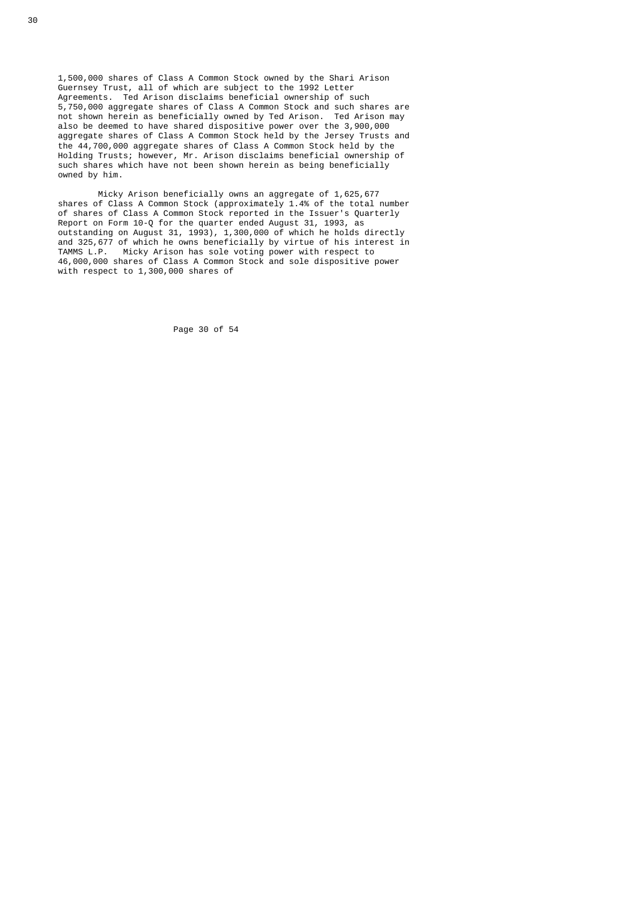1,500,000 shares of Class A Common Stock owned by the Shari Arison Guernsey Trust, all of which are subject to the 1992 Letter Agreements. Ted Arison disclaims beneficial ownership of such 5,750,000 aggregate shares of Class A Common Stock and such shares are not shown herein as beneficially owned by Ted Arison. Ted Arison may also be deemed to have shared dispositive power over the 3,900,000 aggregate shares of Class A Common Stock held by the Jersey Trusts and the 44,700,000 aggregate shares of Class A Common Stock held by the Holding Trusts; however, Mr. Arison disclaims beneficial ownership of such shares which have not been shown herein as being beneficially owned by him.

Micky Arison beneficially owns an aggregate of 1,625,677 shares of Class A Common Stock (approximately 1.4% of the total number of shares of Class A Common Stock reported in the Issuer's Quarterly Report on Form 10-Q for the quarter ended August 31, 1993, as outstanding on August 31, 1993), 1,300,000 of which he holds directly and 325,677 of which he owns beneficially by virtue of his interest in TAMMS L.P. Micky Arison has sole voting power with respect to 46,000,000 shares of Class A Common Stock and sole dispositive power with respect to 1,300,000 shares of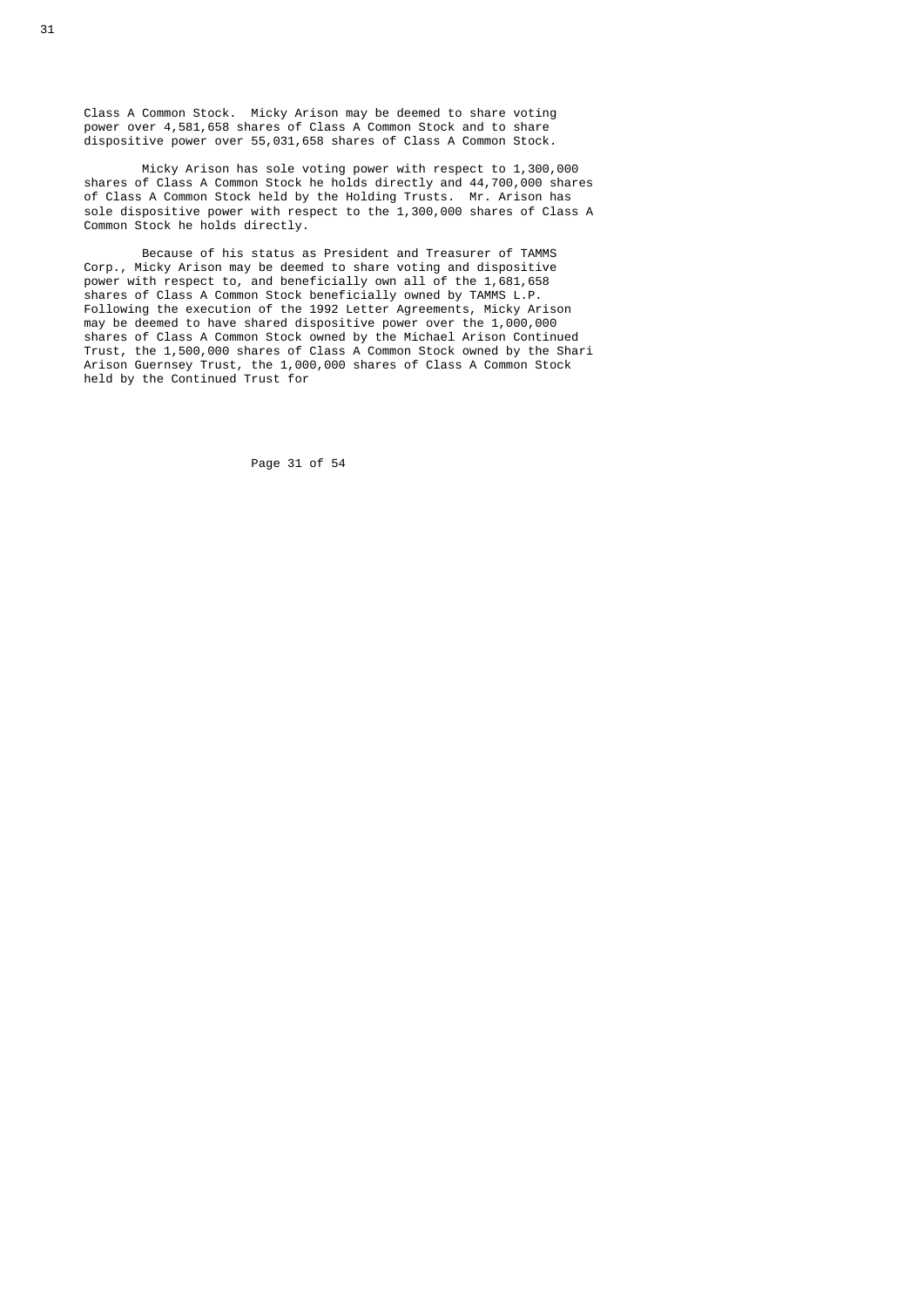Class A Common Stock. Micky Arison may be deemed to share voting power over 4,581,658 shares of Class A Common Stock and to share dispositive power over 55,031,658 shares of Class A Common Stock.

Micky Arison has sole voting power with respect to 1,300,000 shares of Class A Common Stock he holds directly and 44,700,000 shares of Class A Common Stock held by the Holding Trusts. Mr. Arison has sole dispositive power with respect to the 1,300,000 shares of Class A Common Stock he holds directly.

Because of his status as President and Treasurer of TAMMS Corp., Micky Arison may be deemed to share voting and dispositive power with respect to, and beneficially own all of the 1,681,658 shares of Class A Common Stock beneficially owned by TAMMS L.P. Following the execution of the 1992 Letter Agreements, Micky Arison may be deemed to have shared dispositive power over the 1,000,000 shares of Class A Common Stock owned by the Michael Arison Continued Trust, the 1,500,000 shares of Class A Common Stock owned by the Shari Arison Guernsey Trust, the 1,000,000 shares of Class A Common Stock held by the Continued Trust for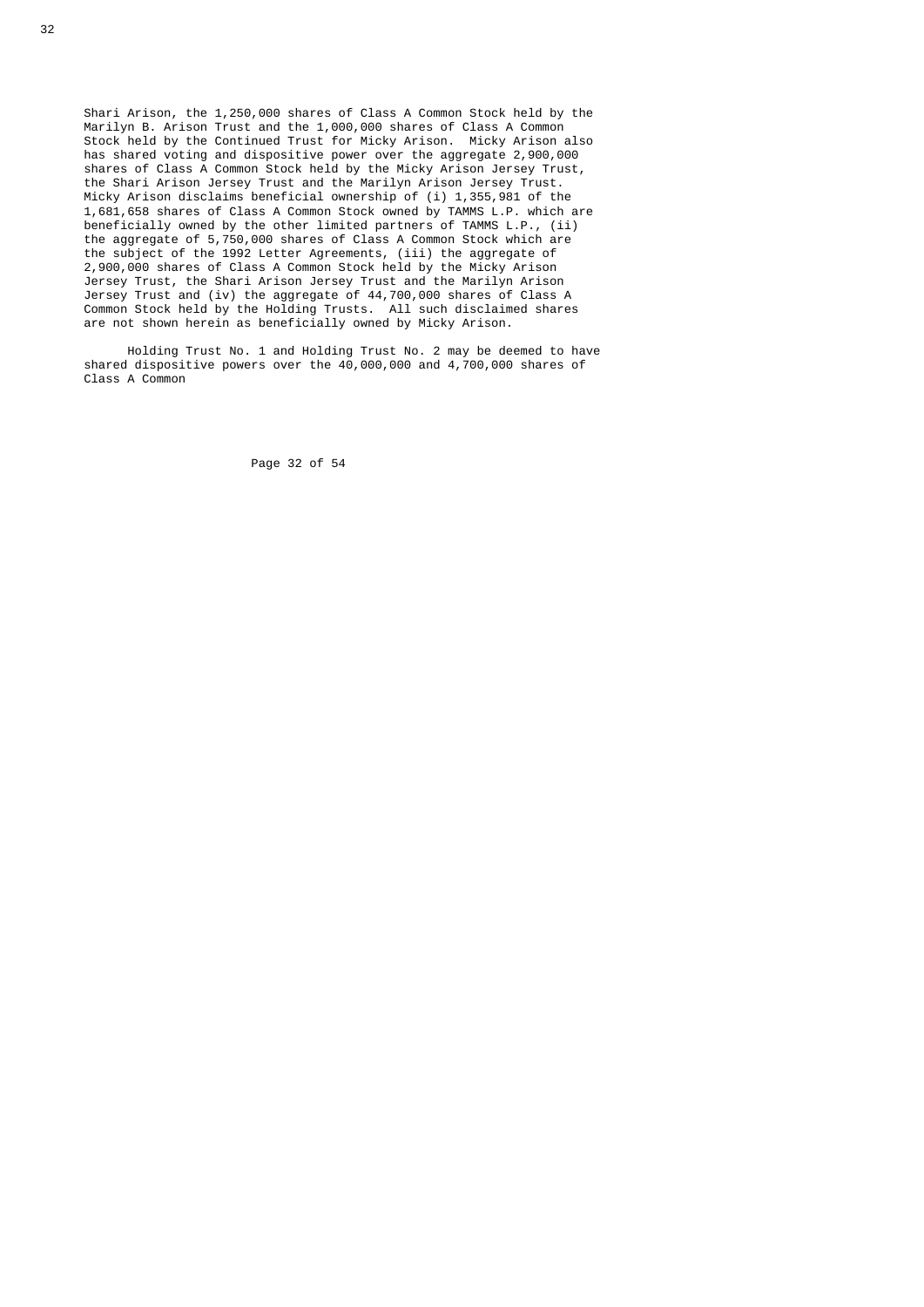Shari Arison, the 1,250,000 shares of Class A Common Stock held by the Marilyn B. Arison Trust and the 1,000,000 shares of Class A Common Stock held by the Continued Trust for Micky Arison. Micky Arison also has shared voting and dispositive power over the aggregate 2,900,000 shares of Class A Common Stock held by the Micky Arison Jersey Trust, the Shari Arison Jersey Trust and the Marilyn Arison Jersey Trust. Micky Arison disclaims beneficial ownership of (i) 1,355,981 of the 1,681,658 shares of Class A Common Stock owned by TAMMS L.P. which are beneficially owned by the other limited partners of TAMMS L.P., (ii) the aggregate of 5,750,000 shares of Class A Common Stock which are the subject of the 1992 Letter Agreements, (iii) the aggregate of 2,900,000 shares of Class A Common Stock held by the Micky Arison Jersey Trust, the Shari Arison Jersey Trust and the Marilyn Arison Jersey Trust and (iv) the aggregate of 44,700,000 shares of Class A Common Stock held by the Holding Trusts. All such disclaimed shares are not shown herein as beneficially owned by Micky Arison.

Holding Trust No. 1 and Holding Trust No. 2 may be deemed to have shared dispositive powers over the 40,000,000 and 4,700,000 shares of Class A Common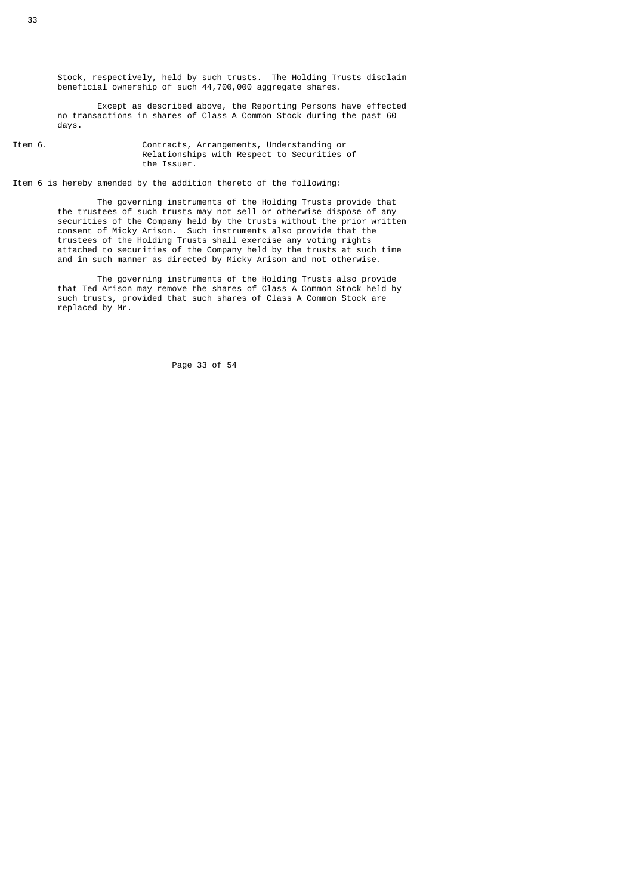Stock, respectively, held by such trusts. The Holding Trusts disclaim beneficial ownership of such 44,700,000 aggregate shares.

Except as described above, the Reporting Persons have effected no transactions in shares of Class A Common Stock during the past 60 days.

Item 6. Contracts, Arrangements, Understanding or Relationships with Respect to Securities of the Issuer.

Item 6 is hereby amended by the addition thereto of the following:

The governing instruments of the Holding Trusts provide that the trustees of such trusts may not sell or otherwise dispose of any securities of the Company held by the trusts without the prior written consent of Micky Arison. Such instruments also provide that the trustees of the Holding Trusts shall exercise any voting rights attached to securities of the Company held by the trusts at such time and in such manner as directed by Micky Arison and not otherwise.

The governing instruments of the Holding Trusts also provide that Ted Arison may remove the shares of Class A Common Stock held by such trusts, provided that such shares of Class A Common Stock are replaced by Mr.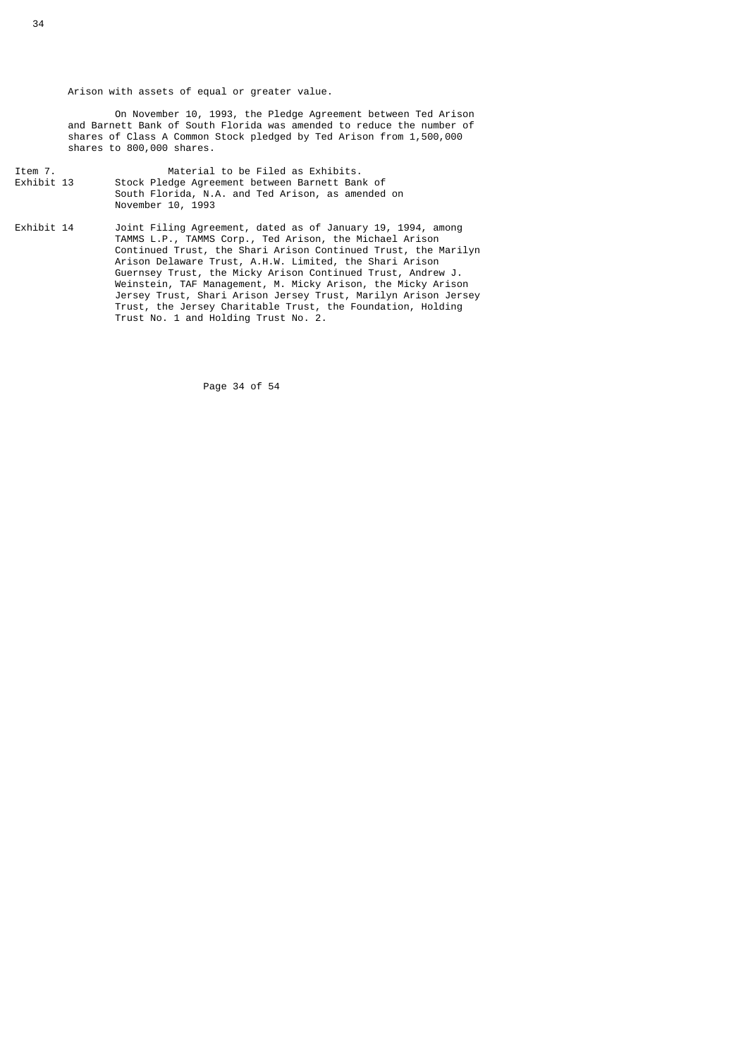Arison with assets of equal or greater value.

On November 10, 1993, the Pledge Agreement between Ted Arison and Barnett Bank of South Florida was amended to reduce the number of shares of Class A Common Stock pledged by Ted Arison from 1,500,000 shares to 800,000 shares.

Item 7. Material to be Filed as Exhibits.

Exhibit 13 Stock Pledge Agreement between Barnett Bank of South Florida, N.A. and Ted Arison, as amended on November 10, 1993

Exhibit 14 Joint Filing Agreement, dated as of January 19, 1994, among TAMMS L.P., TAMMS Corp., Ted Arison, the Michael Arison Continued Trust, the Shari Arison Continued Trust, the Marilyn Arison Delaware Trust, A.H.W. Limited, the Shari Arison Guernsey Trust, the Micky Arison Continued Trust, Andrew J. Weinstein, TAF Management, M. Micky Arison, the Micky Arison Jersey Trust, Shari Arison Jersey Trust, Marilyn Arison Jersey Trust, the Jersey Charitable Trust, the Foundation, Holding Trust No. 1 and Holding Trust No. 2.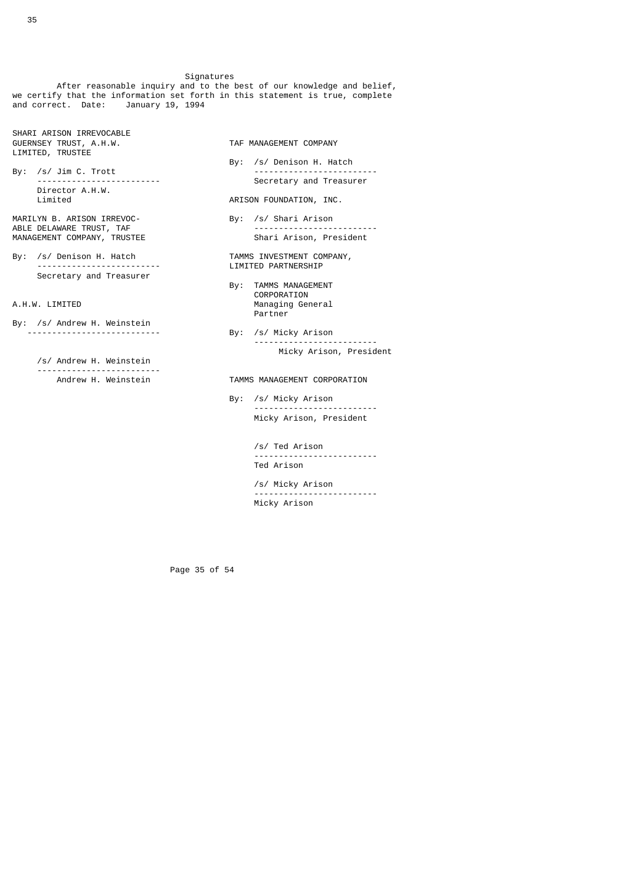## Signatures

After reasonable inquiry and to the best of our knowledge and belief, we certify that the information set forth in this statement is true, complete and correct. Date: January 19, 1994

SHARI ARISON IRREVOCABLE GUERNSEY TRUST, A.H.W. LIMITED, TRUSTEE

By: /s/ Jim C. Trott
Director A.H.W. Limited

MARILYN B. ARISON IRREVOCABLE DELAWARE TRUST, TAF MANAGEMENT COMPANY, TRUSTEE

By: /s/ Denison H. Hatch
Secretary and Treasurer

A.H.W. LIMITED

By: /s/ Andrew H. Weinstein

/s/ Andrew H. Weinstein
Andrew H. Weinstein

TAF MANAGEMENT COMPANY

By: /s/ Denison H. Hatch
Secretary and Treasurer

ARISON FOUNDATION, INC.

By: /s/ Shari Arison
Shari Arison, President

TAMMS INVESTMENT COMPANY, LIMITED PARTNERSHIP

By: TAMMS MANAGEMENT CORPORATION
Managing General Partner

By: /s/ Micky Arison
Micky Arison, President

TAMMS MANAGEMENT CORPORATION

By: /s/ Micky Arison
Micky Arison, President

/s/ Ted Arison
Ted Arison

/s/ Micky Arison
Micky Arison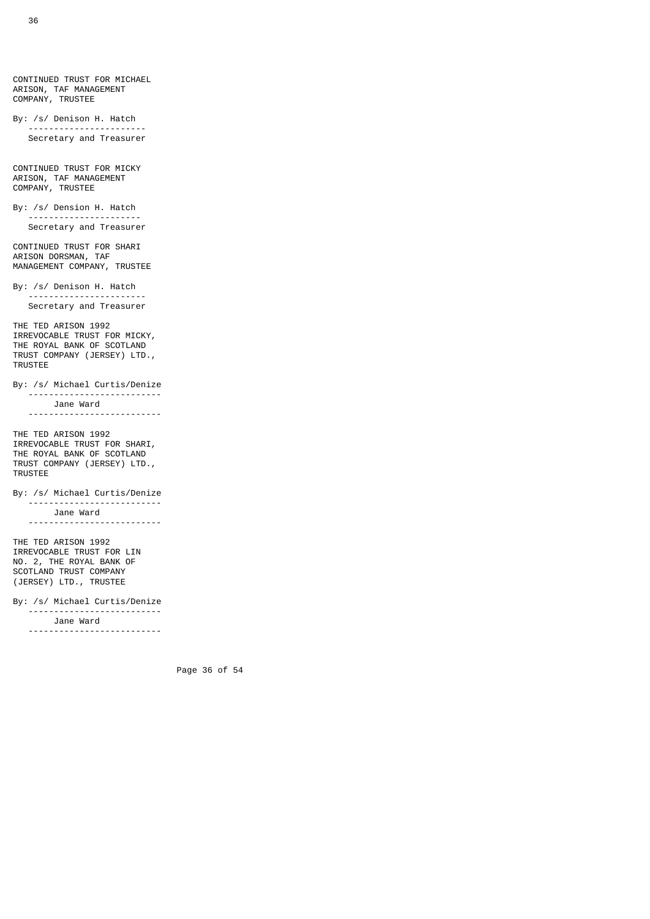CONTINUED TRUST FOR MICHAEL
ARISON, TAF MANAGEMENT
COMPANY, TRUSTEE

By: /s/ Denison H. Hatch
-----------------------
Secretary and Treasurer

CONTINUED TRUST FOR MICKY
ARISON, TAF MANAGEMENT
COMPANY, TRUSTEE

By: /s/ Dension H. Hatch
----------------------
Secretary and Treasurer

CONTINUED TRUST FOR SHARI
ARISON DORSMAN, TAF
MANAGEMENT COMPANY, TRUSTEE

By: /s/ Denison H. Hatch
-----------------------
Secretary and Treasurer

THE TED ARISON 1992
IRREVOCABLE TRUST FOR MICKY,
THE ROYAL BANK OF SCOTLAND
TRUST COMPANY (JERSEY) LTD.,
TRUSTEE

By: /s/ Michael Curtis/Denize
--------------------------
Jane Ward
--------------------------

THE TED ARISON 1992
IRREVOCABLE TRUST FOR SHARI,
THE ROYAL BANK OF SCOTLAND
TRUST COMPANY (JERSEY) LTD.,
TRUSTEE

By: /s/ Michael Curtis/Denize
--------------------------
Jane Ward
--------------------------

THE TED ARISON 1992
IRREVOCABLE TRUST FOR LIN
NO. 2, THE ROYAL BANK OF
SCOTLAND TRUST COMPANY
(JERSEY) LTD., TRUSTEE

By: /s/ Michael Curtis/Denize
--------------------------
Jane Ward
--------------------------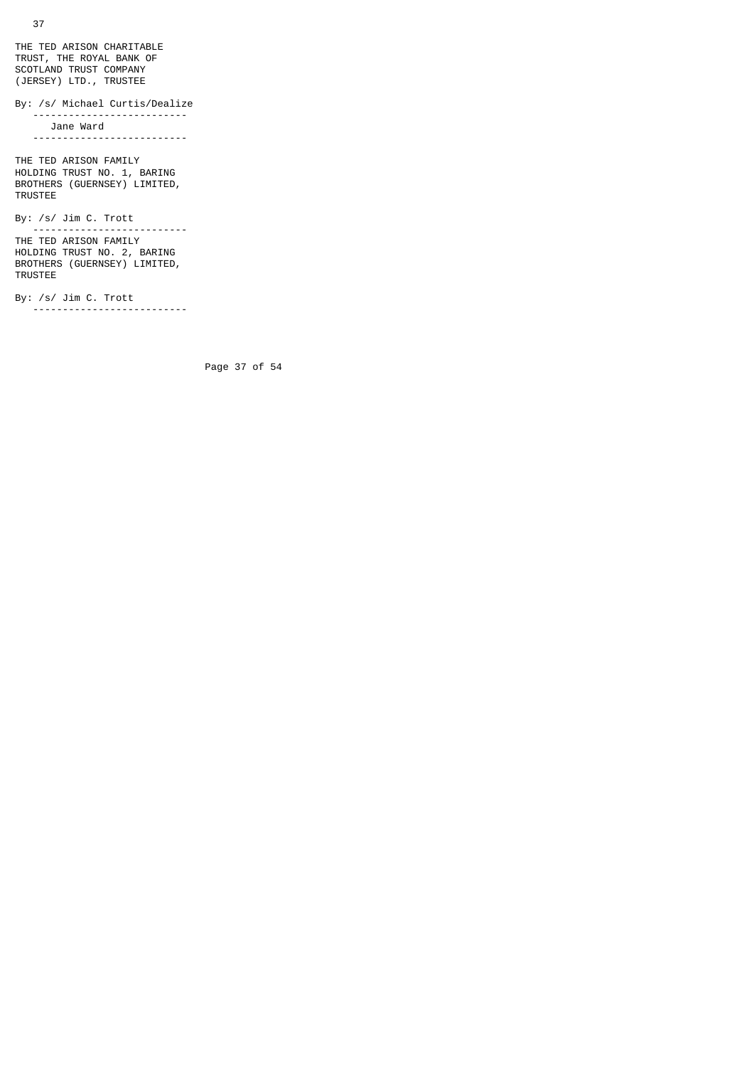THE TED ARISON CHARITABLE
TRUST, THE ROYAL BANK OF
SCOTLAND TRUST COMPANY
(JERSEY) LTD., TRUSTEE

By: /s/ Michael Curtis/Dealize

---

Jane Ward

---

THE TED ARISON FAMILY
HOLDING TRUST NO. 1, BARING
BROTHERS (GUERNSEY) LIMITED,
TRUSTEE

By: /s/ Jim C. Trott

---

THE TED ARISON FAMILY
HOLDING TRUST NO. 2, BARING
BROTHERS (GUERNSEY) LIMITED,
TRUSTEE

By: /s/ Jim C. Trott

---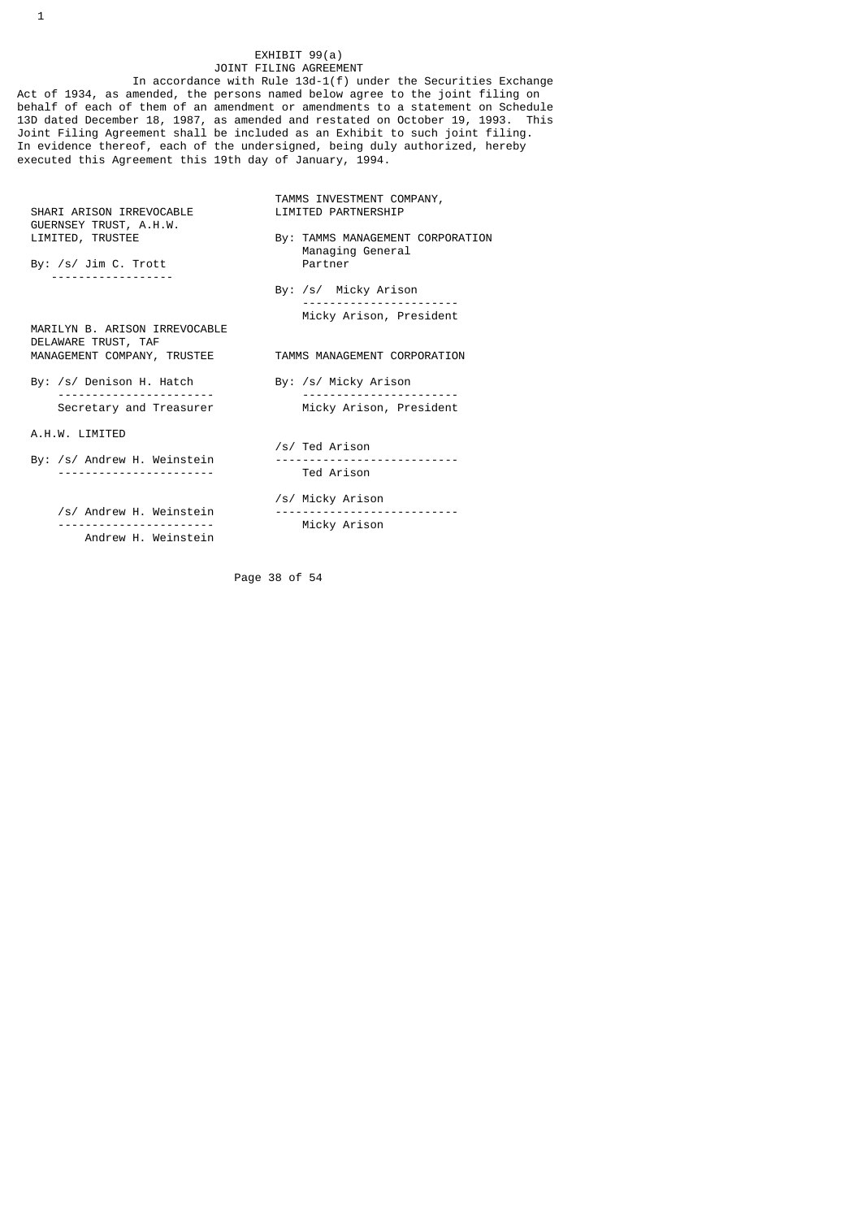EXHIBIT 99(a)

JOINT FILING AGREEMENT

In accordance with Rule 13d-1(f) under the Securities Exchange Act of 1934, as amended, the persons named below agree to the joint filing on behalf of each of them of an amendment or amendments to a statement on Schedule 13D dated December 18, 1987, as amended and restated on October 19, 1993. This Joint Filing Agreement shall be included as an Exhibit to such joint filing. In evidence thereof, each of the undersigned, being duly authorized, hereby executed this Agreement this 19th day of January, 1994.

SHARI ARISON IRREVOCABLE GUERNSEY TRUST, A.H.W. LIMITED, TRUSTEE

By: /s/ Jim C. Trott

MARILYN B. ARISON IRREVOCABLE DELAWARE TRUST, TAF MANAGEMENT COMPANY, TRUSTEE

By: /s/ Denison H. Hatch
Secretary and Treasurer

A.H.W. LIMITED

By: /s/ Andrew H. Weinstein

/s/ Andrew H. Weinstein
Andrew H. Weinstein

TAMMS INVESTMENT COMPANY, LIMITED PARTNERSHIP

By: TAMMS MANAGEMENT CORPORATION Managing General Partner

By: /s/ Micky Arison
Micky Arison, President

TAMMS MANAGEMENT CORPORATION

By: /s/ Micky Arison
Micky Arison, President

/s/ Ted Arison
Ted Arison

/s/ Micky Arison
Micky Arison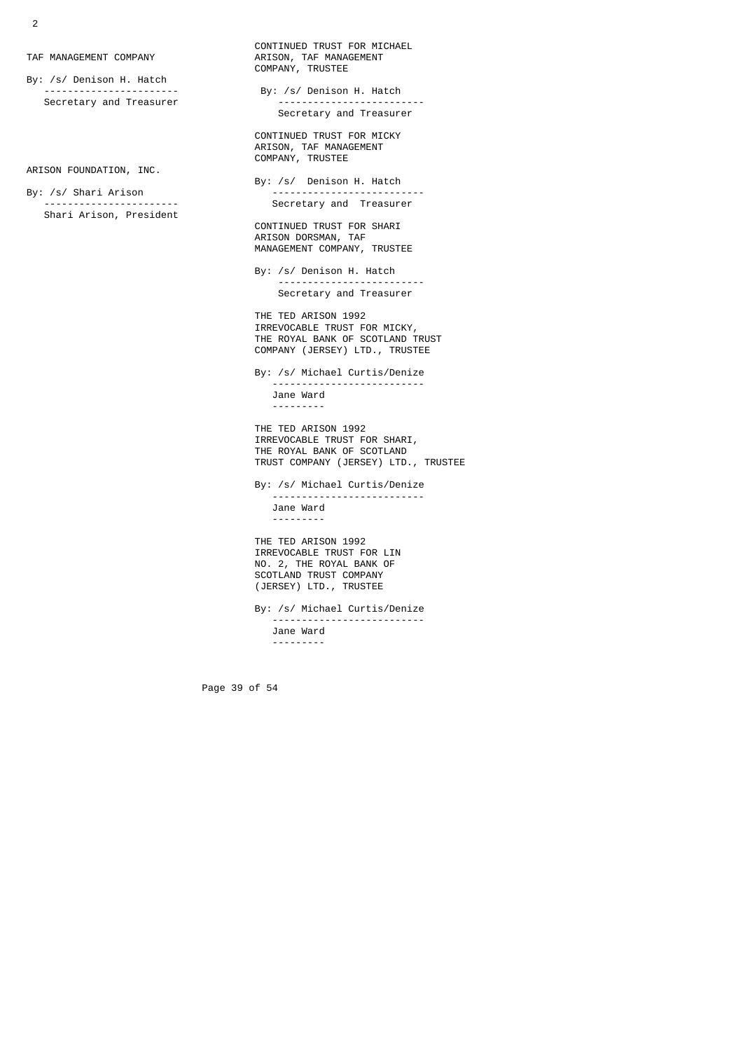TAF MANAGEMENT COMPANY

By: /s/ Denison H. Hatch
----------------------
Secretary and Treasurer

ARISON FOUNDATION, INC.

By: /s/ Shari Arison
----------------------
Shari Arison, President

CONTINUED TRUST FOR MICHAEL ARISON, TAF MANAGEMENT COMPANY, TRUSTEE

By: /s/ Denison H. Hatch
------------------------
Secretary and Treasurer

CONTINUED TRUST FOR MICKY ARISON, TAF MANAGEMENT COMPANY, TRUSTEE

By: /s/ Denison H. Hatch
-------------------------
Secretary and Treasurer

CONTINUED TRUST FOR SHARI ARISON DORSMAN, TAF MANAGEMENT COMPANY, TRUSTEE

By: /s/ Denison H. Hatch
------------------------
Secretary and Treasurer

THE TED ARISON 1992 IRREVOCABLE TRUST FOR MICKY, THE ROYAL BANK OF SCOTLAND TRUST COMPANY (JERSEY) LTD., TRUSTEE

By: /s/ Michael Curtis/Denize
-------------------------
Jane Ward
---------

THE TED ARISON 1992 IRREVOCABLE TRUST FOR SHARI, THE ROYAL BANK OF SCOTLAND TRUST COMPANY (JERSEY) LTD., TRUSTEE

By: /s/ Michael Curtis/Denize
-------------------------
Jane Ward
---------

THE TED ARISON 1992 IRREVOCABLE TRUST FOR LIN NO. 2, THE ROYAL BANK OF SCOTLAND TRUST COMPANY (JERSEY) LTD., TRUSTEE

By: /s/ Michael Curtis/Denize
-------------------------
Jane Ward
---------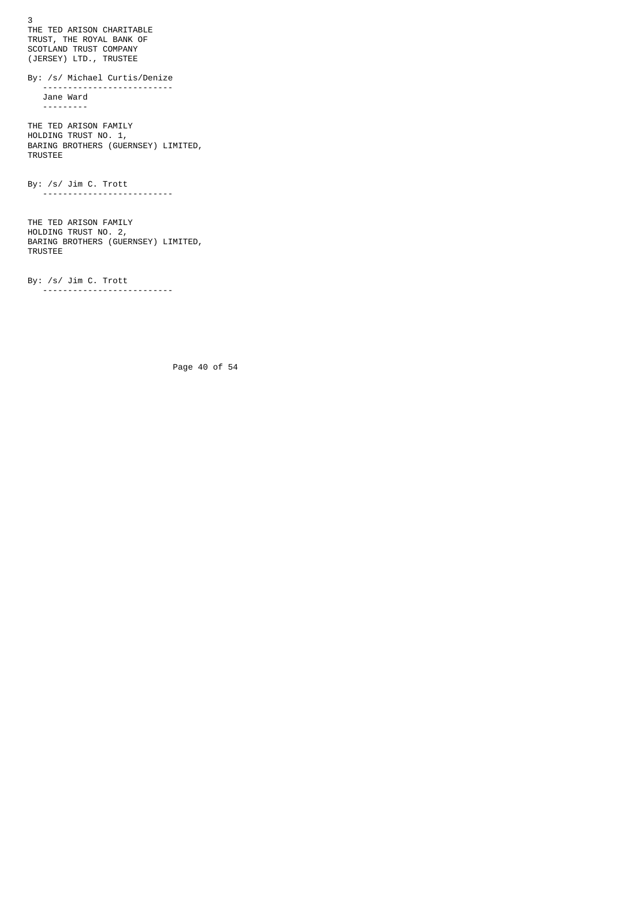3

THE TED ARISON CHARITABLE
TRUST, THE ROYAL BANK OF
SCOTLAND TRUST COMPANY
(JERSEY) LTD., TRUSTEE

By: /s/ Michael Curtis/Denize
Jane Ward

THE TED ARISON FAMILY
HOLDING TRUST NO. 1,
BARING BROTHERS (GUERNSEY) LIMITED,
TRUSTEE

By: /s/ Jim C. Trott

THE TED ARISON FAMILY
HOLDING TRUST NO. 2,
BARING BROTHERS (GUERNSEY) LIMITED,
TRUSTEE

By: /s/ Jim C. Trott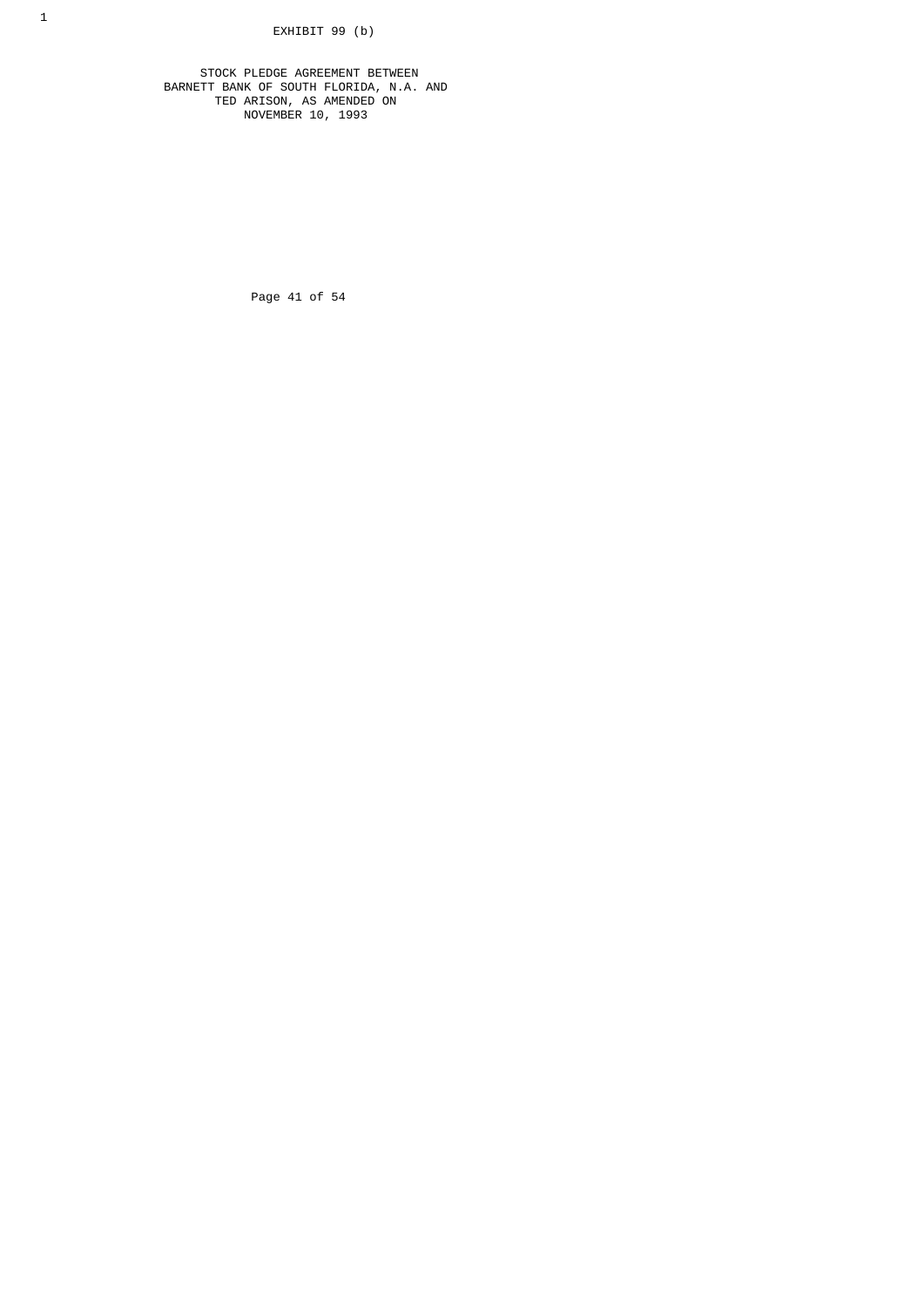EXHIBIT 99 (b)

STOCK PLEDGE AGREEMENT BETWEEN
BARNETT BANK OF SOUTH FLORIDA, N.A. AND
TED ARISON, AS AMENDED ON
NOVEMBER 10, 1993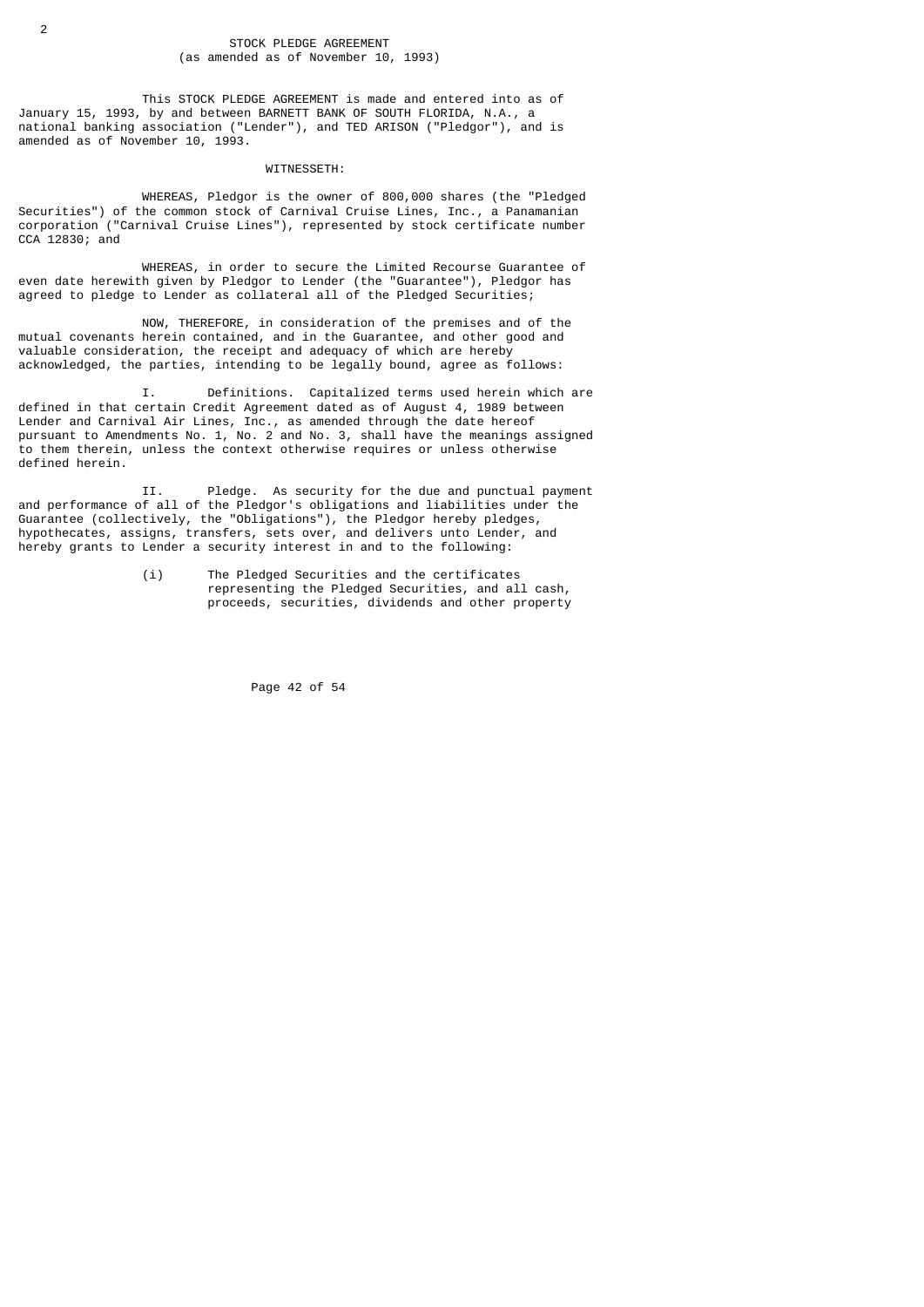# STOCK PLEDGE AGREEMENT
(as amended as of November 10, 1993)

This STOCK PLEDGE AGREEMENT is made and entered into as of January 15, 1993, by and between BARNETT BANK OF SOUTH FLORIDA, N.A., a national banking association ("Lender"), and TED ARISON ("Pledgor"), and is amended as of November 10, 1993.

WITNESSETH:

WHEREAS, Pledgor is the owner of 800,000 shares (the "Pledged Securities") of the common stock of Carnival Cruise Lines, Inc., a Panamanian corporation ("Carnival Cruise Lines"), represented by stock certificate number CCA 12830; and

WHEREAS, in order to secure the Limited Recourse Guarantee of even date herewith given by Pledgor to Lender (the "Guarantee"), Pledgor has agreed to pledge to Lender as collateral all of the Pledged Securities;

NOW, THEREFORE, in consideration of the premises and of the mutual covenants herein contained, and in the Guarantee, and other good and valuable consideration, the receipt and adequacy of which are hereby acknowledged, the parties, intending to be legally bound, agree as follows:

I. Definitions. Capitalized terms used herein which are defined in that certain Credit Agreement dated as of August 4, 1989 between Lender and Carnival Air Lines, Inc., as amended through the date hereof pursuant to Amendments No. 1, No. 2 and No. 3, shall have the meanings assigned to them therein, unless the context otherwise requires or unless otherwise defined herein.

II. Pledge. As security for the due and punctual payment and performance of all of the Pledgor's obligations and liabilities under the Guarantee (collectively, the "Obligations"), the Pledgor hereby pledges, hypothecates, assigns, transfers, sets over, and delivers unto Lender, and hereby grants to Lender a security interest in and to the following:

(i) The Pledged Securities and the certificates representing the Pledged Securities, and all cash, proceeds, securities, dividends and other property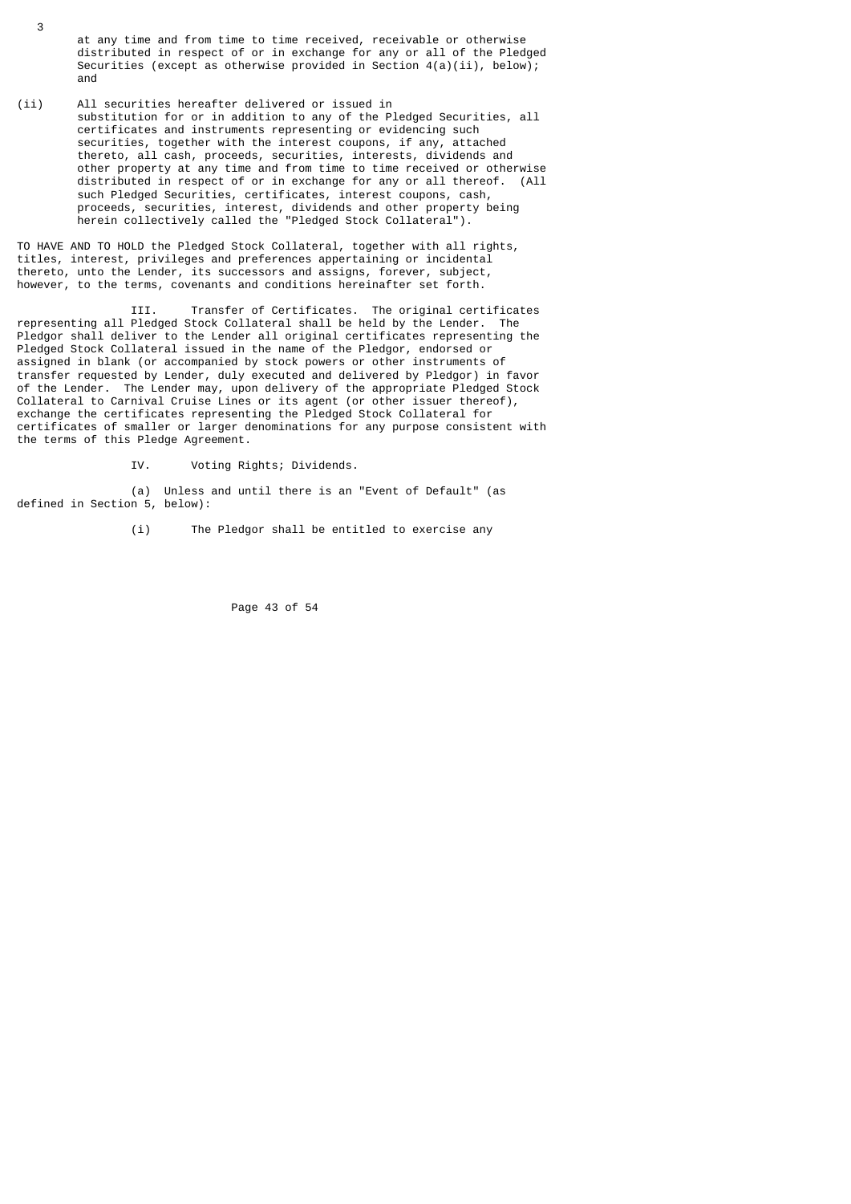at any time and from time to time received, receivable or otherwise distributed in respect of or in exchange for any or all of the Pledged Securities (except as otherwise provided in Section 4(a)(ii), below); and

(ii) All securities hereafter delivered or issued in substitution for or in addition to any of the Pledged Securities, all certificates and instruments representing or evidencing such securities, together with the interest coupons, if any, attached thereto, all cash, proceeds, securities, interests, dividends and other property at any time and from time to time received or otherwise distributed in respect of or in exchange for any or all thereof. (All such Pledged Securities, certificates, interest coupons, cash, proceeds, securities, interest, dividends and other property being herein collectively called the "Pledged Stock Collateral").

TO HAVE AND TO HOLD the Pledged Stock Collateral, together with all rights, titles, interest, privileges and preferences appertaining or incidental thereto, unto the Lender, its successors and assigns, forever, subject, however, to the terms, covenants and conditions hereinafter set forth.

III. Transfer of Certificates. The original certificates representing all Pledged Stock Collateral shall be held by the Lender. The Pledgor shall deliver to the Lender all original certificates representing the Pledged Stock Collateral issued in the name of the Pledgor, endorsed or assigned in blank (or accompanied by stock powers or other instruments of transfer requested by Lender, duly executed and delivered by Pledgor) in favor of the Lender. The Lender may, upon delivery of the appropriate Pledged Stock Collateral to Carnival Cruise Lines or its agent (or other issuer thereof), exchange the certificates representing the Pledged Stock Collateral for certificates of smaller or larger denominations for any purpose consistent with the terms of this Pledge Agreement.

IV. Voting Rights; Dividends.

(a) Unless and until there is an "Event of Default" (as defined in Section 5, below):

(i) The Pledgor shall be entitled to exercise any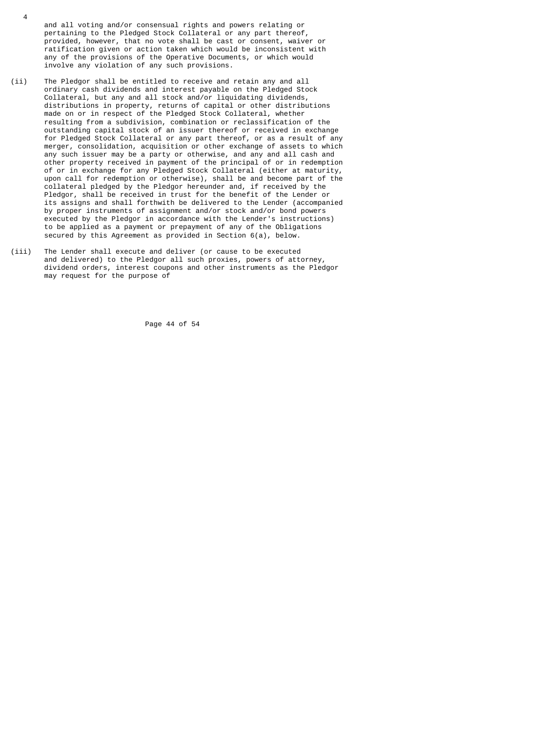and all voting and/or consensual rights and powers relating or pertaining to the Pledged Stock Collateral or any part thereof, provided, however, that no vote shall be cast or consent, waiver or ratification given or action taken which would be inconsistent with any of the provisions of the Operative Documents, or which would involve any violation of any such provisions.

(ii) The Pledgor shall be entitled to receive and retain any and all ordinary cash dividends and interest payable on the Pledged Stock Collateral, but any and all stock and/or liquidating dividends, distributions in property, returns of capital or other distributions made on or in respect of the Pledged Stock Collateral, whether resulting from a subdivision, combination or reclassification of the outstanding capital stock of an issuer thereof or received in exchange for Pledged Stock Collateral or any part thereof, or as a result of any merger, consolidation, acquisition or other exchange of assets to which any such issuer may be a party or otherwise, and any and all cash and other property received in payment of the principal of or in redemption of or in exchange for any Pledged Stock Collateral (either at maturity, upon call for redemption or otherwise), shall be and become part of the collateral pledged by the Pledgor hereunder and, if received by the Pledgor, shall be received in trust for the benefit of the Lender or its assigns and shall forthwith be delivered to the Lender (accompanied by proper instruments of assignment and/or stock and/or bond powers executed by the Pledgor in accordance with the Lender's instructions) to be applied as a payment or prepayment of any of the Obligations secured by this Agreement as provided in Section 6(a), below.

(iii) The Lender shall execute and deliver (or cause to be executed and delivered) to the Pledgor all such proxies, powers of attorney, dividend orders, interest coupons and other instruments as the Pledgor may request for the purpose of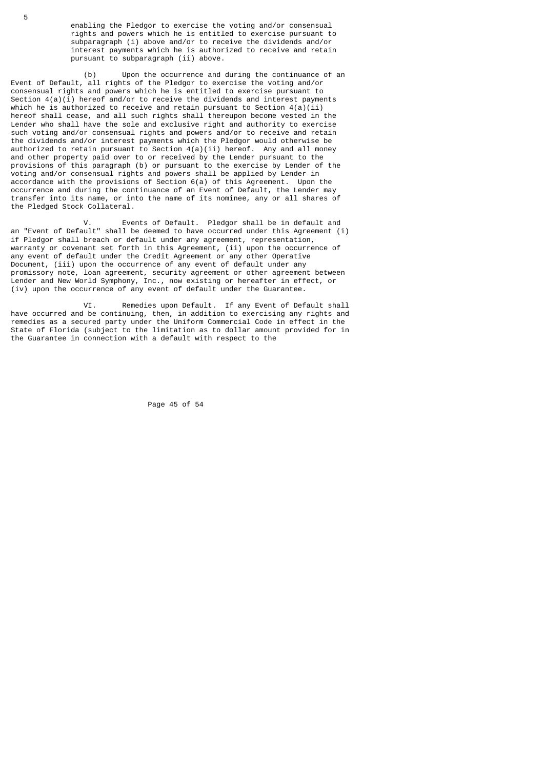enabling the Pledgor to exercise the voting and/or consensual rights and powers which he is entitled to exercise pursuant to subparagraph (i) above and/or to receive the dividends and/or interest payments which he is authorized to receive and retain pursuant to subparagraph (ii) above.

(b) Upon the occurrence and during the continuance of an Event of Default, all rights of the Pledgor to exercise the voting and/or consensual rights and powers which he is entitled to exercise pursuant to Section 4(a)(i) hereof and/or to receive the dividends and interest payments which he is authorized to receive and retain pursuant to Section 4(a)(ii) hereof shall cease, and all such rights shall thereupon become vested in the Lender who shall have the sole and exclusive right and authority to exercise such voting and/or consensual rights and powers and/or to receive and retain the dividends and/or interest payments which the Pledgor would otherwise be authorized to retain pursuant to Section 4(a)(ii) hereof. Any and all money and other property paid over to or received by the Lender pursuant to the provisions of this paragraph (b) or pursuant to the exercise by Lender of the voting and/or consensual rights and powers shall be applied by Lender in accordance with the provisions of Section 6(a) of this Agreement. Upon the occurrence and during the continuance of an Event of Default, the Lender may transfer into its name, or into the name of its nominee, any or all shares of the Pledged Stock Collateral.

V. Events of Default. Pledgor shall be in default and an "Event of Default" shall be deemed to have occurred under this Agreement (i) if Pledgor shall breach or default under any agreement, representation, warranty or covenant set forth in this Agreement, (ii) upon the occurrence of any event of default under the Credit Agreement or any other Operative Document, (iii) upon the occurrence of any event of default under any promissory note, loan agreement, security agreement or other agreement between Lender and New World Symphony, Inc., now existing or hereafter in effect, or (iv) upon the occurrence of any event of default under the Guarantee.

VI. Remedies upon Default. If any Event of Default shall have occurred and be continuing, then, in addition to exercising any rights and remedies as a secured party under the Uniform Commercial Code in effect in the State of Florida (subject to the limitation as to dollar amount provided for in the Guarantee in connection with a default with respect to the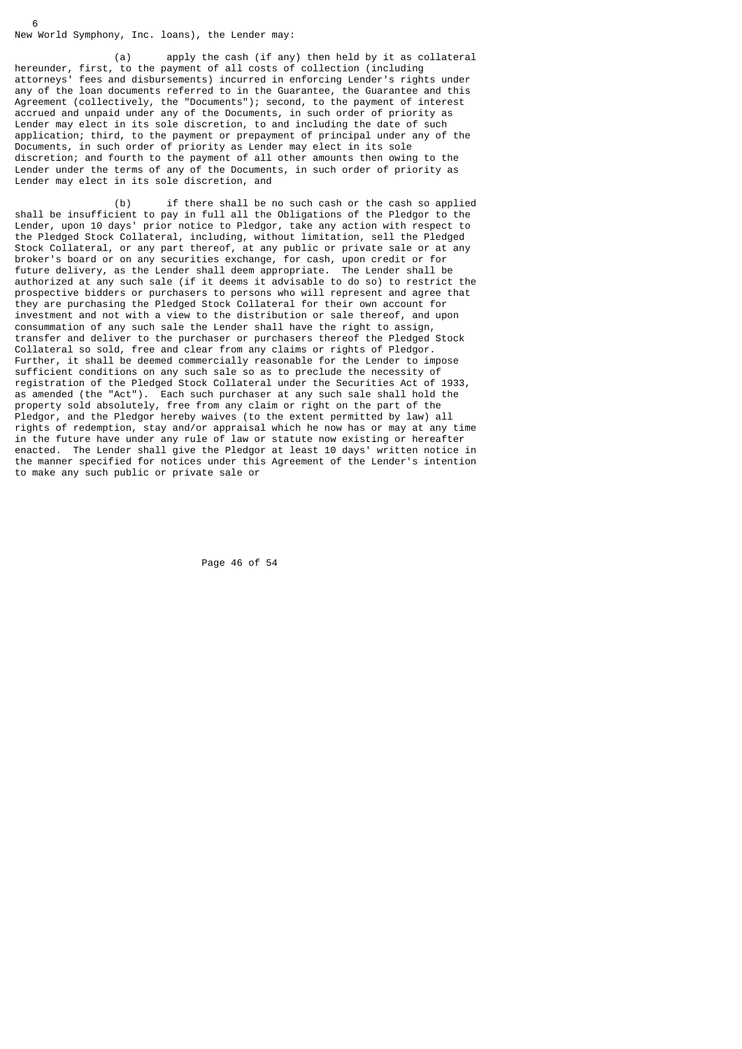New World Symphony, Inc. loans), the Lender may:

(a) apply the cash (if any) then held by it as collateral hereunder, first, to the payment of all costs of collection (including attorneys' fees and disbursements) incurred in enforcing Lender's rights under any of the loan documents referred to in the Guarantee, the Guarantee and this Agreement (collectively, the "Documents"); second, to the payment of interest accrued and unpaid under any of the Documents, in such order of priority as Lender may elect in its sole discretion, to and including the date of such application; third, to the payment or prepayment of principal under any of the Documents, in such order of priority as Lender may elect in its sole discretion; and fourth to the payment of all other amounts then owing to the Lender under the terms of any of the Documents, in such order of priority as Lender may elect in its sole discretion, and

(b) if there shall be no such cash or the cash so applied shall be insufficient to pay in full all the Obligations of the Pledgor to the Lender, upon 10 days' prior notice to Pledgor, take any action with respect to the Pledged Stock Collateral, including, without limitation, sell the Pledged Stock Collateral, or any part thereof, at any public or private sale or at any broker's board or on any securities exchange, for cash, upon credit or for future delivery, as the Lender shall deem appropriate. The Lender shall be authorized at any such sale (if it deems it advisable to do so) to restrict the prospective bidders or purchasers to persons who will represent and agree that they are purchasing the Pledged Stock Collateral for their own account for investment and not with a view to the distribution or sale thereof, and upon consummation of any such sale the Lender shall have the right to assign, transfer and deliver to the purchaser or purchasers thereof the Pledged Stock Collateral so sold, free and clear from any claims or rights of Pledgor. Further, it shall be deemed commercially reasonable for the Lender to impose sufficient conditions on any such sale so as to preclude the necessity of registration of the Pledged Stock Collateral under the Securities Act of 1933, as amended (the "Act"). Each such purchaser at any such sale shall hold the property sold absolutely, free from any claim or right on the part of the Pledgor, and the Pledgor hereby waives (to the extent permitted by law) all rights of redemption, stay and/or appraisal which he now has or may at any time in the future have under any rule of law or statute now existing or hereafter enacted. The Lender shall give the Pledgor at least 10 days' written notice in the manner specified for notices under this Agreement of the Lender's intention to make any such public or private sale or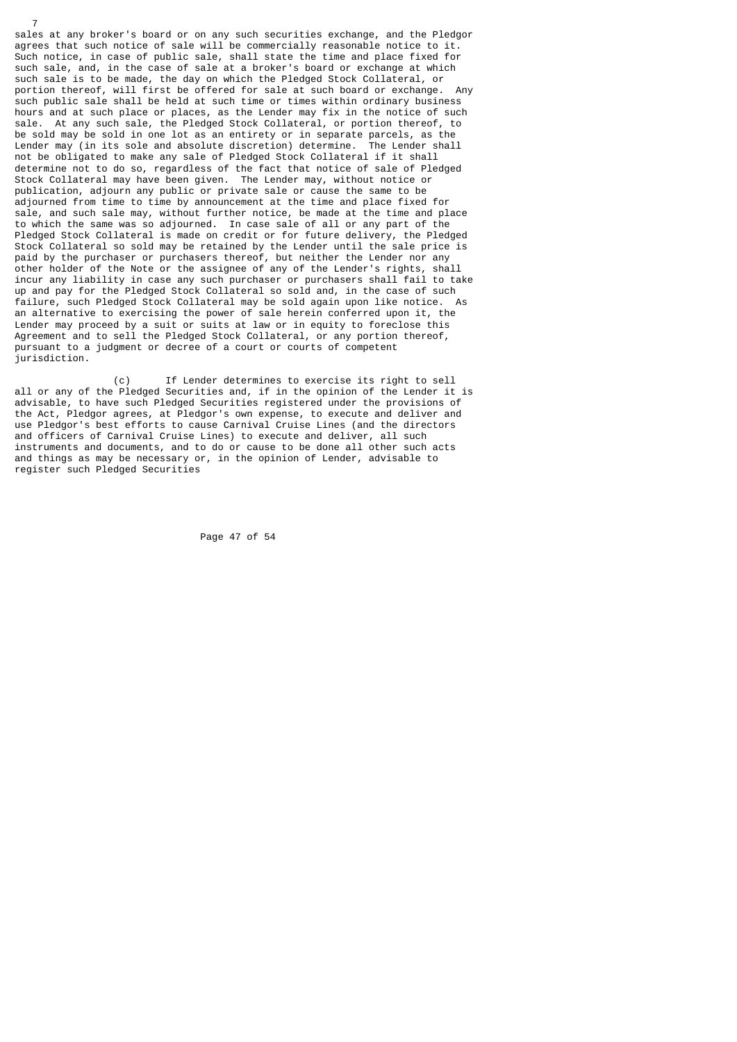sales at any broker's board or on any such securities exchange, and the Pledgor agrees that such notice of sale will be commercially reasonable notice to it. Such notice, in case of public sale, shall state the time and place fixed for such sale, and, in the case of sale at a broker's board or exchange at which such sale is to be made, the day on which the Pledged Stock Collateral, or portion thereof, will first be offered for sale at such board or exchange. Any such public sale shall be held at such time or times within ordinary business hours and at such place or places, as the Lender may fix in the notice of such sale. At any such sale, the Pledged Stock Collateral, or portion thereof, to be sold may be sold in one lot as an entirety or in separate parcels, as the Lender may (in its sole and absolute discretion) determine. The Lender shall not be obligated to make any sale of Pledged Stock Collateral if it shall determine not to do so, regardless of the fact that notice of sale of Pledged Stock Collateral may have been given. The Lender may, without notice or publication, adjourn any public or private sale or cause the same to be adjourned from time to time by announcement at the time and place fixed for sale, and such sale may, without further notice, be made at the time and place to which the same was so adjourned. In case sale of all or any part of the Pledged Stock Collateral is made on credit or for future delivery, the Pledged Stock Collateral so sold may be retained by the Lender until the sale price is paid by the purchaser or purchasers thereof, but neither the Lender nor any other holder of the Note or the assignee of any of the Lender's rights, shall incur any liability in case any such purchaser or purchasers shall fail to take up and pay for the Pledged Stock Collateral so sold and, in the case of such failure, such Pledged Stock Collateral may be sold again upon like notice. As an alternative to exercising the power of sale herein conferred upon it, the Lender may proceed by a suit or suits at law or in equity to foreclose this Agreement and to sell the Pledged Stock Collateral, or any portion thereof, pursuant to a judgment or decree of a court or courts of competent jurisdiction.

(c) If Lender determines to exercise its right to sell all or any of the Pledged Securities and, if in the opinion of the Lender it is advisable, to have such Pledged Securities registered under the provisions of the Act, Pledgor agrees, at Pledgor's own expense, to execute and deliver and use Pledgor's best efforts to cause Carnival Cruise Lines (and the directors and officers of Carnival Cruise Lines) to execute and deliver, all such instruments and documents, and to do or cause to be done all other such acts and things as may be necessary or, in the opinion of Lender, advisable to register such Pledged Securities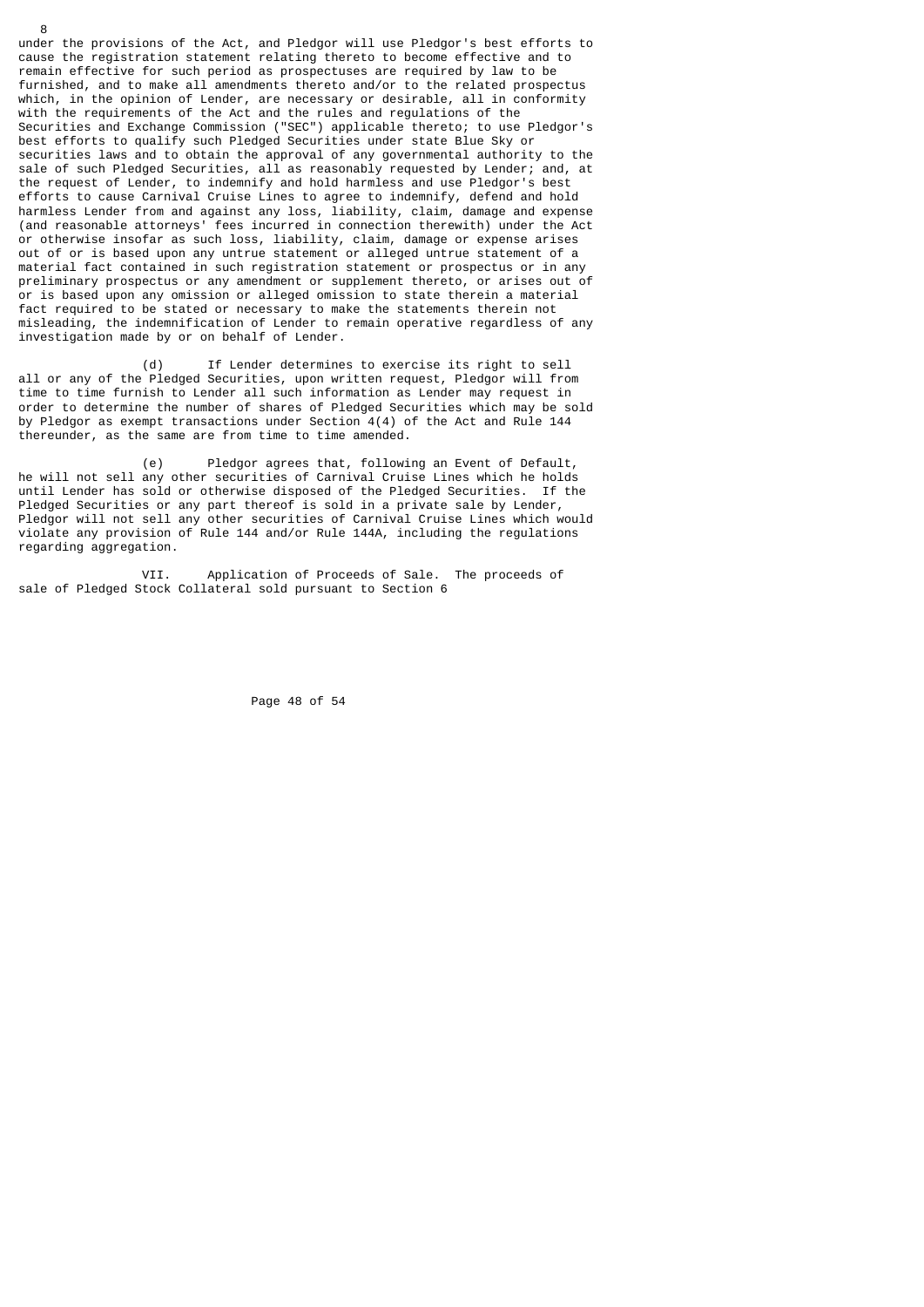under the provisions of the Act, and Pledgor will use Pledgor's best efforts to cause the registration statement relating thereto to become effective and to remain effective for such period as prospectuses are required by law to be furnished, and to make all amendments thereto and/or to the related prospectus which, in the opinion of Lender, are necessary or desirable, all in conformity with the requirements of the Act and the rules and regulations of the Securities and Exchange Commission ("SEC") applicable thereto; to use Pledgor's best efforts to qualify such Pledged Securities under state Blue Sky or securities laws and to obtain the approval of any governmental authority to the sale of such Pledged Securities, all as reasonably requested by Lender; and, at the request of Lender, to indemnify and hold harmless and use Pledgor's best efforts to cause Carnival Cruise Lines to agree to indemnify, defend and hold harmless Lender from and against any loss, liability, claim, damage and expense (and reasonable attorneys' fees incurred in connection therewith) under the Act or otherwise insofar as such loss, liability, claim, damage or expense arises out of or is based upon any untrue statement or alleged untrue statement of a material fact contained in such registration statement or prospectus or in any preliminary prospectus or any amendment or supplement thereto, or arises out of or is based upon any omission or alleged omission to state therein a material fact required to be stated or necessary to make the statements therein not misleading, the indemnification of Lender to remain operative regardless of any investigation made by or on behalf of Lender.

(d) If Lender determines to exercise its right to sell all or any of the Pledged Securities, upon written request, Pledgor will from time to time furnish to Lender all such information as Lender may request in order to determine the number of shares of Pledged Securities which may be sold by Pledgor as exempt transactions under Section 4(4) of the Act and Rule 144 thereunder, as the same are from time to time amended.

(e) Pledgor agrees that, following an Event of Default, he will not sell any other securities of Carnival Cruise Lines which he holds until Lender has sold or otherwise disposed of the Pledged Securities. If the Pledged Securities or any part thereof is sold in a private sale by Lender, Pledgor will not sell any other securities of Carnival Cruise Lines which would violate any provision of Rule 144 and/or Rule 144A, including the regulations regarding aggregation.

VII. Application of Proceeds of Sale. The proceeds of sale of Pledged Stock Collateral sold pursuant to Section 6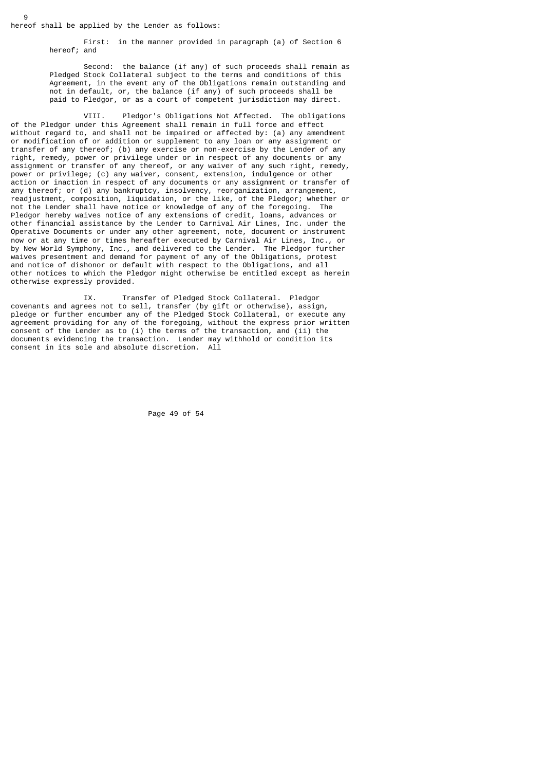hereof shall be applied by the Lender as follows:

First: in the manner provided in paragraph (a) of Section 6 hereof; and

Second: the balance (if any) of such proceeds shall remain as Pledged Stock Collateral subject to the terms and conditions of this Agreement, in the event any of the Obligations remain outstanding and not in default, or, the balance (if any) of such proceeds shall be paid to Pledgor, or as a court of competent jurisdiction may direct.

VIII. Pledgor's Obligations Not Affected. The obligations of the Pledgor under this Agreement shall remain in full force and effect without regard to, and shall not be impaired or affected by: (a) any amendment or modification of or addition or supplement to any loan or any assignment or transfer of any thereof; (b) any exercise or non-exercise by the Lender of any right, remedy, power or privilege under or in respect of any documents or any assignment or transfer of any thereof, or any waiver of any such right, remedy, power or privilege; (c) any waiver, consent, extension, indulgence or other action or inaction in respect of any documents or any assignment or transfer of any thereof; or (d) any bankruptcy, insolvency, reorganization, arrangement, readjustment, composition, liquidation, or the like, of the Pledgor; whether or not the Lender shall have notice or knowledge of any of the foregoing. The Pledgor hereby waives notice of any extensions of credit, loans, advances or other financial assistance by the Lender to Carnival Air Lines, Inc. under the Operative Documents or under any other agreement, note, document or instrument now or at any time or times hereafter executed by Carnival Air Lines, Inc., or by New World Symphony, Inc., and delivered to the Lender. The Pledgor further waives presentment and demand for payment of any of the Obligations, protest and notice of dishonor or default with respect to the Obligations, and all other notices to which the Pledgor might otherwise be entitled except as herein otherwise expressly provided.

IX. Transfer of Pledged Stock Collateral. Pledgor covenants and agrees not to sell, transfer (by gift or otherwise), assign, pledge or further encumber any of the Pledged Stock Collateral, or execute any agreement providing for any of the foregoing, without the express prior written consent of the Lender as to (i) the terms of the transaction, and (ii) the documents evidencing the transaction. Lender may withhold or condition its consent in its sole and absolute discretion. All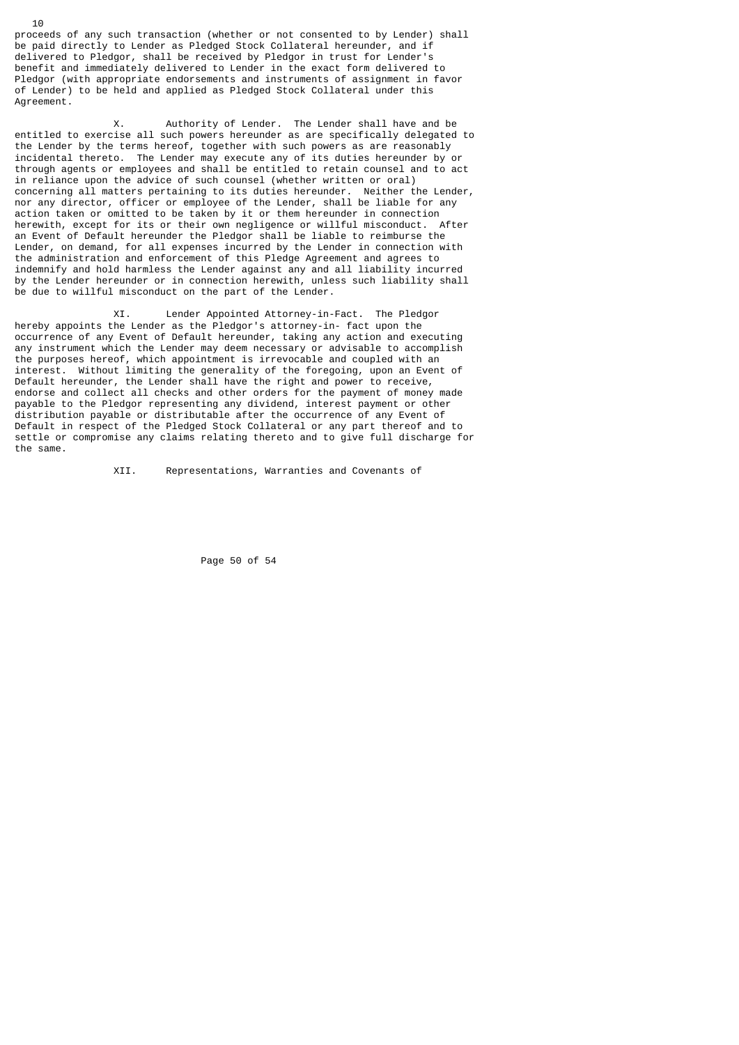proceeds of any such transaction (whether or not consented to by Lender) shall be paid directly to Lender as Pledged Stock Collateral hereunder, and if delivered to Pledgor, shall be received by Pledgor in trust for Lender's benefit and immediately delivered to Lender in the exact form delivered to Pledgor (with appropriate endorsements and instruments of assignment in favor of Lender) to be held and applied as Pledged Stock Collateral under this Agreement.

X. Authority of Lender. The Lender shall have and be entitled to exercise all such powers hereunder as are specifically delegated to the Lender by the terms hereof, together with such powers as are reasonably incidental thereto. The Lender may execute any of its duties hereunder by or through agents or employees and shall be entitled to retain counsel and to act in reliance upon the advice of such counsel (whether written or oral) concerning all matters pertaining to its duties hereunder. Neither the Lender, nor any director, officer or employee of the Lender, shall be liable for any action taken or omitted to be taken by it or them hereunder in connection herewith, except for its or their own negligence or willful misconduct. After an Event of Default hereunder the Pledgor shall be liable to reimburse the Lender, on demand, for all expenses incurred by the Lender in connection with the administration and enforcement of this Pledge Agreement and agrees to indemnify and hold harmless the Lender against any and all liability incurred by the Lender hereunder or in connection herewith, unless such liability shall be due to willful misconduct on the part of the Lender.

XI. Lender Appointed Attorney-in-Fact. The Pledgor hereby appoints the Lender as the Pledgor's attorney-in- fact upon the occurrence of any Event of Default hereunder, taking any action and executing any instrument which the Lender may deem necessary or advisable to accomplish the purposes hereof, which appointment is irrevocable and coupled with an interest. Without limiting the generality of the foregoing, upon an Event of Default hereunder, the Lender shall have the right and power to receive, endorse and collect all checks and other orders for the payment of money made payable to the Pledgor representing any dividend, interest payment or other distribution payable or distributable after the occurrence of any Event of Default in respect of the Pledged Stock Collateral or any part thereof and to settle or compromise any claims relating thereto and to give full discharge for the same.

XII. Representations, Warranties and Covenants of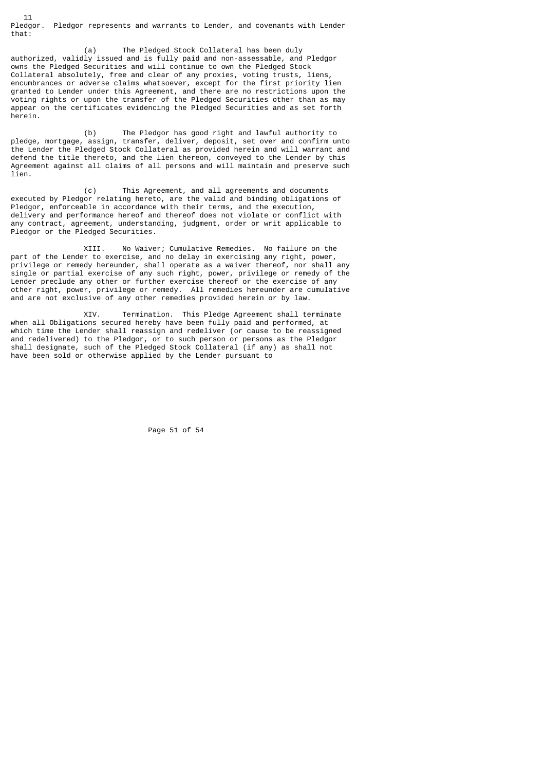11
Pledgor. Pledgor represents and warrants to Lender, and covenants with Lender that:

(a) The Pledged Stock Collateral has been duly authorized, validly issued and is fully paid and non-assessable, and Pledgor owns the Pledged Securities and will continue to own the Pledged Stock Collateral absolutely, free and clear of any proxies, voting trusts, liens, encumbrances or adverse claims whatsoever, except for the first priority lien granted to Lender under this Agreement, and there are no restrictions upon the voting rights or upon the transfer of the Pledged Securities other than as may appear on the certificates evidencing the Pledged Securities and as set forth herein.

(b) The Pledgor has good right and lawful authority to pledge, mortgage, assign, transfer, deliver, deposit, set over and confirm unto the Lender the Pledged Stock Collateral as provided herein and will warrant and defend the title thereto, and the lien thereon, conveyed to the Lender by this Agreement against all claims of all persons and will maintain and preserve such lien.

(c) This Agreement, and all agreements and documents executed by Pledgor relating hereto, are the valid and binding obligations of Pledgor, enforceable in accordance with their terms, and the execution, delivery and performance hereof and thereof does not violate or conflict with any contract, agreement, understanding, judgment, order or writ applicable to Pledgor or the Pledged Securities.

XIII. No Waiver; Cumulative Remedies. No failure on the part of the Lender to exercise, and no delay in exercising any right, power, privilege or remedy hereunder, shall operate as a waiver thereof, nor shall any single or partial exercise of any such right, power, privilege or remedy of the Lender preclude any other or further exercise thereof or the exercise of any other right, power, privilege or remedy. All remedies hereunder are cumulative and are not exclusive of any other remedies provided herein or by law.

XIV. Termination. This Pledge Agreement shall terminate when all Obligations secured hereby have been fully paid and performed, at which time the Lender shall reassign and redeliver (or cause to be reassigned and redelivered) to the Pledgor, or to such person or persons as the Pledgor shall designate, such of the Pledged Stock Collateral (if any) as shall not have been sold or otherwise applied by the Lender pursuant to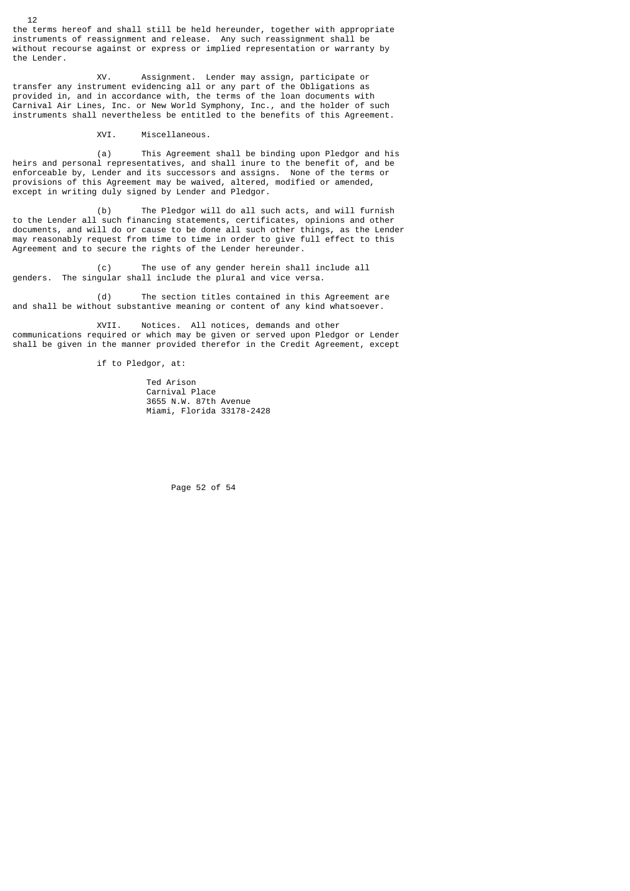the terms hereof and shall still be held hereunder, together with appropriate instruments of reassignment and release. Any such reassignment shall be without recourse against or express or implied representation or warranty by the Lender.

XV. Assignment. Lender may assign, participate or transfer any instrument evidencing all or any part of the Obligations as provided in, and in accordance with, the terms of the loan documents with Carnival Air Lines, Inc. or New World Symphony, Inc., and the holder of such instruments shall nevertheless be entitled to the benefits of this Agreement.

XVI. Miscellaneous.

(a) This Agreement shall be binding upon Pledgor and his heirs and personal representatives, and shall inure to the benefit of, and be enforceable by, Lender and its successors and assigns. None of the terms or provisions of this Agreement may be waived, altered, modified or amended, except in writing duly signed by Lender and Pledgor.

(b) The Pledgor will do all such acts, and will furnish to the Lender all such financing statements, certificates, opinions and other documents, and will do or cause to be done all such other things, as the Lender may reasonably request from time to time in order to give full effect to this Agreement and to secure the rights of the Lender hereunder.

(c) The use of any gender herein shall include all genders. The singular shall include the plural and vice versa.

(d) The section titles contained in this Agreement are and shall be without substantive meaning or content of any kind whatsoever.

XVII. Notices. All notices, demands and other communications required or which may be given or served upon Pledgor or Lender shall be given in the manner provided therefor in the Credit Agreement, except

if to Pledgor, at:

Ted Arison
Carnival Place
3655 N.W. 87th Avenue
Miami, Florida 33178-2428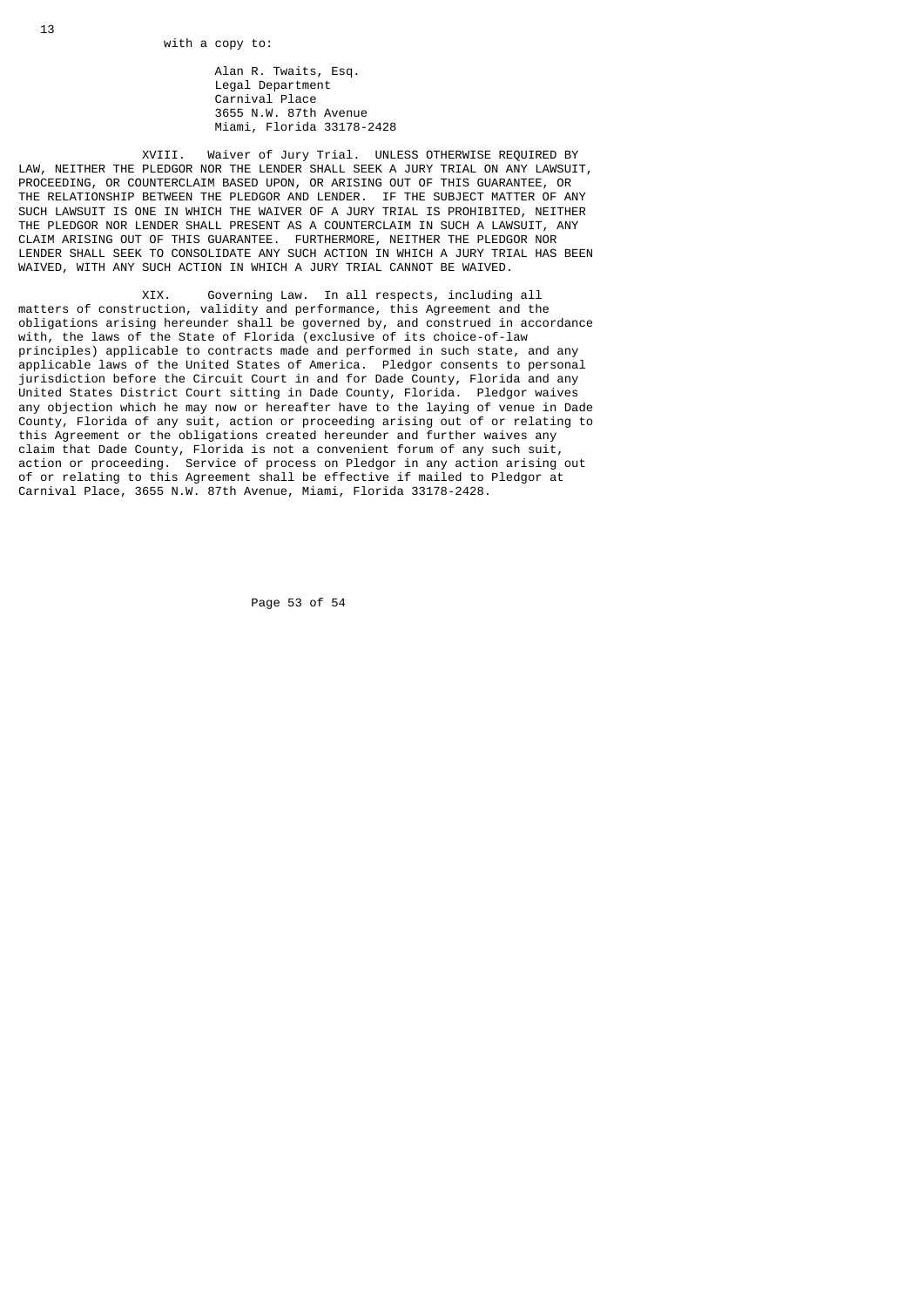with a copy to:

Alan R. Twaits, Esq.
Legal Department
Carnival Place
3655 N.W. 87th Avenue
Miami, Florida 33178-2428

XVIII. Waiver of Jury Trial. UNLESS OTHERWISE REQUIRED BY LAW, NEITHER THE PLEDGOR NOR THE LENDER SHALL SEEK A JURY TRIAL ON ANY LAWSUIT, PROCEEDING, OR COUNTERCLAIM BASED UPON, OR ARISING OUT OF THIS GUARANTEE, OR THE RELATIONSHIP BETWEEN THE PLEDGOR AND LENDER. IF THE SUBJECT MATTER OF ANY SUCH LAWSUIT IS ONE IN WHICH THE WAIVER OF A JURY TRIAL IS PROHIBITED, NEITHER THE PLEDGOR NOR LENDER SHALL PRESENT AS A COUNTERCLAIM IN SUCH A LAWSUIT, ANY CLAIM ARISING OUT OF THIS GUARANTEE. FURTHERMORE, NEITHER THE PLEDGOR NOR LENDER SHALL SEEK TO CONSOLIDATE ANY SUCH ACTION IN WHICH A JURY TRIAL HAS BEEN WAIVED, WITH ANY SUCH ACTION IN WHICH A JURY TRIAL CANNOT BE WAIVED.

XIX. Governing Law. In all respects, including all matters of construction, validity and performance, this Agreement and the obligations arising hereunder shall be governed by, and construed in accordance with, the laws of the State of Florida (exclusive of its choice-of-law principles) applicable to contracts made and performed in such state, and any applicable laws of the United States of America. Pledgor consents to personal jurisdiction before the Circuit Court in and for Dade County, Florida and any United States District Court sitting in Dade County, Florida. Pledgor waives any objection which he may now or hereafter have to the laying of venue in Dade County, Florida of any suit, action or proceeding arising out of or relating to this Agreement or the obligations created hereunder and further waives any claim that Dade County, Florida is not a convenient forum of any such suit, action or proceeding. Service of process on Pledgor in any action arising out of or relating to this Agreement shall be effective if mailed to Pledgor at Carnival Place, 3655 N.W. 87th Avenue, Miami, Florida 33178-2428.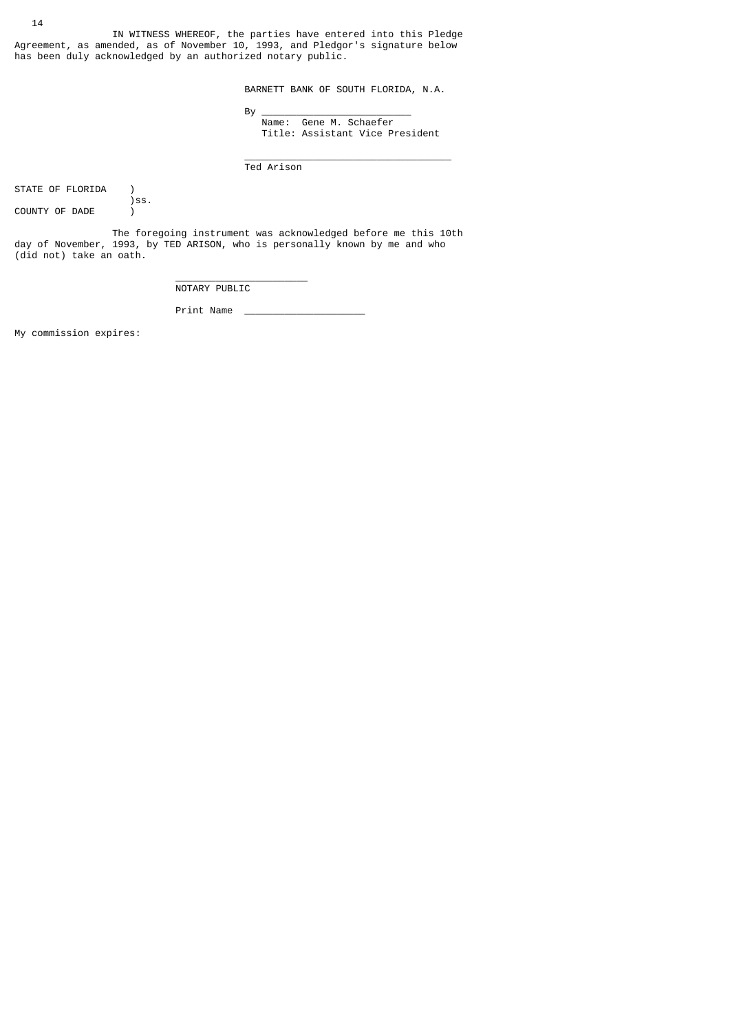IN WITNESS WHEREOF, the parties have entered into this Pledge Agreement, as amended, as of November 10, 1993, and Pledgor's signature below has been duly acknowledged by an authorized notary public.

BARNETT BANK OF SOUTH FLORIDA, N.A.

By ___________________________
Name: Gene M. Schaefer
Title: Assistant Vice President

____________________________________
Ted Arison

STATE OF FLORIDA )
)ss.
COUNTY OF DADE )

The foregoing instrument was acknowledged before me this 10th day of November, 1993, by TED ARISON, who is personally known by me and who (did not) take an oath.

________________________
NOTARY PUBLIC

Print Name ____________________

My commission expires: